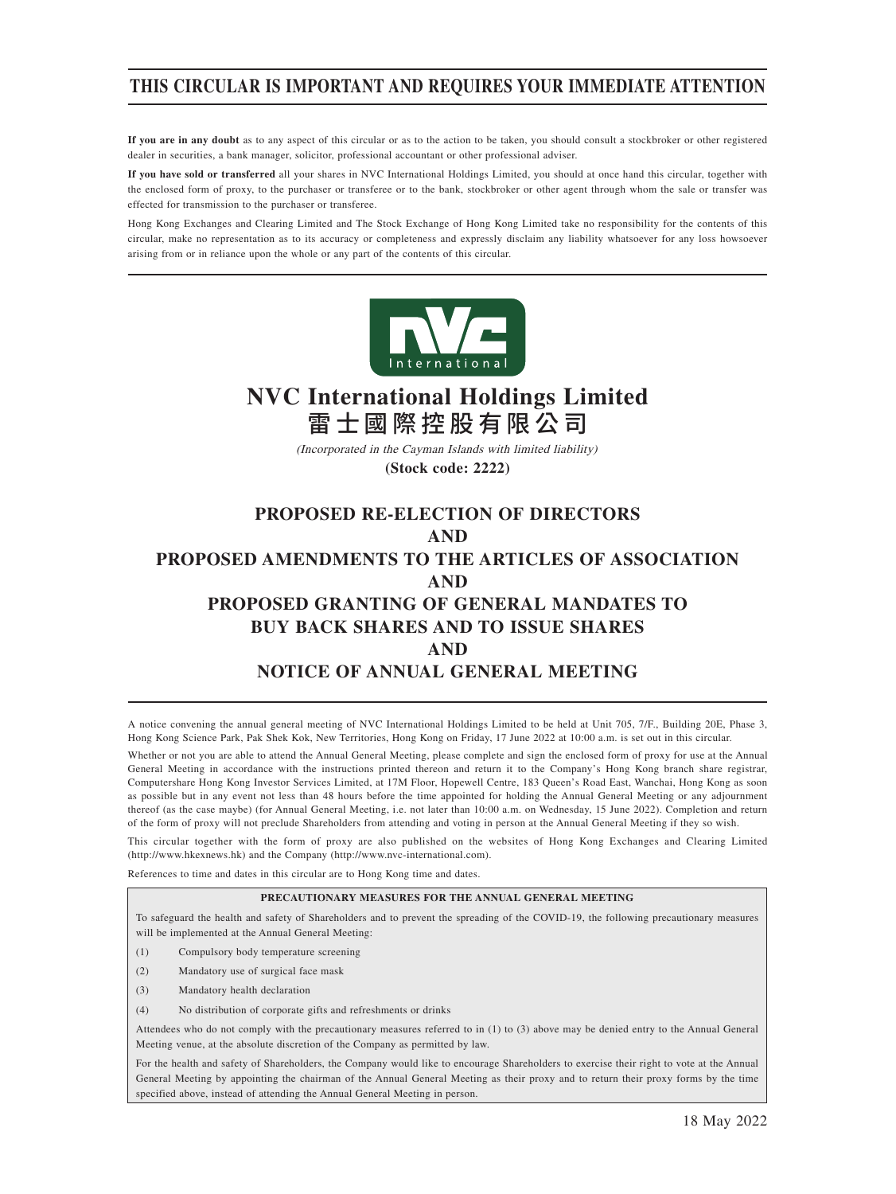# THIS CIRCULAR IS IMPORTANT AND REQUIRES YOUR IMMEDIATE ATTENTION

**If you are in any doubt** as to any aspect of this circular or as to the action to be taken, you should consult a stockbroker or other registered dealer in securities, a bank manager, solicitor, professional accountant or other professional adviser.

**If you have sold or transferred** all your shares in NVC International Holdings Limited, you should at once hand this circular, together with the enclosed form of proxy, to the purchaser or transferee or to the bank, stockbroker or other agent through whom the sale or transfer was effected for transmission to the purchaser or transferee.

Hong Kong Exchanges and Clearing Limited and The Stock Exchange of Hong Kong Limited take no responsibility for the contents of this circular, make no representation as to its accuracy or completeness and expressly disclaim any liability whatsoever for any loss howsoever arising from or in reliance upon the whole or any part of the contents of this circular.

# NVC International Holdings Limited
# 雷士國際控股有限公司

*(Incorporated in the Cayman Islands with limited liability)*

**(Stock code: 2222)**

## PROPOSED RE-ELECTION OF DIRECTORS AND PROPOSED AMENDMENTS TO THE ARTICLES OF ASSOCIATION AND PROPOSED GRANTING OF GENERAL MANDATES TO BUY BACK SHARES AND TO ISSUE SHARES AND NOTICE OF ANNUAL GENERAL MEETING

A notice convening the annual general meeting of NVC International Holdings Limited to be held at Unit 705, 7/F., Building 20E, Phase 3, Hong Kong Science Park, Pak Shek Kok, New Territories, Hong Kong on Friday, 17 June 2022 at 10:00 a.m. is set out in this circular.

Whether or not you are able to attend the Annual General Meeting, please complete and sign the enclosed form of proxy for use at the Annual General Meeting in accordance with the instructions printed thereon and return it to the Company's Hong Kong branch share registrar, Computershare Hong Kong Investor Services Limited, at 17M Floor, Hopewell Centre, 183 Queen's Road East, Wanchai, Hong Kong as soon as possible but in any event not less than 48 hours before the time appointed for holding the Annual General Meeting or any adjournment thereof (as the case maybe) (for Annual General Meeting, i.e. not later than 10:00 a.m. on Wednesday, 15 June 2022). Completion and return of the form of proxy will not preclude Shareholders from attending and voting in person at the Annual General Meeting if they so wish.

This circular together with the form of proxy are also published on the websites of Hong Kong Exchanges and Clearing Limited (http://www.hkexnews.hk) and the Company (http://www.nvc-international.com).

References to time and dates in this circular are to Hong Kong time and dates.

**PRECAUTIONARY MEASURES FOR THE ANNUAL GENERAL MEETING**

To safeguard the health and safety of Shareholders and to prevent the spreading of the COVID-19, the following precautionary measures will be implemented at the Annual General Meeting:

(1) Compulsory body temperature screening

(2) Mandatory use of surgical face mask

(3) Mandatory health declaration

(4) No distribution of corporate gifts and refreshments or drinks

Attendees who do not comply with the precautionary measures referred to in (1) to (3) above may be denied entry to the Annual General Meeting venue, at the absolute discretion of the Company as permitted by law.

For the health and safety of Shareholders, the Company would like to encourage Shareholders to exercise their right to vote at the Annual General Meeting by appointing the chairman of the Annual General Meeting as their proxy and to return their proxy forms by the time specified above, instead of attending the Annual General Meeting in person.

18 May 2022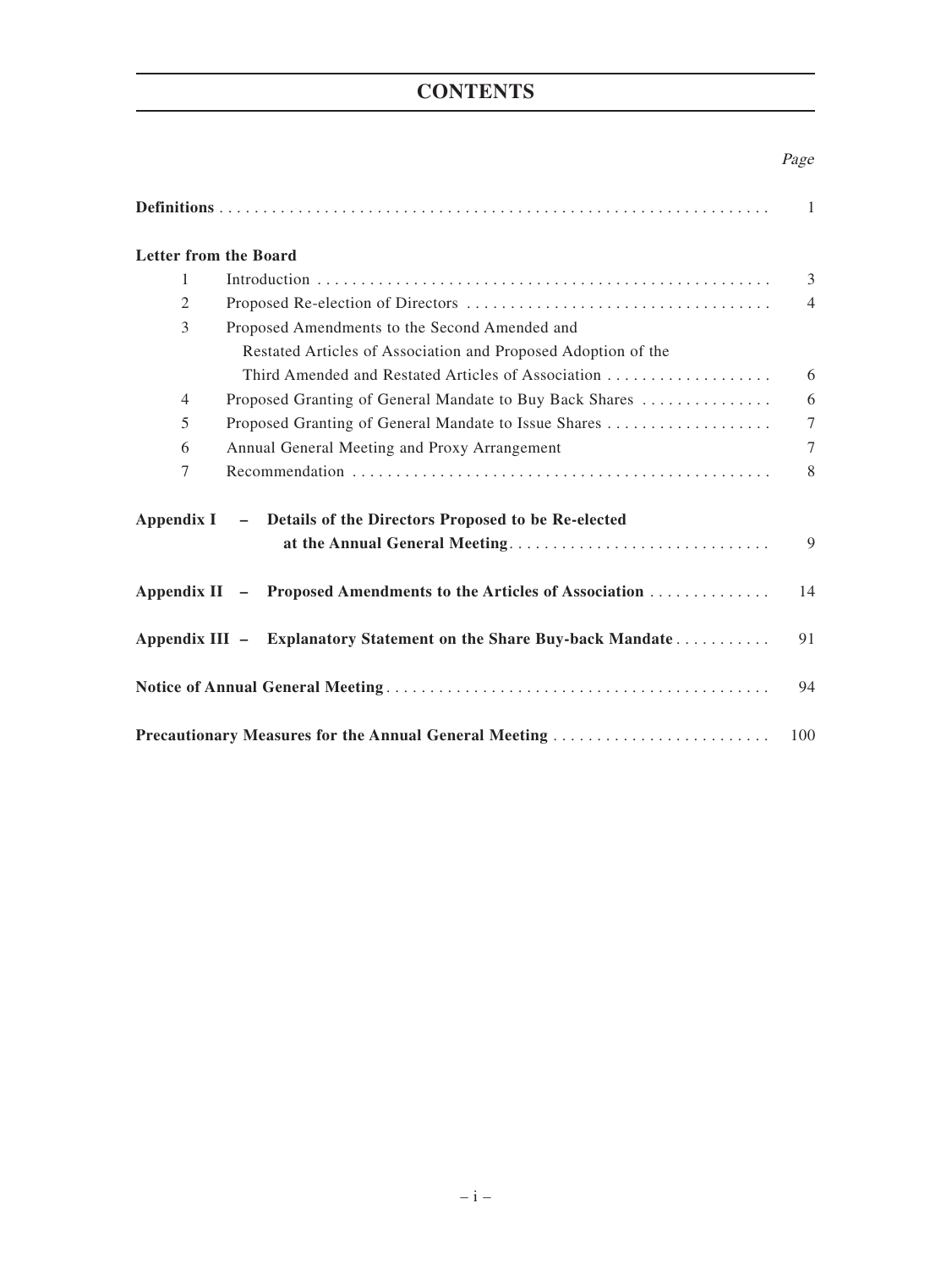# CONTENTS

| | Page |
|---|---|
| **Definitions** | 1 |
| **Letter from the Board** | |
| 1 Introduction | 3 |
| 2 Proposed Re-election of Directors | 4 |
| 3 Proposed Amendments to the Second Amended and Restated Articles of Association and Proposed Adoption of the Third Amended and Restated Articles of Association | 6 |
| 4 Proposed Granting of General Mandate to Buy Back Shares | 6 |
| 5 Proposed Granting of General Mandate to Issue Shares | 7 |
| 6 Annual General Meeting and Proxy Arrangement | 7 |
| 7 Recommendation | 8 |
| **Appendix I – Details of the Directors Proposed to be Re-elected at the Annual General Meeting** | 9 |
| **Appendix II – Proposed Amendments to the Articles of Association** | 14 |
| **Appendix III – Explanatory Statement on the Share Buy-back Mandate** | 91 |
| **Notice of Annual General Meeting** | 94 |
| **Precautionary Measures for the Annual General Meeting** | 100 |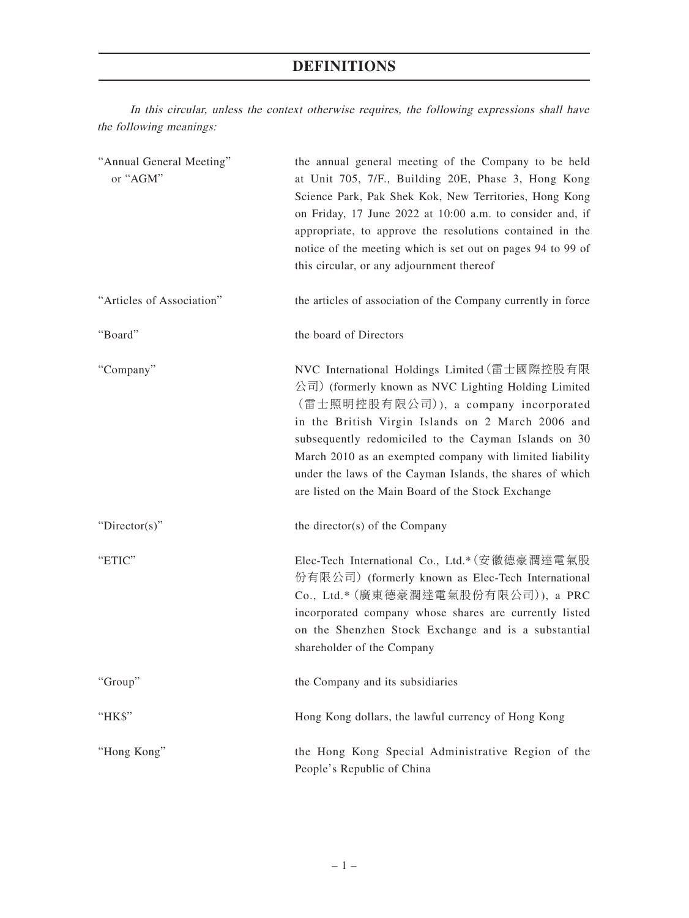# DEFINITIONS

*In this circular, unless the context otherwise requires, the following expressions shall have the following meanings:*

| | |
|---|---|
| "Annual General Meeting" or "AGM" | the annual general meeting of the Company to be held at Unit 705, 7/F., Building 20E, Phase 3, Hong Kong Science Park, Pak Shek Kok, New Territories, Hong Kong on Friday, 17 June 2022 at 10:00 a.m. to consider and, if appropriate, to approve the resolutions contained in the notice of the meeting which is set out on pages 94 to 99 of this circular, or any adjournment thereof |
| "Articles of Association" | the articles of association of the Company currently in force |
| "Board" | the board of Directors |
| "Company" | NVC International Holdings Limited (雷士國際控股有限公司) (formerly known as NVC Lighting Holding Limited (雷士照明控股有限公司)), a company incorporated in the British Virgin Islands on 2 March 2006 and subsequently redomiciled to the Cayman Islands on 30 March 2010 as an exempted company with limited liability under the laws of the Cayman Islands, the shares of which are listed on the Main Board of the Stock Exchange |
| "Director(s)" | the director(s) of the Company |
| "ETIC" | Elec-Tech International Co., Ltd.* (安徽德豪潤達電氣股份有限公司) (formerly known as Elec-Tech International Co., Ltd.* (廣東德豪潤達電氣股份有限公司)), a PRC incorporated company whose shares are currently listed on the Shenzhen Stock Exchange and is a substantial shareholder of the Company |
| "Group" | the Company and its subsidiaries |
| "HK$" | Hong Kong dollars, the lawful currency of Hong Kong |
| "Hong Kong" | the Hong Kong Special Administrative Region of the People's Republic of China |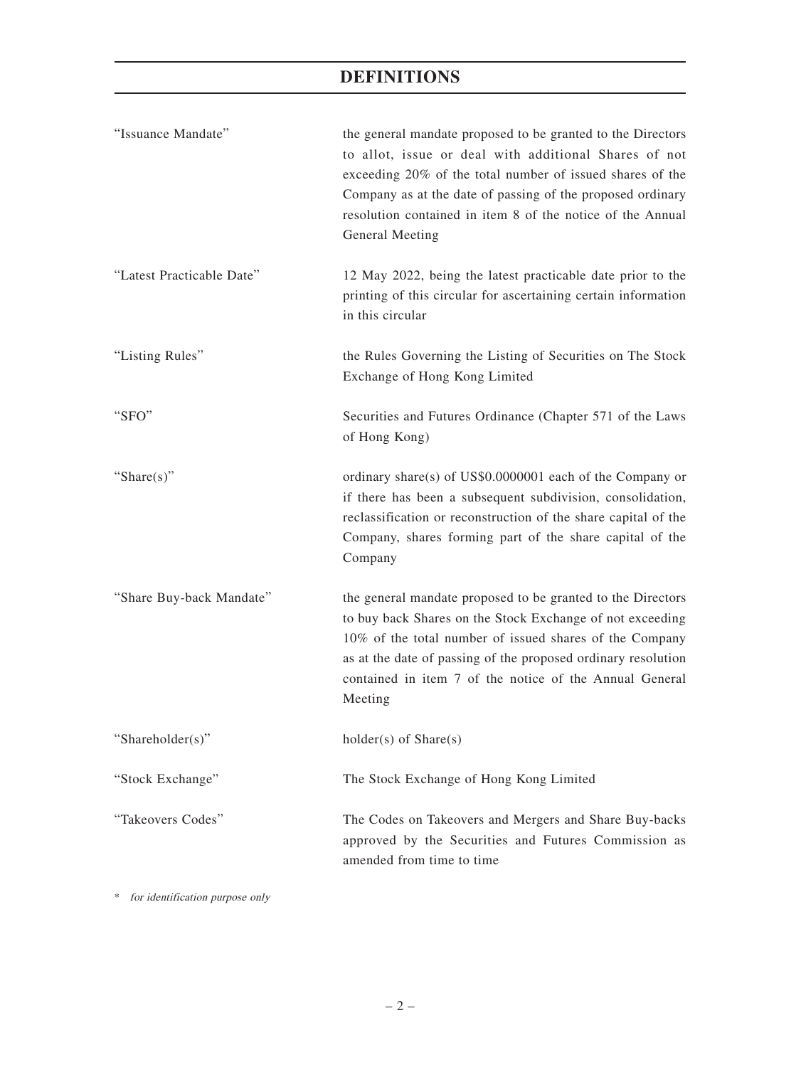# DEFINITIONS

| | |
|---|---|
| "Issuance Mandate" | the general mandate proposed to be granted to the Directors to allot, issue or deal with additional Shares of not exceeding 20% of the total number of issued shares of the Company as at the date of passing of the proposed ordinary resolution contained in item 8 of the notice of the Annual General Meeting |
| "Latest Practicable Date" | 12 May 2022, being the latest practicable date prior to the printing of this circular for ascertaining certain information in this circular |
| "Listing Rules" | the Rules Governing the Listing of Securities on The Stock Exchange of Hong Kong Limited |
| "SFO" | Securities and Futures Ordinance (Chapter 571 of the Laws of Hong Kong) |
| "Share(s)" | ordinary share(s) of US$0.0000001 each of the Company or if there has been a subsequent subdivision, consolidation, reclassification or reconstruction of the share capital of the Company, shares forming part of the share capital of the Company |
| "Share Buy-back Mandate" | the general mandate proposed to be granted to the Directors to buy back Shares on the Stock Exchange of not exceeding 10% of the total number of issued shares of the Company as at the date of passing of the proposed ordinary resolution contained in item 7 of the notice of the Annual General Meeting |
| "Shareholder(s)" | holder(s) of Share(s) |
| "Stock Exchange" | The Stock Exchange of Hong Kong Limited |
| "Takeovers Codes" | The Codes on Takeovers and Mergers and Share Buy-backs approved by the Securities and Futures Commission as amended from time to time |

\* *for identification purpose only*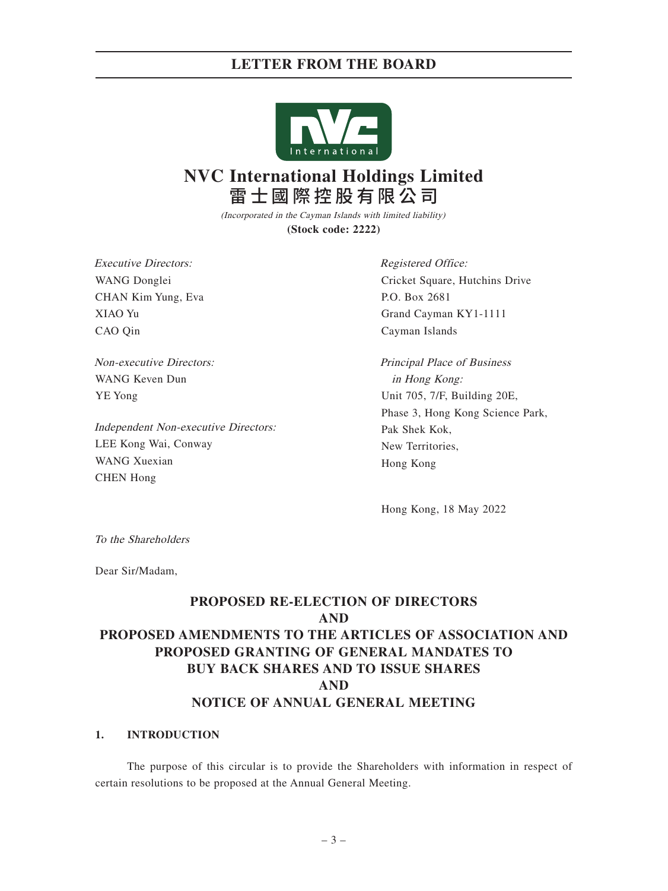# LETTER FROM THE BOARD

# NVC International Holdings Limited
# 雷士國際控股有限公司

*(Incorporated in the Cayman Islands with limited liability)*
**(Stock code: 2222)**

*Executive Directors:*
WANG Donglei
CHAN Kim Yung, Eva
XIAO Yu
CAO Qin

*Non-executive Directors:*
WANG Keven Dun
YE Yong

*Independent Non-executive Directors:*
LEE Kong Wai, Conway
WANG Xuexian
CHEN Hong

*Registered Office:*
Cricket Square, Hutchins Drive
P.O. Box 2681
Grand Cayman KY1-1111
Cayman Islands

*Principal Place of Business in Hong Kong:*
Unit 705, 7/F, Building 20E,
Phase 3, Hong Kong Science Park,
Pak Shek Kok,
New Territories,
Hong Kong

Hong Kong, 18 May 2022

*To the Shareholders*

Dear Sir/Madam,

**PROPOSED RE-ELECTION OF DIRECTORS
AND
PROPOSED AMENDMENTS TO THE ARTICLES OF ASSOCIATION AND
PROPOSED GRANTING OF GENERAL MANDATES TO
BUY BACK SHARES AND TO ISSUE SHARES
AND
NOTICE OF ANNUAL GENERAL MEETING**

## 1. INTRODUCTION

The purpose of this circular is to provide the Shareholders with information in respect of certain resolutions to be proposed at the Annual General Meeting.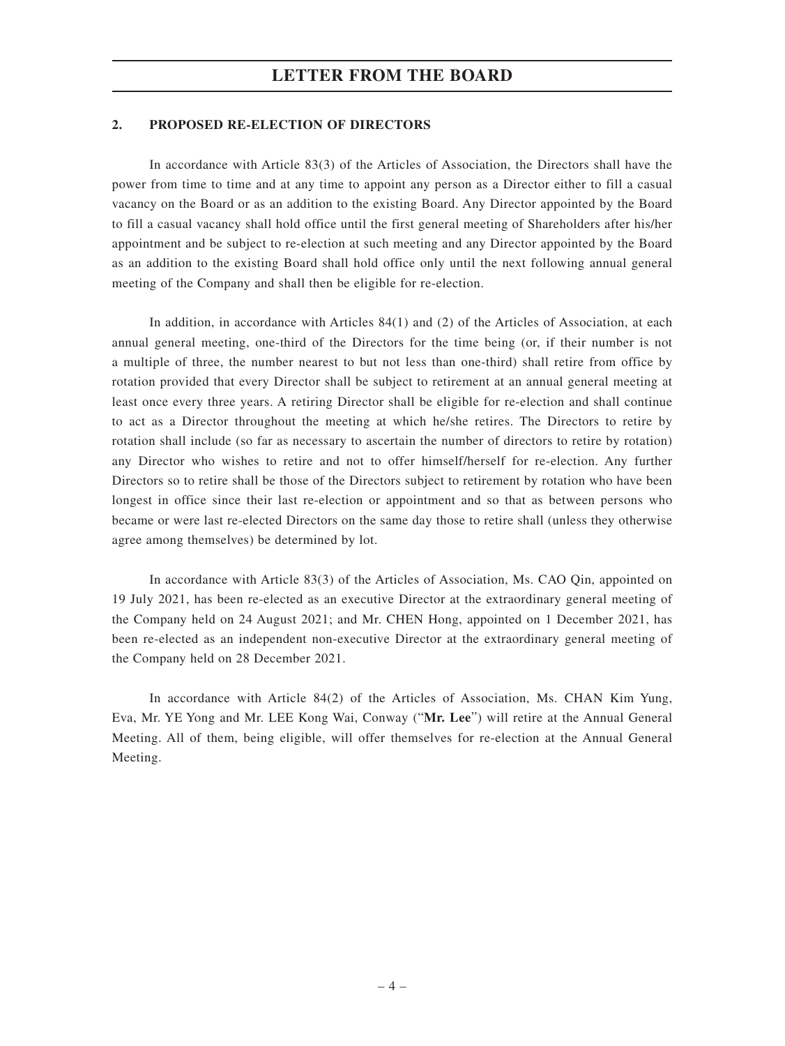## 2. PROPOSED RE-ELECTION OF DIRECTORS

In accordance with Article 83(3) of the Articles of Association, the Directors shall have the power from time to time and at any time to appoint any person as a Director either to fill a casual vacancy on the Board or as an addition to the existing Board. Any Director appointed by the Board to fill a casual vacancy shall hold office until the first general meeting of Shareholders after his/her appointment and be subject to re-election at such meeting and any Director appointed by the Board as an addition to the existing Board shall hold office only until the next following annual general meeting of the Company and shall then be eligible for re-election.

In addition, in accordance with Articles 84(1) and (2) of the Articles of Association, at each annual general meeting, one-third of the Directors for the time being (or, if their number is not a multiple of three, the number nearest to but not less than one-third) shall retire from office by rotation provided that every Director shall be subject to retirement at an annual general meeting at least once every three years. A retiring Director shall be eligible for re-election and shall continue to act as a Director throughout the meeting at which he/she retires. The Directors to retire by rotation shall include (so far as necessary to ascertain the number of directors to retire by rotation) any Director who wishes to retire and not to offer himself/herself for re-election. Any further Directors so to retire shall be those of the Directors subject to retirement by rotation who have been longest in office since their last re-election or appointment and so that as between persons who became or were last re-elected Directors on the same day those to retire shall (unless they otherwise agree among themselves) be determined by lot.

In accordance with Article 83(3) of the Articles of Association, Ms. CAO Qin, appointed on 19 July 2021, has been re-elected as an executive Director at the extraordinary general meeting of the Company held on 24 August 2021; and Mr. CHEN Hong, appointed on 1 December 2021, has been re-elected as an independent non-executive Director at the extraordinary general meeting of the Company held on 28 December 2021.

In accordance with Article 84(2) of the Articles of Association, Ms. CHAN Kim Yung, Eva, Mr. YE Yong and Mr. LEE Kong Wai, Conway ("**Mr. Lee**") will retire at the Annual General Meeting. All of them, being eligible, will offer themselves for re-election at the Annual General Meeting.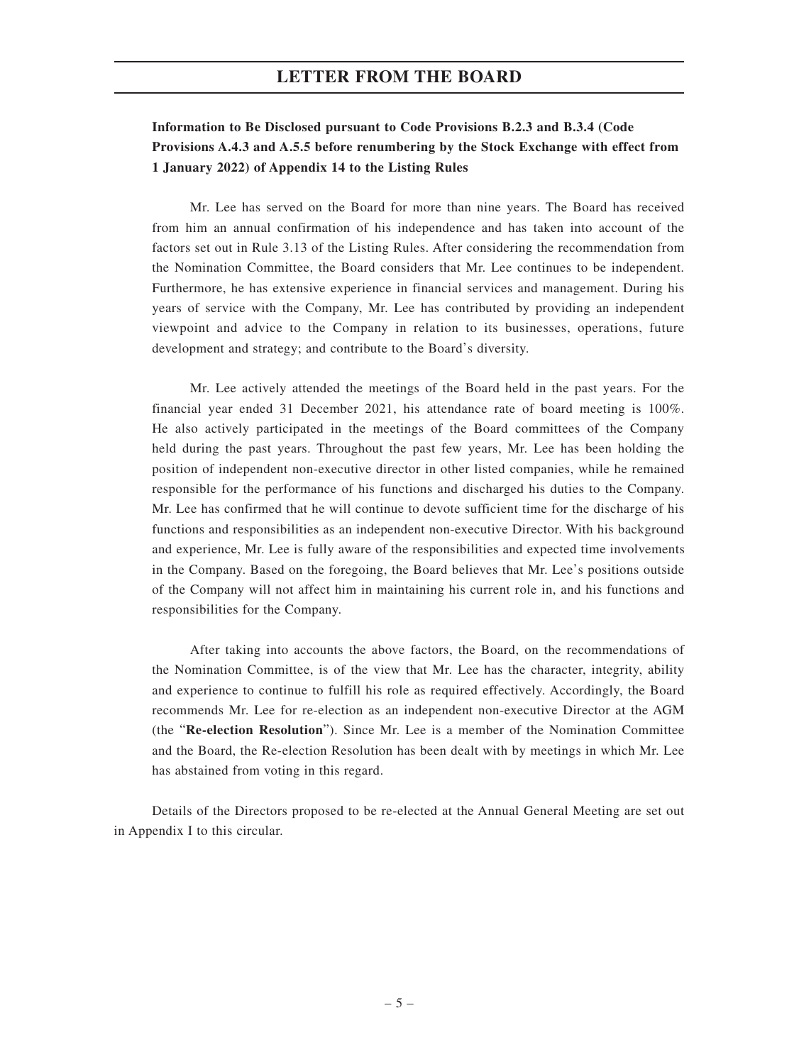**Information to Be Disclosed pursuant to Code Provisions B.2.3 and B.3.4 (Code Provisions A.4.3 and A.5.5 before renumbering by the Stock Exchange with effect from 1 January 2022) of Appendix 14 to the Listing Rules**

Mr. Lee has served on the Board for more than nine years. The Board has received from him an annual confirmation of his independence and has taken into account of the factors set out in Rule 3.13 of the Listing Rules. After considering the recommendation from the Nomination Committee, the Board considers that Mr. Lee continues to be independent. Furthermore, he has extensive experience in financial services and management. During his years of service with the Company, Mr. Lee has contributed by providing an independent viewpoint and advice to the Company in relation to its businesses, operations, future development and strategy; and contribute to the Board's diversity.

Mr. Lee actively attended the meetings of the Board held in the past years. For the financial year ended 31 December 2021, his attendance rate of board meeting is 100%. He also actively participated in the meetings of the Board committees of the Company held during the past years. Throughout the past few years, Mr. Lee has been holding the position of independent non-executive director in other listed companies, while he remained responsible for the performance of his functions and discharged his duties to the Company. Mr. Lee has confirmed that he will continue to devote sufficient time for the discharge of his functions and responsibilities as an independent non-executive Director. With his background and experience, Mr. Lee is fully aware of the responsibilities and expected time involvements in the Company. Based on the foregoing, the Board believes that Mr. Lee's positions outside of the Company will not affect him in maintaining his current role in, and his functions and responsibilities for the Company.

After taking into accounts the above factors, the Board, on the recommendations of the Nomination Committee, is of the view that Mr. Lee has the character, integrity, ability and experience to continue to fulfill his role as required effectively. Accordingly, the Board recommends Mr. Lee for re-election as an independent non-executive Director at the AGM (the "**Re-election Resolution**"). Since Mr. Lee is a member of the Nomination Committee and the Board, the Re-election Resolution has been dealt with by meetings in which Mr. Lee has abstained from voting in this regard.

Details of the Directors proposed to be re-elected at the Annual General Meeting are set out in Appendix I to this circular.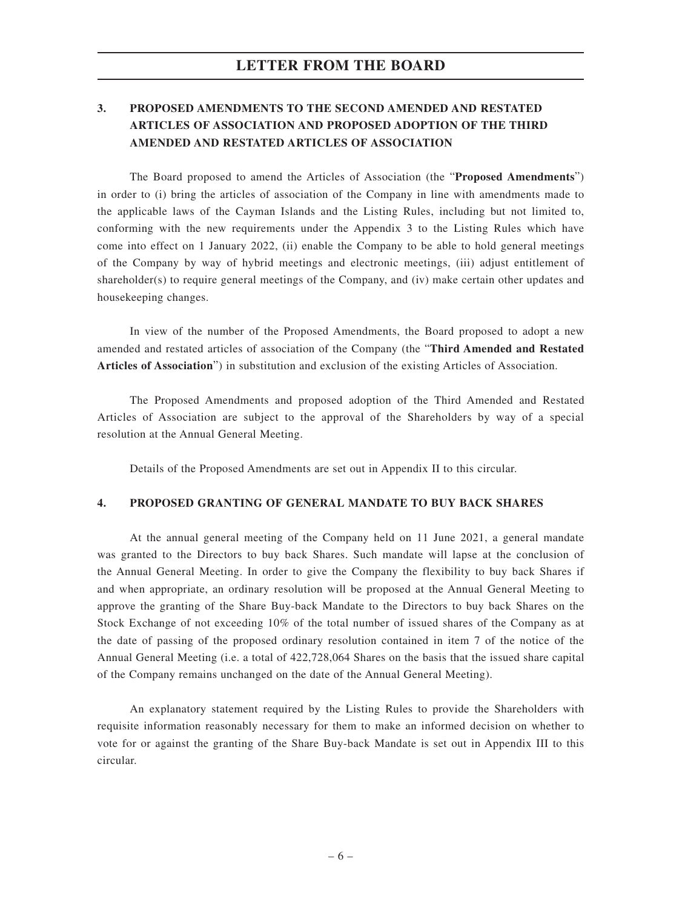# LETTER FROM THE BOARD

### 3. PROPOSED AMENDMENTS TO THE SECOND AMENDED AND RESTATED ARTICLES OF ASSOCIATION AND PROPOSED ADOPTION OF THE THIRD AMENDED AND RESTATED ARTICLES OF ASSOCIATION

The Board proposed to amend the Articles of Association (the "**Proposed Amendments**") in order to (i) bring the articles of association of the Company in line with amendments made to the applicable laws of the Cayman Islands and the Listing Rules, including but not limited to, conforming with the new requirements under the Appendix 3 to the Listing Rules which have come into effect on 1 January 2022, (ii) enable the Company to be able to hold general meetings of the Company by way of hybrid meetings and electronic meetings, (iii) adjust entitlement of shareholder(s) to require general meetings of the Company, and (iv) make certain other updates and housekeeping changes.

In view of the number of the Proposed Amendments, the Board proposed to adopt a new amended and restated articles of association of the Company (the "**Third Amended and Restated Articles of Association**") in substitution and exclusion of the existing Articles of Association.

The Proposed Amendments and proposed adoption of the Third Amended and Restated Articles of Association are subject to the approval of the Shareholders by way of a special resolution at the Annual General Meeting.

Details of the Proposed Amendments are set out in Appendix II to this circular.

### 4. PROPOSED GRANTING OF GENERAL MANDATE TO BUY BACK SHARES

At the annual general meeting of the Company held on 11 June 2021, a general mandate was granted to the Directors to buy back Shares. Such mandate will lapse at the conclusion of the Annual General Meeting. In order to give the Company the flexibility to buy back Shares if and when appropriate, an ordinary resolution will be proposed at the Annual General Meeting to approve the granting of the Share Buy-back Mandate to the Directors to buy back Shares on the Stock Exchange of not exceeding 10% of the total number of issued shares of the Company as at the date of passing of the proposed ordinary resolution contained in item 7 of the notice of the Annual General Meeting (i.e. a total of 422,728,064 Shares on the basis that the issued share capital of the Company remains unchanged on the date of the Annual General Meeting).

An explanatory statement required by the Listing Rules to provide the Shareholders with requisite information reasonably necessary for them to make an informed decision on whether to vote for or against the granting of the Share Buy-back Mandate is set out in Appendix III to this circular.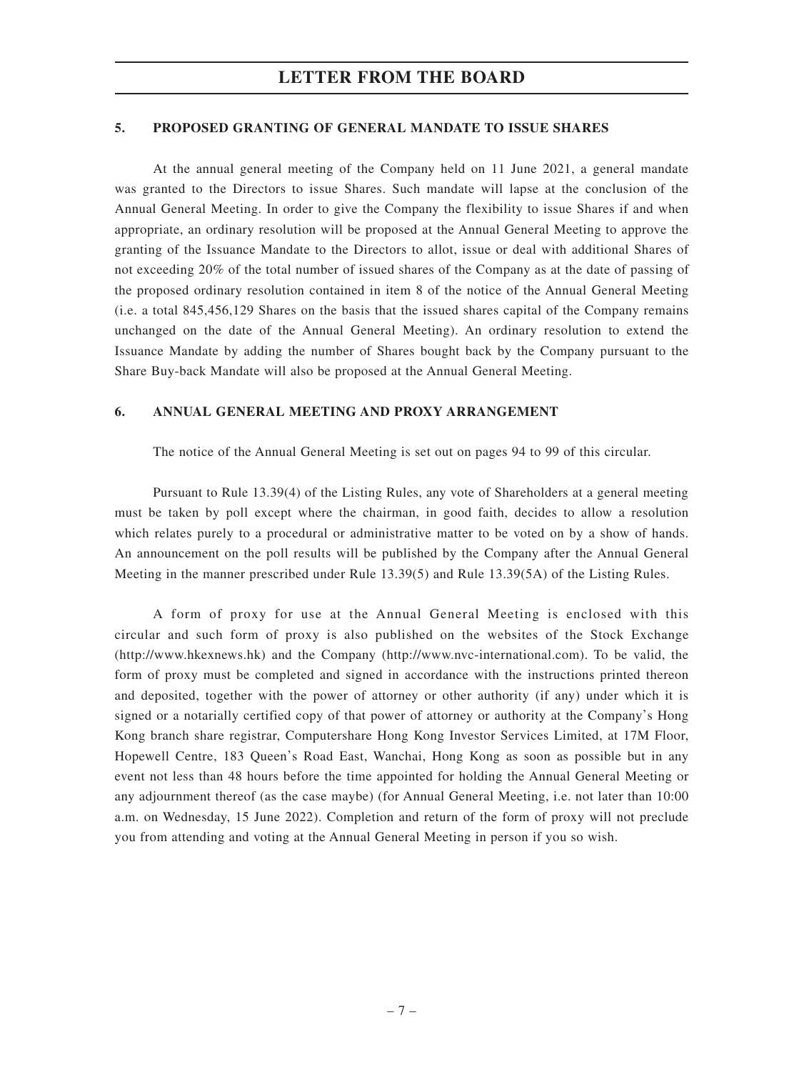## 5. PROPOSED GRANTING OF GENERAL MANDATE TO ISSUE SHARES

At the annual general meeting of the Company held on 11 June 2021, a general mandate was granted to the Directors to issue Shares. Such mandate will lapse at the conclusion of the Annual General Meeting. In order to give the Company the flexibility to issue Shares if and when appropriate, an ordinary resolution will be proposed at the Annual General Meeting to approve the granting of the Issuance Mandate to the Directors to allot, issue or deal with additional Shares of not exceeding 20% of the total number of issued shares of the Company as at the date of passing of the proposed ordinary resolution contained in item 8 of the notice of the Annual General Meeting (i.e. a total 845,456,129 Shares on the basis that the issued shares capital of the Company remains unchanged on the date of the Annual General Meeting). An ordinary resolution to extend the Issuance Mandate by adding the number of Shares bought back by the Company pursuant to the Share Buy-back Mandate will also be proposed at the Annual General Meeting.

## 6. ANNUAL GENERAL MEETING AND PROXY ARRANGEMENT

The notice of the Annual General Meeting is set out on pages 94 to 99 of this circular.

Pursuant to Rule 13.39(4) of the Listing Rules, any vote of Shareholders at a general meeting must be taken by poll except where the chairman, in good faith, decides to allow a resolution which relates purely to a procedural or administrative matter to be voted on by a show of hands. An announcement on the poll results will be published by the Company after the Annual General Meeting in the manner prescribed under Rule 13.39(5) and Rule 13.39(5A) of the Listing Rules.

A form of proxy for use at the Annual General Meeting is enclosed with this circular and such form of proxy is also published on the websites of the Stock Exchange (http://www.hkexnews.hk) and the Company (http://www.nvc-international.com). To be valid, the form of proxy must be completed and signed in accordance with the instructions printed thereon and deposited, together with the power of attorney or other authority (if any) under which it is signed or a notarially certified copy of that power of attorney or authority at the Company's Hong Kong branch share registrar, Computershare Hong Kong Investor Services Limited, at 17M Floor, Hopewell Centre, 183 Queen's Road East, Wanchai, Hong Kong as soon as possible but in any event not less than 48 hours before the time appointed for holding the Annual General Meeting or any adjournment thereof (as the case maybe) (for Annual General Meeting, i.e. not later than 10:00 a.m. on Wednesday, 15 June 2022). Completion and return of the form of proxy will not preclude you from attending and voting at the Annual General Meeting in person if you so wish.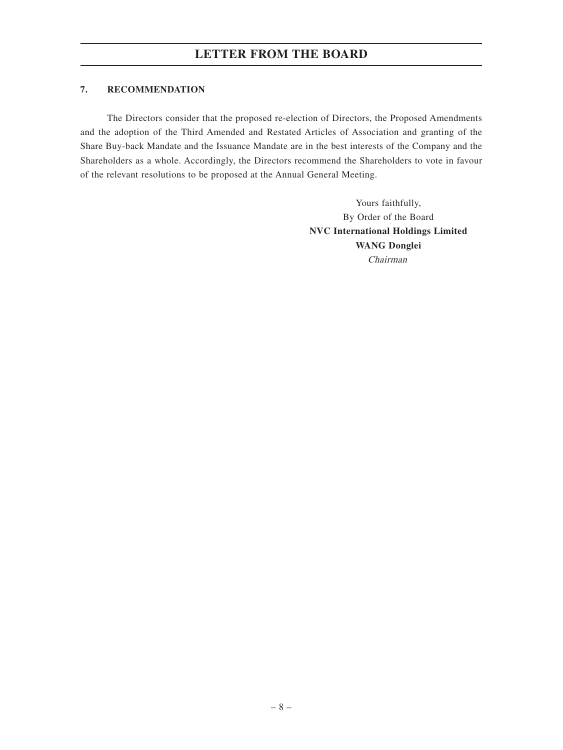# LETTER FROM THE BOARD

## 7. RECOMMENDATION

The Directors consider that the proposed re-election of Directors, the Proposed Amendments and the adoption of the Third Amended and Restated Articles of Association and granting of the Share Buy-back Mandate and the Issuance Mandate are in the best interests of the Company and the Shareholders as a whole. Accordingly, the Directors recommend the Shareholders to vote in favour of the relevant resolutions to be proposed at the Annual General Meeting.

Yours faithfully,
By Order of the Board
**NVC International Holdings Limited**
**WANG Donglei**
*Chairman*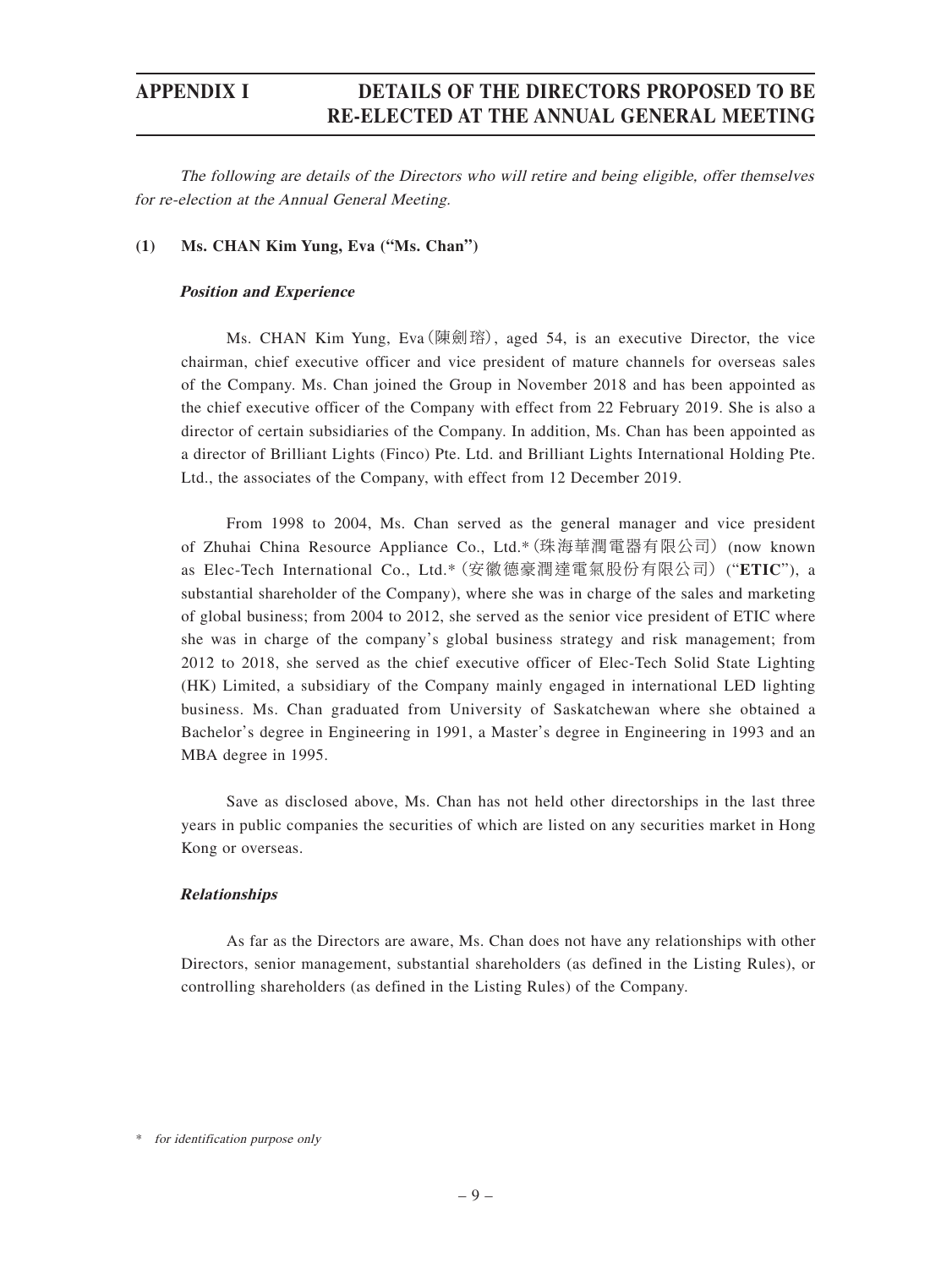# APPENDIX I — DETAILS OF THE DIRECTORS PROPOSED TO BE RE-ELECTED AT THE ANNUAL GENERAL MEETING

*The following are details of the Directors who will retire and being eligible, offer themselves for re-election at the Annual General Meeting.*

## (1) Ms. CHAN Kim Yung, Eva ("Ms. Chan")

### *Position and Experience*

Ms. CHAN Kim Yung, Eva（陳劍瑢）, aged 54, is an executive Director, the vice chairman, chief executive officer and vice president of mature channels for overseas sales of the Company. Ms. Chan joined the Group in November 2018 and has been appointed as the chief executive officer of the Company with effect from 22 February 2019. She is also a director of certain subsidiaries of the Company. In addition, Ms. Chan has been appointed as a director of Brilliant Lights (Finco) Pte. Ltd. and Brilliant Lights International Holding Pte. Ltd., the associates of the Company, with effect from 12 December 2019.

From 1998 to 2004, Ms. Chan served as the general manager and vice president of Zhuhai China Resource Appliance Co., Ltd.*（珠海華潤電器有限公司）(now known as Elec-Tech International Co., Ltd.*（安徽德豪潤達電氣股份有限公司）("**ETIC**"), a substantial shareholder of the Company), where she was in charge of the sales and marketing of global business; from 2004 to 2012, she served as the senior vice president of ETIC where she was in charge of the company's global business strategy and risk management; from 2012 to 2018, she served as the chief executive officer of Elec-Tech Solid State Lighting (HK) Limited, a subsidiary of the Company mainly engaged in international LED lighting business. Ms. Chan graduated from University of Saskatchewan where she obtained a Bachelor's degree in Engineering in 1991, a Master's degree in Engineering in 1993 and an MBA degree in 1995.

Save as disclosed above, Ms. Chan has not held other directorships in the last three years in public companies the securities of which are listed on any securities market in Hong Kong or overseas.

### *Relationships*

As far as the Directors are aware, Ms. Chan does not have any relationships with other Directors, senior management, substantial shareholders (as defined in the Listing Rules), or controlling shareholders (as defined in the Listing Rules) of the Company.

\* *for identification purpose only*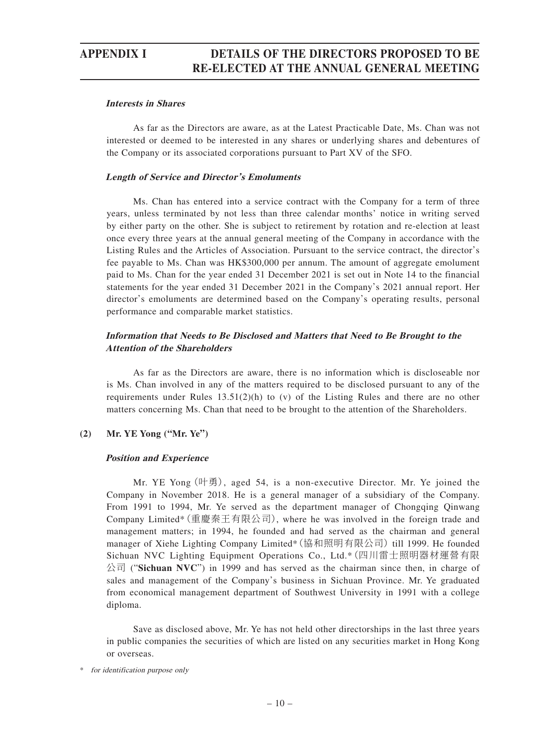***Interests in Shares***

As far as the Directors are aware, as at the Latest Practicable Date, Ms. Chan was not interested or deemed to be interested in any shares or underlying shares and debentures of the Company or its associated corporations pursuant to Part XV of the SFO.

***Length of Service and Director's Emoluments***

Ms. Chan has entered into a service contract with the Company for a term of three years, unless terminated by not less than three calendar months' notice in writing served by either party on the other. She is subject to retirement by rotation and re-election at least once every three years at the annual general meeting of the Company in accordance with the Listing Rules and the Articles of Association. Pursuant to the service contract, the director's fee payable to Ms. Chan was HK$300,000 per annum. The amount of aggregate emolument paid to Ms. Chan for the year ended 31 December 2021 is set out in Note 14 to the financial statements for the year ended 31 December 2021 in the Company's 2021 annual report. Her director's emoluments are determined based on the Company's operating results, personal performance and comparable market statistics.

***Information that Needs to Be Disclosed and Matters that Need to Be Brought to the Attention of the Shareholders***

As far as the Directors are aware, there is no information which is discloseable nor is Ms. Chan involved in any of the matters required to be disclosed pursuant to any of the requirements under Rules 13.51(2)(h) to (v) of the Listing Rules and there are no other matters concerning Ms. Chan that need to be brought to the attention of the Shareholders.

**(2) Mr. YE Yong ("Mr. Ye")**

***Position and Experience***

Mr. YE Yong (叶勇), aged 54, is a non-executive Director. Mr. Ye joined the Company in November 2018. He is a general manager of a subsidiary of the Company. From 1991 to 1994, Mr. Ye served as the department manager of Chongqing Qinwang Company Limited* (重慶秦王有限公司), where he was involved in the foreign trade and management matters; in 1994, he founded and had served as the chairman and general manager of Xiehe Lighting Company Limited* (協和照明有限公司) till 1999. He founded Sichuan NVC Lighting Equipment Operations Co., Ltd.* (四川雷士照明器材運營有限公司 ("**Sichuan NVC**") in 1999 and has served as the chairman since then, in charge of sales and management of the Company's business in Sichuan Province. Mr. Ye graduated from economical management department of Southwest University in 1991 with a college diploma.

Save as disclosed above, Mr. Ye has not held other directorships in the last three years in public companies the securities of which are listed on any securities market in Hong Kong or overseas.

\* *for identification purpose only*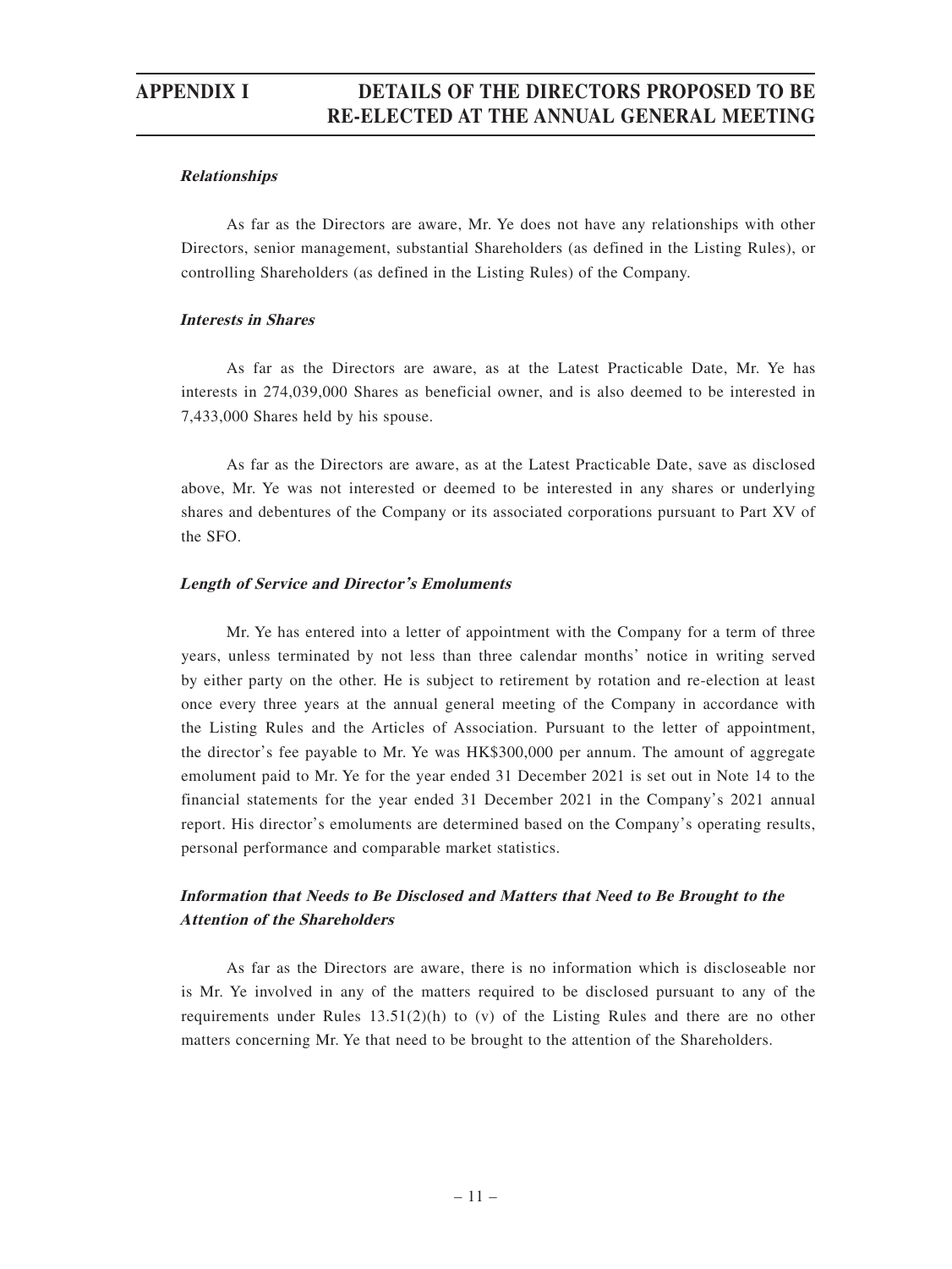***Relationships***

As far as the Directors are aware, Mr. Ye does not have any relationships with other Directors, senior management, substantial Shareholders (as defined in the Listing Rules), or controlling Shareholders (as defined in the Listing Rules) of the Company.

***Interests in Shares***

As far as the Directors are aware, as at the Latest Practicable Date, Mr. Ye has interests in 274,039,000 Shares as beneficial owner, and is also deemed to be interested in 7,433,000 Shares held by his spouse.

As far as the Directors are aware, as at the Latest Practicable Date, save as disclosed above, Mr. Ye was not interested or deemed to be interested in any shares or underlying shares and debentures of the Company or its associated corporations pursuant to Part XV of the SFO.

***Length of Service and Director's Emoluments***

Mr. Ye has entered into a letter of appointment with the Company for a term of three years, unless terminated by not less than three calendar months' notice in writing served by either party on the other. He is subject to retirement by rotation and re-election at least once every three years at the annual general meeting of the Company in accordance with the Listing Rules and the Articles of Association. Pursuant to the letter of appointment, the director's fee payable to Mr. Ye was HK$300,000 per annum. The amount of aggregate emolument paid to Mr. Ye for the year ended 31 December 2021 is set out in Note 14 to the financial statements for the year ended 31 December 2021 in the Company's 2021 annual report. His director's emoluments are determined based on the Company's operating results, personal performance and comparable market statistics.

***Information that Needs to Be Disclosed and Matters that Need to Be Brought to the Attention of the Shareholders***

As far as the Directors are aware, there is no information which is discloseable nor is Mr. Ye involved in any of the matters required to be disclosed pursuant to any of the requirements under Rules 13.51(2)(h) to (v) of the Listing Rules and there are no other matters concerning Mr. Ye that need to be brought to the attention of the Shareholders.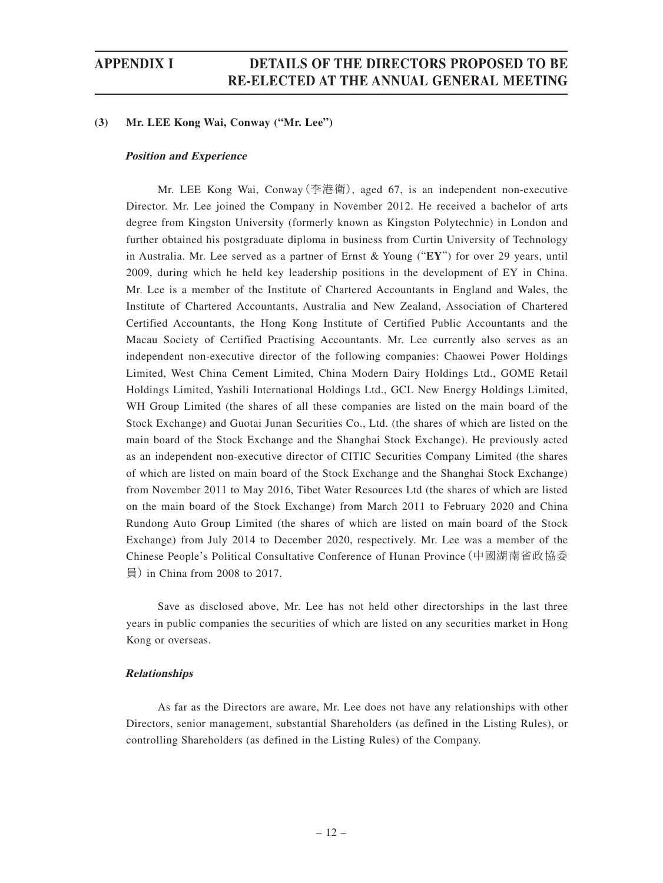### (3) Mr. LEE Kong Wai, Conway ("Mr. Lee")

#### ***Position and Experience***

Mr. LEE Kong Wai, Conway (李港衛), aged 67, is an independent non-executive Director. Mr. Lee joined the Company in November 2012. He received a bachelor of arts degree from Kingston University (formerly known as Kingston Polytechnic) in London and further obtained his postgraduate diploma in business from Curtin University of Technology in Australia. Mr. Lee served as a partner of Ernst & Young ("**EY**") for over 29 years, until 2009, during which he held key leadership positions in the development of EY in China. Mr. Lee is a member of the Institute of Chartered Accountants in England and Wales, the Institute of Chartered Accountants, Australia and New Zealand, Association of Chartered Certified Accountants, the Hong Kong Institute of Certified Public Accountants and the Macau Society of Certified Practising Accountants. Mr. Lee currently also serves as an independent non-executive director of the following companies: Chaowei Power Holdings Limited, West China Cement Limited, China Modern Dairy Holdings Ltd., GOME Retail Holdings Limited, Yashili International Holdings Ltd., GCL New Energy Holdings Limited, WH Group Limited (the shares of all these companies are listed on the main board of the Stock Exchange) and Guotai Junan Securities Co., Ltd. (the shares of which are listed on the main board of the Stock Exchange and the Shanghai Stock Exchange). He previously acted as an independent non-executive director of CITIC Securities Company Limited (the shares of which are listed on main board of the Stock Exchange and the Shanghai Stock Exchange) from November 2011 to May 2016, Tibet Water Resources Ltd (the shares of which are listed on the main board of the Stock Exchange) from March 2011 to February 2020 and China Rundong Auto Group Limited (the shares of which are listed on main board of the Stock Exchange) from July 2014 to December 2020, respectively. Mr. Lee was a member of the Chinese People's Political Consultative Conference of Hunan Province (中國湖南省政協委員) in China from 2008 to 2017.

Save as disclosed above, Mr. Lee has not held other directorships in the last three years in public companies the securities of which are listed on any securities market in Hong Kong or overseas.

#### ***Relationships***

As far as the Directors are aware, Mr. Lee does not have any relationships with other Directors, senior management, substantial Shareholders (as defined in the Listing Rules), or controlling Shareholders (as defined in the Listing Rules) of the Company.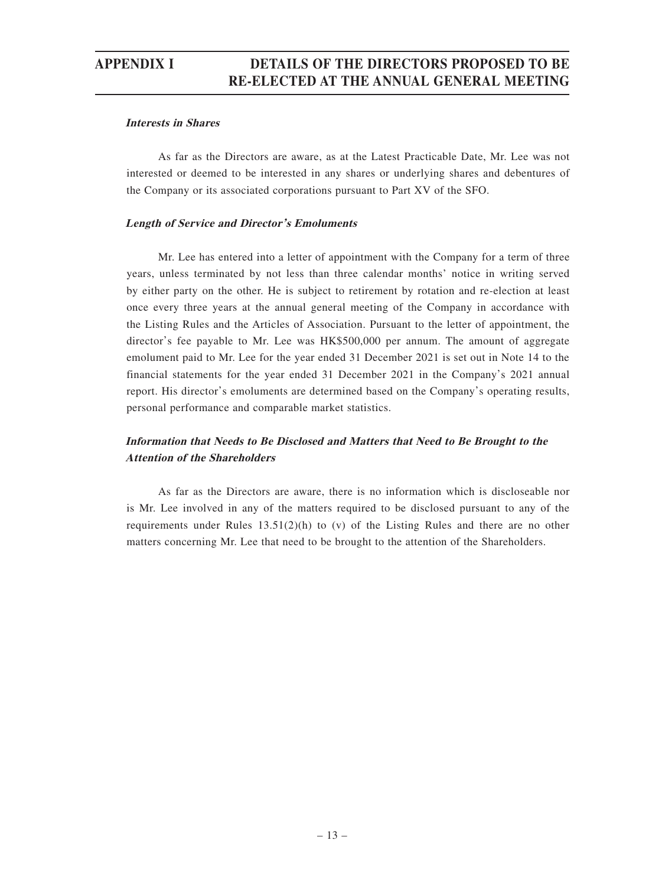***Interests in Shares***

As far as the Directors are aware, as at the Latest Practicable Date, Mr. Lee was not interested or deemed to be interested in any shares or underlying shares and debentures of the Company or its associated corporations pursuant to Part XV of the SFO.

***Length of Service and Director's Emoluments***

Mr. Lee has entered into a letter of appointment with the Company for a term of three years, unless terminated by not less than three calendar months' notice in writing served by either party on the other. He is subject to retirement by rotation and re-election at least once every three years at the annual general meeting of the Company in accordance with the Listing Rules and the Articles of Association. Pursuant to the letter of appointment, the director's fee payable to Mr. Lee was HK$500,000 per annum. The amount of aggregate emolument paid to Mr. Lee for the year ended 31 December 2021 is set out in Note 14 to the financial statements for the year ended 31 December 2021 in the Company's 2021 annual report. His director's emoluments are determined based on the Company's operating results, personal performance and comparable market statistics.

***Information that Needs to Be Disclosed and Matters that Need to Be Brought to the Attention of the Shareholders***

As far as the Directors are aware, there is no information which is discloseable nor is Mr. Lee involved in any of the matters required to be disclosed pursuant to any of the requirements under Rules 13.51(2)(h) to (v) of the Listing Rules and there are no other matters concerning Mr. Lee that need to be brought to the attention of the Shareholders.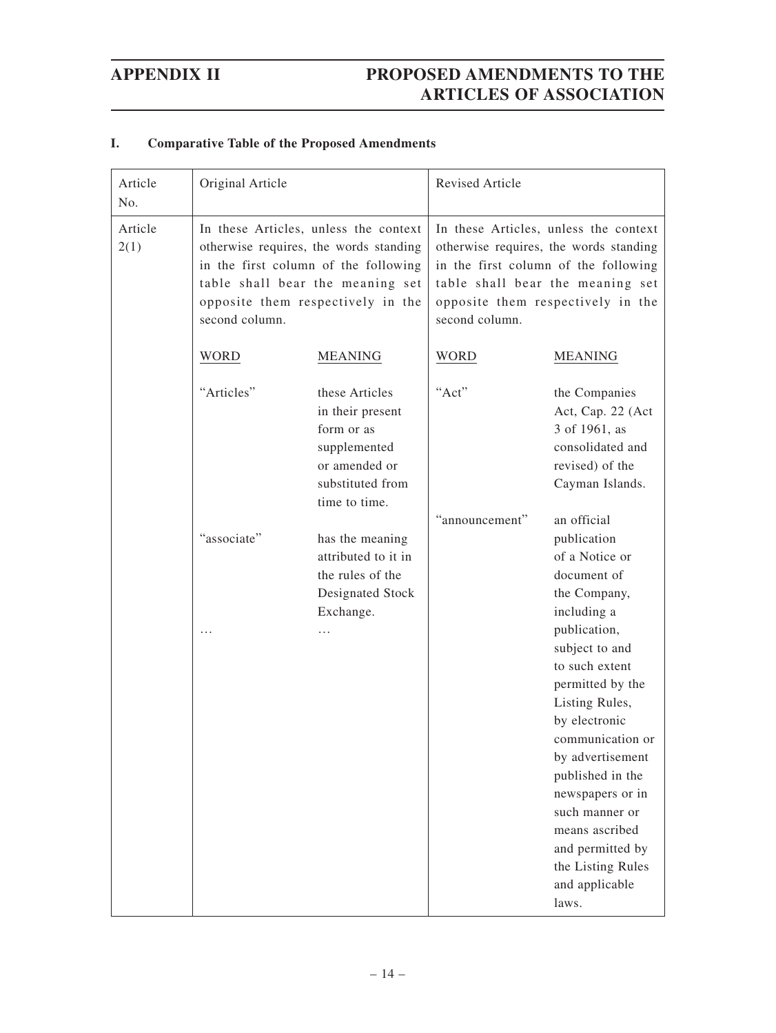## APPENDIX II PROPOSED AMENDMENTS TO THE ARTICLES OF ASSOCIATION

### I. Comparative Table of the Proposed Amendments

| Article No. | Original Article | | Revised Article | |
|---|---|---|---|---|
| Article 2(1) | In these Articles, unless the context otherwise requires, the words standing in the first column of the following table shall bear the meaning set opposite them respectively in the second column. | | In these Articles, unless the context otherwise requires, the words standing in the first column of the following table shall bear the meaning set opposite them respectively in the second column. | |
| | WORD | MEANING | WORD | MEANING |
| | "Articles" | these Articles in their present form or as supplemented or amended or substituted from time to time. | "Act" | the Companies Act, Cap. 22 (Act 3 of 1961, as consolidated and revised) of the Cayman Islands. |
| | "associate" | has the meaning attributed to it in the rules of the Designated Stock Exchange. | "announcement" | an official publication of a Notice or document of the Company, including a publication, subject to and to such extent permitted by the Listing Rules, by electronic communication or by advertisement published in the newspapers or in such manner or means ascribed and permitted by the Listing Rules and applicable laws. |
| | … | … | | |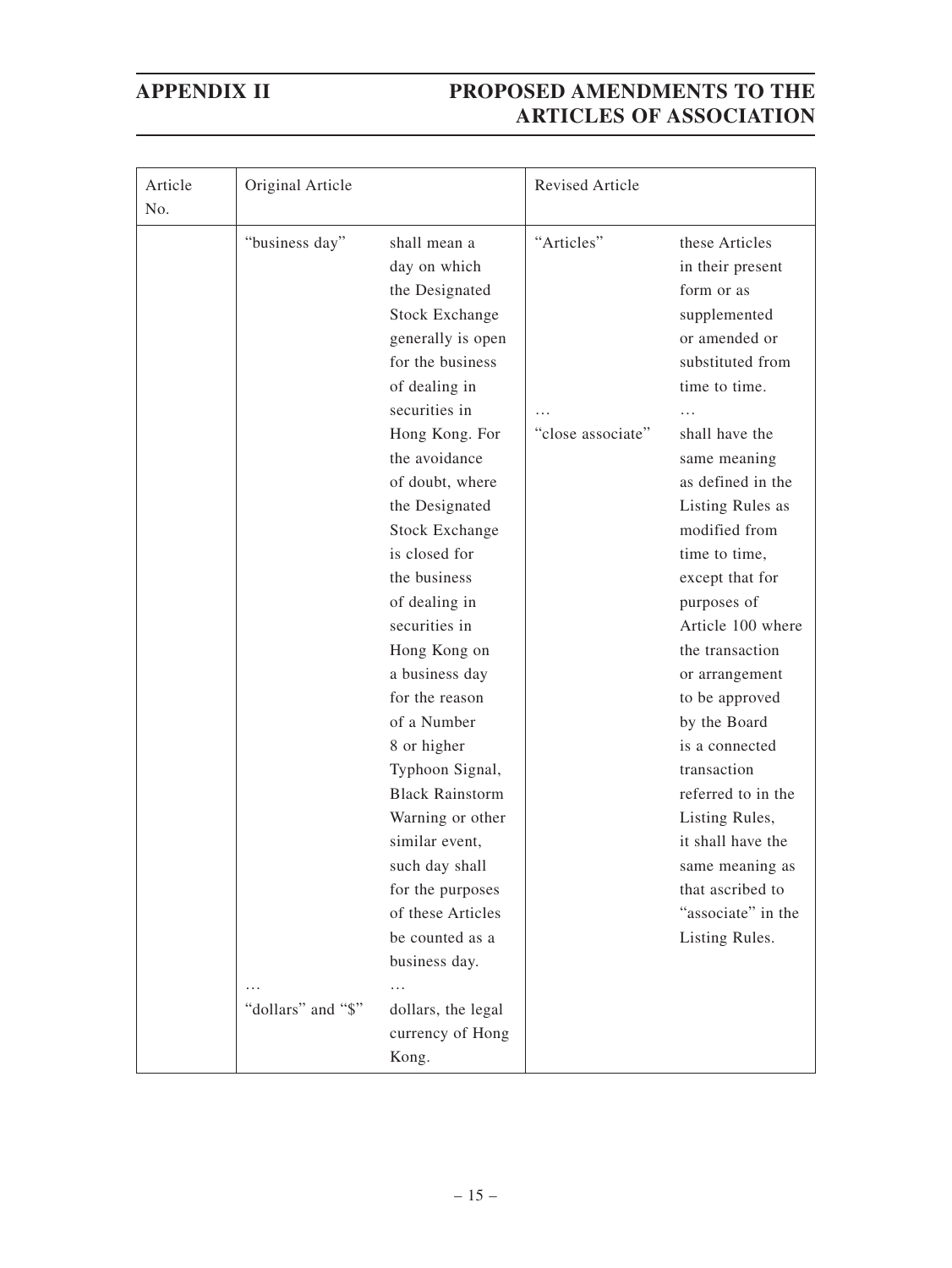| Article No. | Original Article | | Revised Article | |
|---|---|---|---|---|
| | "business day" | shall mean a day on which the Designated Stock Exchange generally is open for the business of dealing in securities in Hong Kong. For the avoidance of doubt, where the Designated Stock Exchange is closed for the business of dealing in securities in Hong Kong on a business day for the reason of a Number 8 or higher Typhoon Signal, Black Rainstorm Warning or other similar event, such day shall for the purposes of these Articles be counted as a business day. | "Articles" | these Articles in their present form or as supplemented or amended or substituted from time to time. |
| | … | … | … | … |
| | "dollars" and "$" | dollars, the legal currency of Hong Kong. | "close associate" | shall have the same meaning as defined in the Listing Rules as modified from time to time, except that for purposes of Article 100 where the transaction or arrangement to be approved by the Board is a connected transaction referred to in the Listing Rules, it shall have the same meaning as that ascribed to "associate" in the Listing Rules. |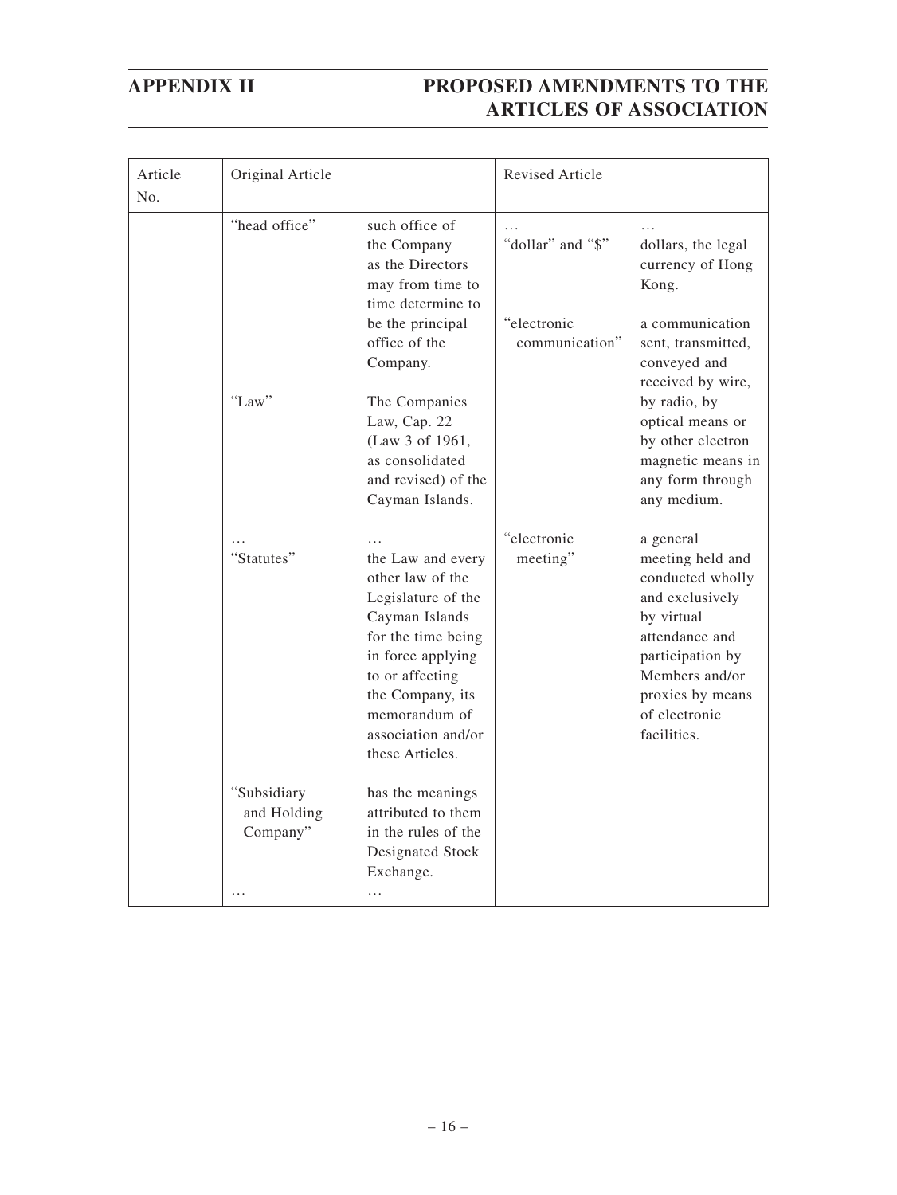| Article No. | Original Article | | Revised Article | |
|---|---|---|---|---|
| | "head office" | such office of the Company as the Directors may from time to time determine to be the principal office of the Company. | … | … |
| | | | "dollar" and "$" | dollars, the legal currency of Hong Kong. |
| | "Law" | The Companies Law, Cap. 22 (Law 3 of 1961, as consolidated and revised) of the Cayman Islands. | "electronic communication" | a communication sent, transmitted, conveyed and received by wire, by radio, by optical means or by other electron magnetic means in any form through any medium. |
| | … | … | "electronic meeting" | a general meeting held and conducted wholly and exclusively by virtual attendance and participation by Members and/or proxies by means of electronic facilities. |
| | "Statutes" | the Law and every other law of the Legislature of the Cayman Islands for the time being in force applying to or affecting the Company, its memorandum of association and/or these Articles. | | |
| | "Subsidiary and Holding Company" | has the meanings attributed to them in the rules of the Designated Stock Exchange. | | |
| | … | … | | |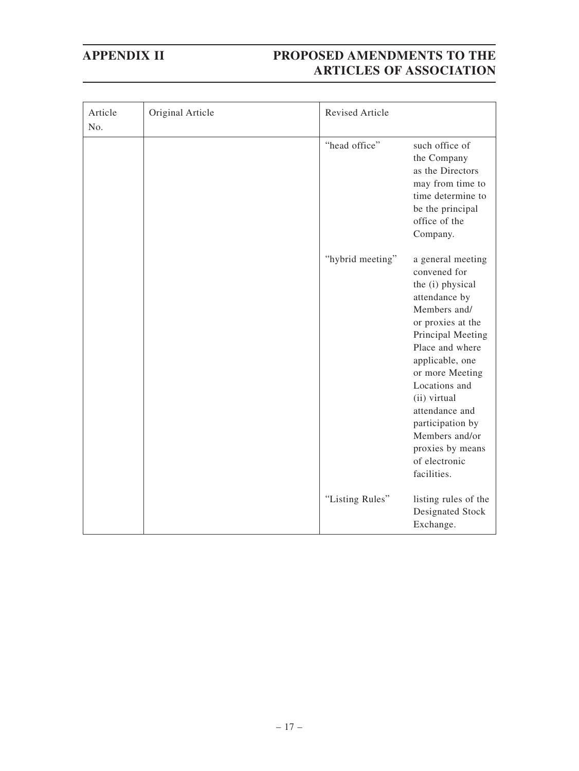| Article No. | Original Article | Revised Article | |
|---|---|---|---|
| | | "head office" | such office of the Company as the Directors may from time to time determine to be the principal office of the Company. |
| | | "hybrid meeting" | a general meeting convened for the (i) physical attendance by Members and/or proxies at the Principal Meeting Place and where applicable, one or more Meeting Locations and (ii) virtual attendance and participation by Members and/or proxies by means of electronic facilities. |
| | | "Listing Rules" | listing rules of the Designated Stock Exchange. |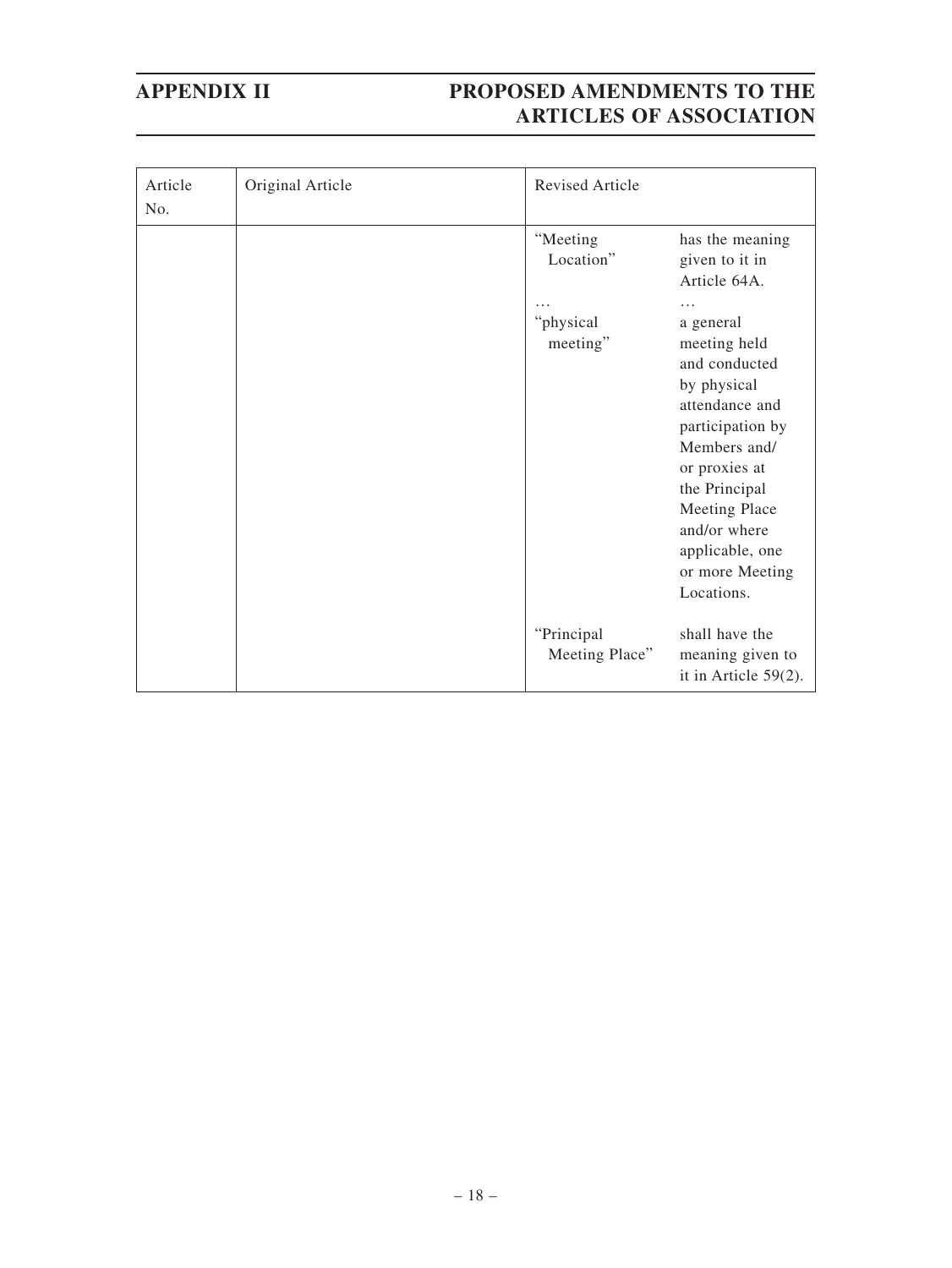| Article No. | Original Article | Revised Article |
|---|---|---|
| | | "Meeting Location" has the meaning given to it in Article 64A.<br>…<br>"physical meeting" a general meeting held and conducted by physical attendance and participation by Members and/or proxies at the Principal Meeting Place and/or where applicable, one or more Meeting Locations.<br><br>"Principal Meeting Place" shall have the meaning given to it in Article 59(2). |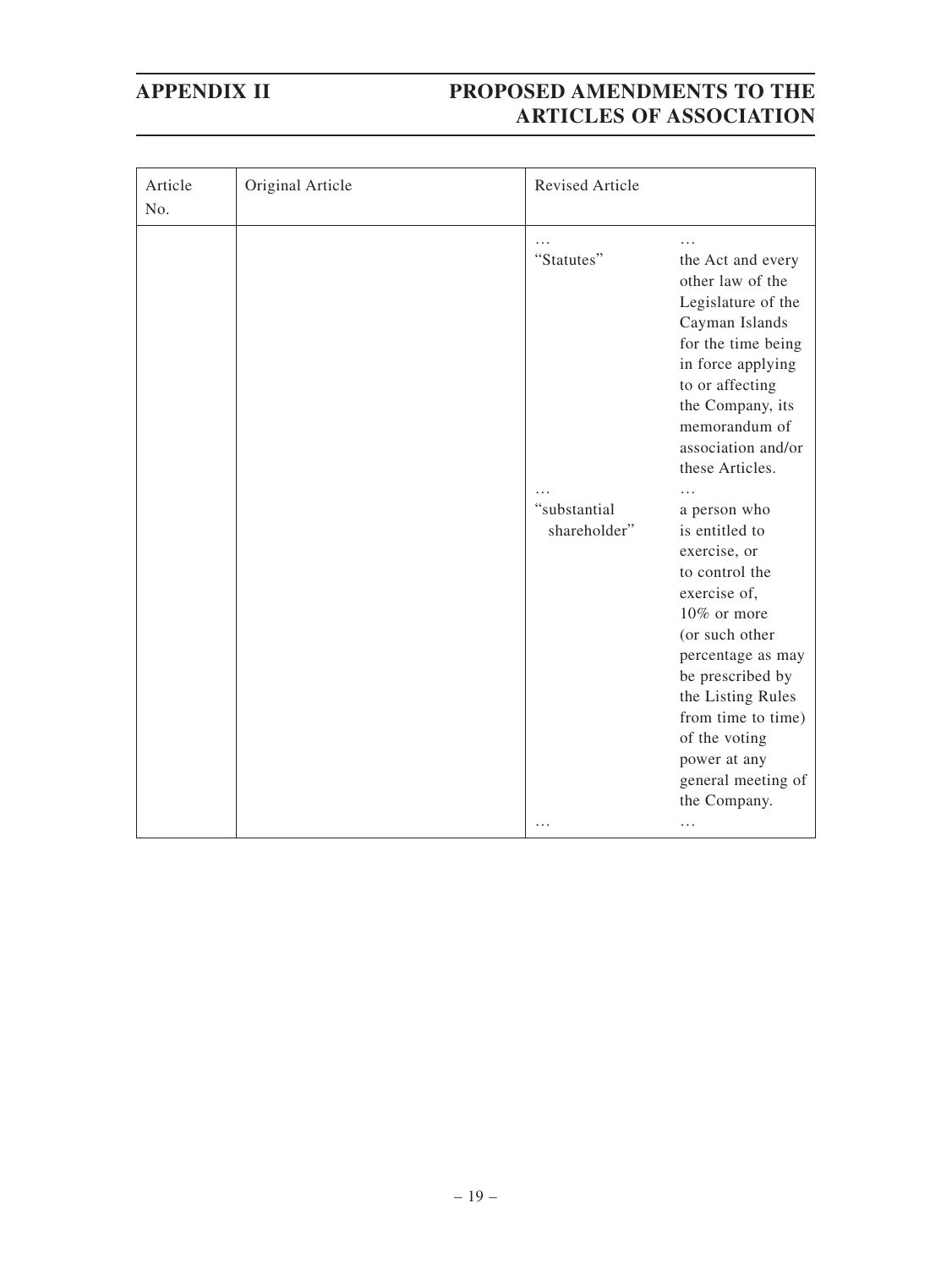| Article No. | Original Article | Revised Article |
|---|---|---|
| | | … … <br>"Statutes" the Act and every other law of the Legislature of the Cayman Islands for the time being in force applying to or affecting the Company, its memorandum of association and/or these Articles.<br>… …<br>"substantial shareholder" a person who is entitled to exercise, or to control the exercise of, 10% or more (or such other percentage as may be prescribed by the Listing Rules from time to time) of the voting power at any general meeting of the Company.<br>… … |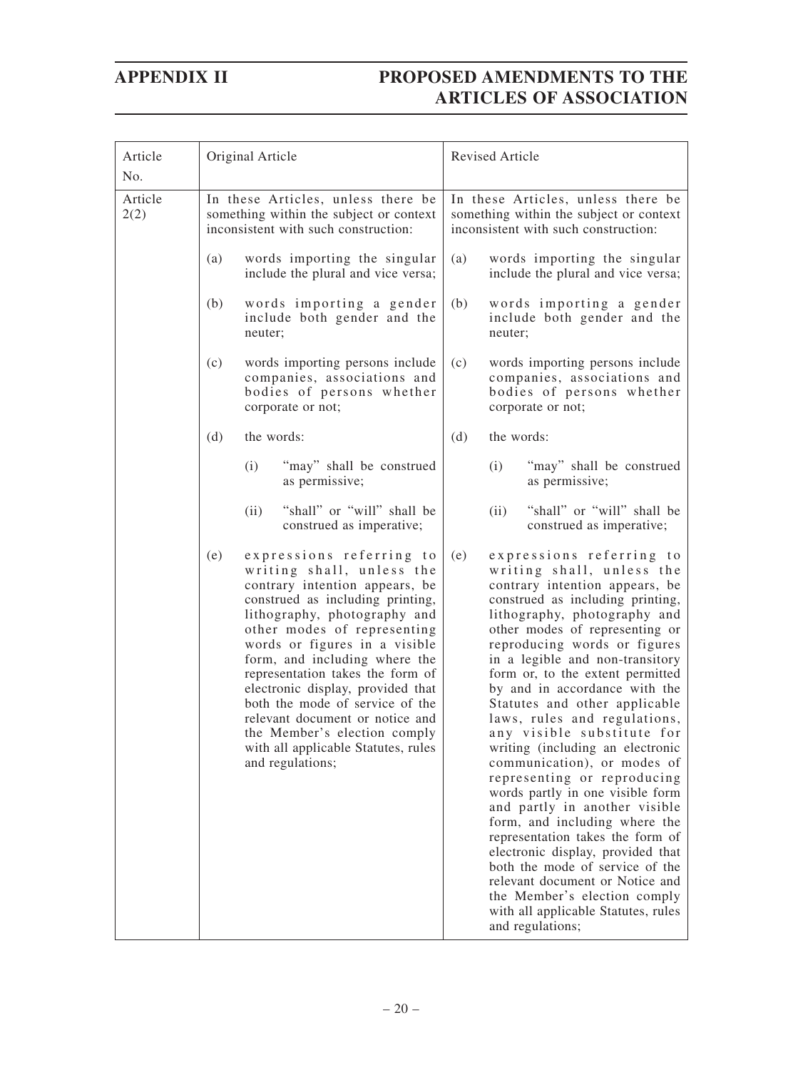| Article No. | Original Article | Revised Article |
|---|---|---|
| Article 2(2) | In these Articles, unless there be something within the subject or context inconsistent with such construction:<br><br>(a) words importing the singular include the plural and vice versa;<br><br>(b) words importing a gender include both gender and the neuter;<br><br>(c) words importing persons include companies, associations and bodies of persons whether corporate or not;<br><br>(d) the words:<br><br>(i) "may" shall be construed as permissive;<br><br>(ii) "shall" or "will" shall be construed as imperative;<br><br>(e) expressions referring to writing shall, unless the contrary intention appears, be construed as including printing, lithography, photography and other modes of representing words or figures in a visible form, and including where the representation takes the form of electronic display, provided that both the mode of service of the relevant document or notice and the Member's election comply with all applicable Statutes, rules and regulations; | In these Articles, unless there be something within the subject or context inconsistent with such construction:<br><br>(a) words importing the singular include the plural and vice versa;<br><br>(b) words importing a gender include both gender and the neuter;<br><br>(c) words importing persons include companies, associations and bodies of persons whether corporate or not;<br><br>(d) the words:<br><br>(i) "may" shall be construed as permissive;<br><br>(ii) "shall" or "will" shall be construed as imperative;<br><br>(e) expressions referring to writing shall, unless the contrary intention appears, be construed as including printing, lithography, photography and other modes of representing or reproducing words or figures in a legible and non-transitory form or, to the extent permitted by and in accordance with the Statutes and other applicable laws, rules and regulations, any visible substitute for writing (including an electronic communication), or modes of representing or reproducing words partly in one visible form and partly in another visible form, and including where the representation takes the form of electronic display, provided that both the mode of service of the relevant document or Notice and the Member's election comply with all applicable Statutes, rules and regulations; |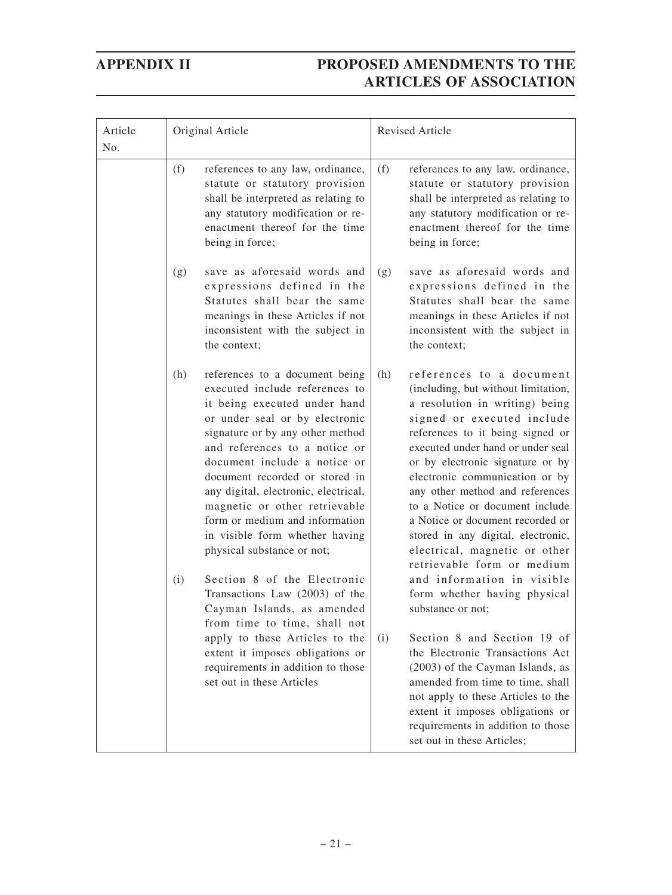# APPENDIX II PROPOSED AMENDMENTS TO THE ARTICLES OF ASSOCIATION

| Article No. | Original Article | Revised Article |
|---|---|---|
| | (f) references to any law, ordinance, statute or statutory provision shall be interpreted as relating to any statutory modification or re-enactment thereof for the time being in force; | (f) references to any law, ordinance, statute or statutory provision shall be interpreted as relating to any statutory modification or re-enactment thereof for the time being in force; |
| | (g) save as aforesaid words and expressions defined in the Statutes shall bear the same meanings in these Articles if not inconsistent with the subject in the context; | (g) save as aforesaid words and expressions defined in the Statutes shall bear the same meanings in these Articles if not inconsistent with the subject in the context; |
| | (h) references to a document being executed include references to it being executed under hand or under seal or by electronic signature or by any other method and references to a notice or document include a notice or document recorded or stored in any digital, electronic, electrical, magnetic or other retrievable form or medium and information in visible form whether having physical substance or not; | (h) references to a document (including, but without limitation, a resolution in writing) being signed or executed include references to it being signed or executed under hand or under seal or by electronic signature or by electronic communication or by any other method and references to a Notice or document include a Notice or document recorded or stored in any digital, electronic, electrical, magnetic or other retrievable form or medium and information in visible form whether having physical substance or not; |
| | (i) Section 8 of the Electronic Transactions Law (2003) of the Cayman Islands, as amended from time to time, shall not apply to these Articles to the extent it imposes obligations or requirements in addition to those set out in these Articles | (i) Section 8 and Section 19 of the Electronic Transactions Act (2003) of the Cayman Islands, as amended from time to time, shall not apply to these Articles to the extent it imposes obligations or requirements in addition to those set out in these Articles; |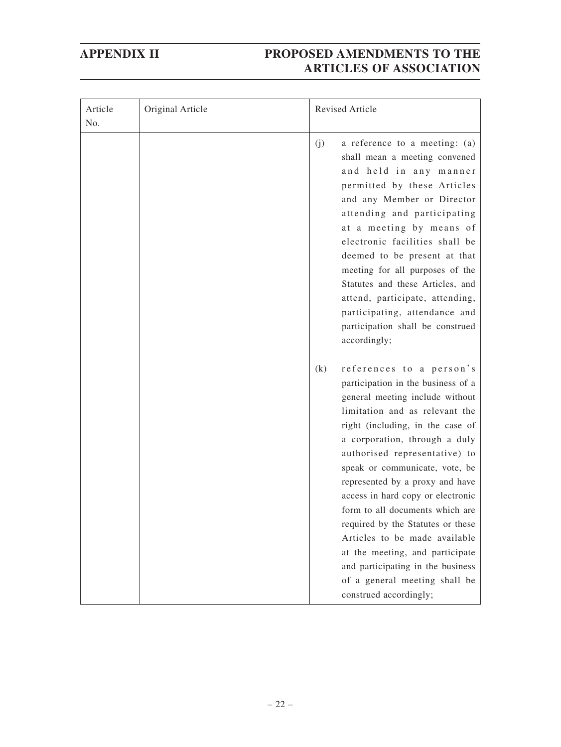| Article No. | Original Article | Revised Article |
|---|---|---|
| | | (j) a reference to a meeting: (a) shall mean a meeting convened and held in any manner permitted by these Articles and any Member or Director attending and participating at a meeting by means of electronic facilities shall be deemed to be present at that meeting for all purposes of the Statutes and these Articles, and attend, participate, attending, participating, attendance and participation shall be construed accordingly;<br><br>(k) references to a person's participation in the business of a general meeting include without limitation and as relevant the right (including, in the case of a corporation, through a duly authorised representative) to speak or communicate, vote, be represented by a proxy and have access in hard copy or electronic form to all documents which are required by the Statutes or these Articles to be made available at the meeting, and participate and participating in the business of a general meeting shall be construed accordingly; |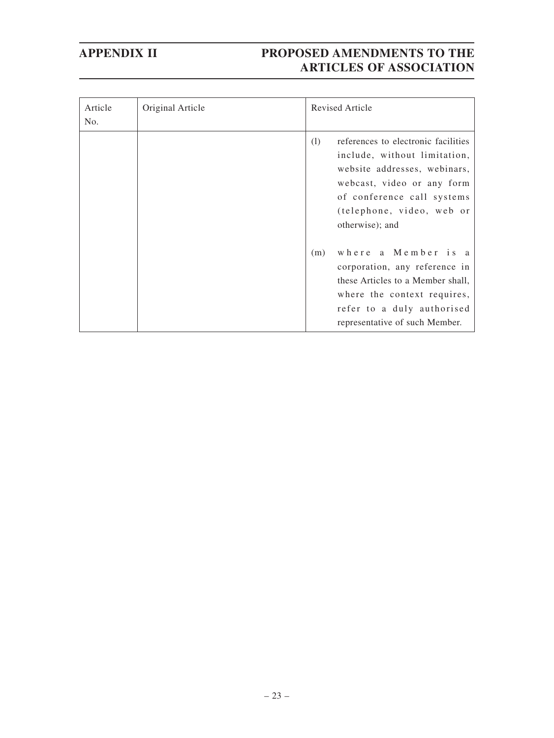| Article No. | Original Article | Revised Article |
|---|---|---|
| | | (l) references to electronic facilities include, without limitation, website addresses, webinars, webcast, video or any form of conference call systems (telephone, video, web or otherwise); and<br><br>(m) where a Member is a corporation, any reference in these Articles to a Member shall, where the context requires, refer to a duly authorised representative of such Member. |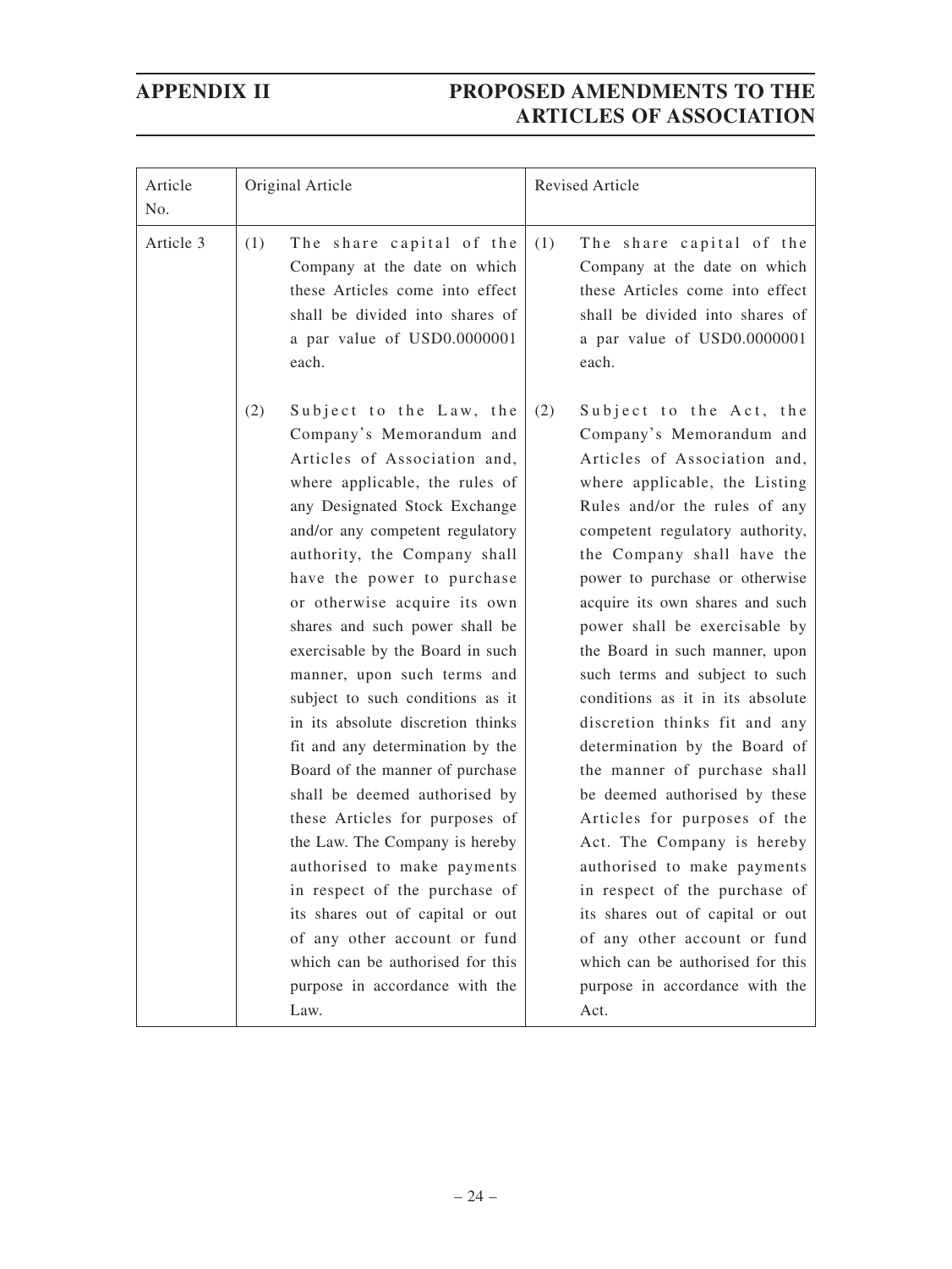| Article No. | Original Article | Revised Article |
|---|---|---|
| Article 3 | (1) The share capital of the Company at the date on which these Articles come into effect shall be divided into shares of a par value of USD0.0000001 each.<br><br>(2) Subject to the Law, the Company's Memorandum and Articles of Association and, where applicable, the rules of any Designated Stock Exchange and/or any competent regulatory authority, the Company shall have the power to purchase or otherwise acquire its own shares and such power shall be exercisable by the Board in such manner, upon such terms and subject to such conditions as it in its absolute discretion thinks fit and any determination by the Board of the manner of purchase shall be deemed authorised by these Articles for purposes of the Law. The Company is hereby authorised to make payments in respect of the purchase of its shares out of capital or out of any other account or fund which can be authorised for this purpose in accordance with the Law. | (1) The share capital of the Company at the date on which these Articles come into effect shall be divided into shares of a par value of USD0.0000001 each.<br><br>(2) Subject to the Act, the Company's Memorandum and Articles of Association and, where applicable, the Listing Rules and/or the rules of any competent regulatory authority, the Company shall have the power to purchase or otherwise acquire its own shares and such power shall be exercisable by the Board in such manner, upon such terms and subject to such conditions as it in its absolute discretion thinks fit and any determination by the Board of the manner of purchase shall be deemed authorised by these Articles for purposes of the Act. The Company is hereby authorised to make payments in respect of the purchase of its shares out of capital or out of any other account or fund which can be authorised for this purpose in accordance with the Act. |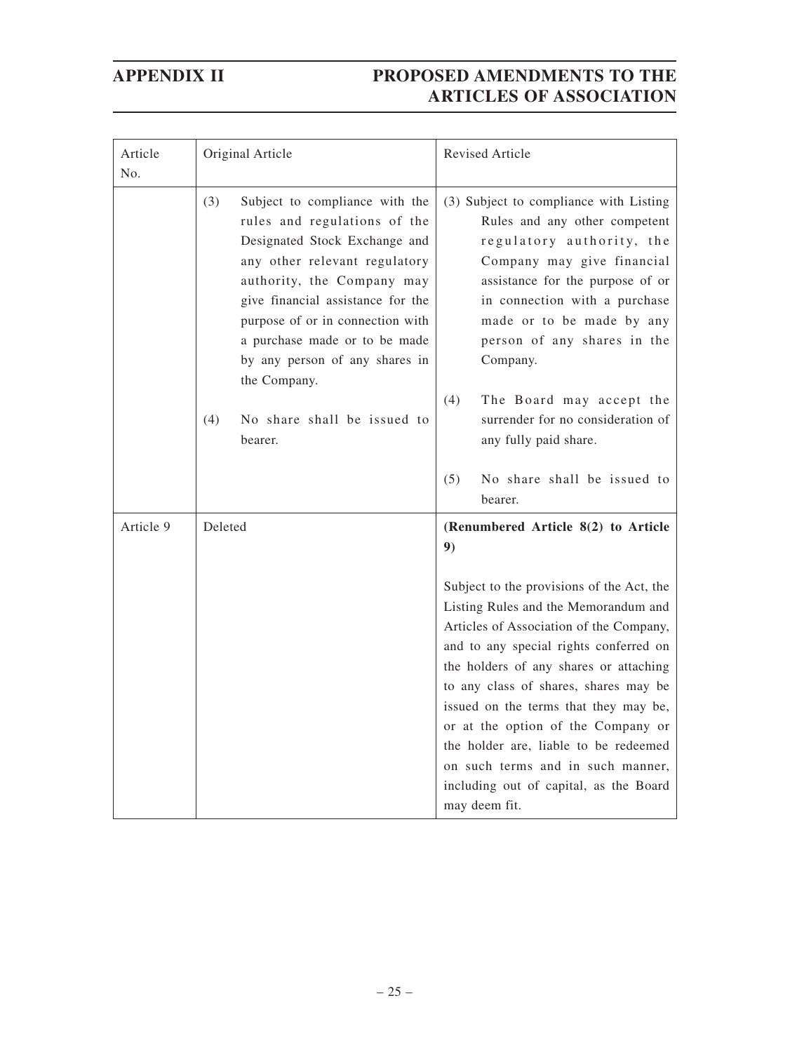| Article No. | Original Article | Revised Article |
|---|---|---|
| | (3) Subject to compliance with the rules and regulations of the Designated Stock Exchange and any other relevant regulatory authority, the Company may give financial assistance for the purpose of or in connection with a purchase made or to be made by any person of any shares in the Company.<br><br>(4) No share shall be issued to bearer. | (3) Subject to compliance with Listing Rules and any other competent regulatory authority, the Company may give financial assistance for the purpose of or in connection with a purchase made or to be made by any person of any shares in the Company.<br><br>(4) The Board may accept the surrender for no consideration of any fully paid share.<br><br>(5) No share shall be issued to bearer. |
| Article 9 | Deleted | **(Renumbered Article 8(2) to Article 9)**<br><br>Subject to the provisions of the Act, the Listing Rules and the Memorandum and Articles of Association of the Company, and to any special rights conferred on the holders of any shares or attaching to any class of shares, shares may be issued on the terms that they may be, or at the option of the Company or the holder are, liable to be redeemed on such terms and in such manner, including out of capital, as the Board may deem fit. |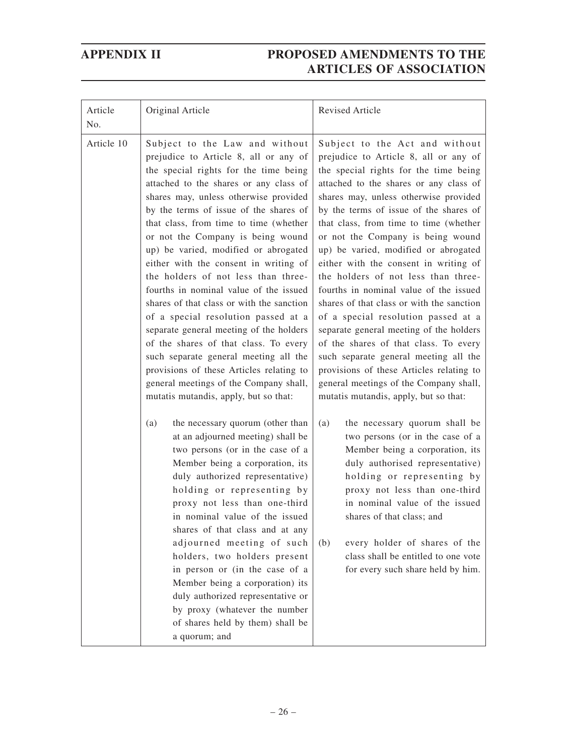| Article No. | Original Article | Revised Article |
|---|---|---|
| Article 10 | Subject to the Law and without prejudice to Article 8, all or any of the special rights for the time being attached to the shares or any class of shares may, unless otherwise provided by the terms of issue of the shares of that class, from time to time (whether or not the Company is being wound up) be varied, modified or abrogated either with the consent in writing of the holders of not less than three-fourths in nominal value of the issued shares of that class or with the sanction of a special resolution passed at a separate general meeting of the holders of the shares of that class. To every such separate general meeting all the provisions of these Articles relating to general meetings of the Company shall, mutatis mutandis, apply, but so that:<br><br>(a) the necessary quorum (other than at an adjourned meeting) shall be two persons (or in the case of a Member being a corporation, its duly authorized representative) holding or representing by proxy not less than one-third in nominal value of the issued shares of that class and at any adjourned meeting of such holders, two holders present in person or (in the case of a Member being a corporation) its duly authorized representative or by proxy (whatever the number of shares held by them) shall be a quorum; and | Subject to the Act and without prejudice to Article 8, all or any of the special rights for the time being attached to the shares or any class of shares may, unless otherwise provided by the terms of issue of the shares of that class, from time to time (whether or not the Company is being wound up) be varied, modified or abrogated either with the consent in writing of the holders of not less than three-fourths in nominal value of the issued shares of that class or with the sanction of a special resolution passed at a separate general meeting of the holders of the shares of that class. To every such separate general meeting all the provisions of these Articles relating to general meetings of the Company shall, mutatis mutandis, apply, but so that:<br><br>(a) the necessary quorum shall be two persons (or in the case of a Member being a corporation, its duly authorised representative) holding or representing by proxy not less than one-third in nominal value of the issued shares of that class; and<br><br>(b) every holder of shares of the class shall be entitled to one vote for every such share held by him. |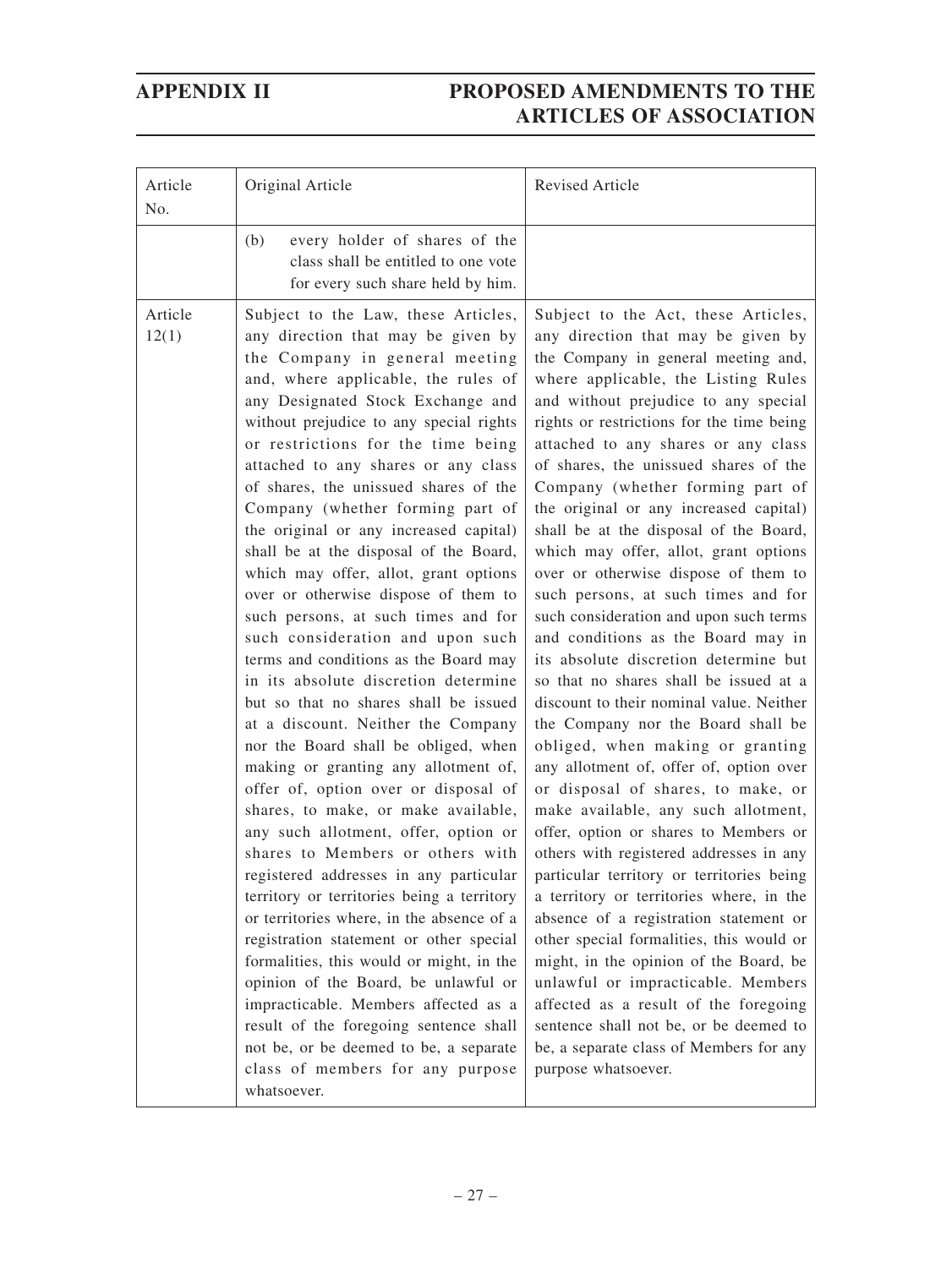| Article No. | Original Article | Revised Article |
|---|---|---|
| | (b) every holder of shares of the class shall be entitled to one vote for every such share held by him. | |
| Article 12(1) | Subject to the Law, these Articles, any direction that may be given by the Company in general meeting and, where applicable, the rules of any Designated Stock Exchange and without prejudice to any special rights or restrictions for the time being attached to any shares or any class of shares, the unissued shares of the Company (whether forming part of the original or any increased capital) shall be at the disposal of the Board, which may offer, allot, grant options over or otherwise dispose of them to such persons, at such times and for such consideration and upon such terms and conditions as the Board may in its absolute discretion determine but so that no shares shall be issued at a discount. Neither the Company nor the Board shall be obliged, when making or granting any allotment of, offer of, option over or disposal of shares, to make, or make available, any such allotment, offer, option or shares to Members or others with registered addresses in any particular territory or territories being a territory or territories where, in the absence of a registration statement or other special formalities, this would or might, in the opinion of the Board, be unlawful or impracticable. Members affected as a result of the foregoing sentence shall not be, or be deemed to be, a separate class of members for any purpose whatsoever. | Subject to the Act, these Articles, any direction that may be given by the Company in general meeting and, where applicable, the Listing Rules and without prejudice to any special rights or restrictions for the time being attached to any shares or any class of shares, the unissued shares of the Company (whether forming part of the original or any increased capital) shall be at the disposal of the Board, which may offer, allot, grant options over or otherwise dispose of them to such persons, at such times and for such consideration and upon such terms and conditions as the Board may in its absolute discretion determine but so that no shares shall be issued at a discount to their nominal value. Neither the Company nor the Board shall be obliged, when making or granting any allotment of, offer of, option over or disposal of shares, to make, or make available, any such allotment, offer, option or shares to Members or others with registered addresses in any particular territory or territories being a territory or territories where, in the absence of a registration statement or other special formalities, this would or might, in the opinion of the Board, be unlawful or impracticable. Members affected as a result of the foregoing sentence shall not be, or be deemed to be, a separate class of Members for any purpose whatsoever. |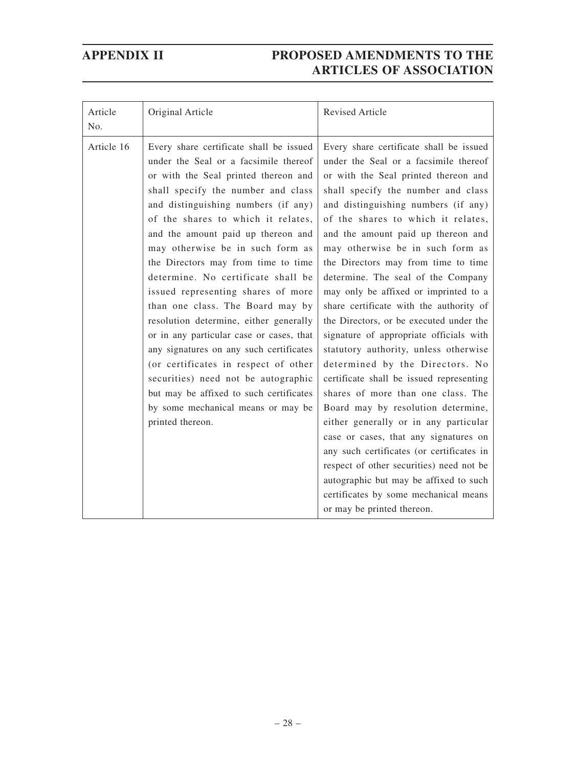| Article No. | Original Article | Revised Article |
|---|---|---|
| Article 16 | Every share certificate shall be issued under the Seal or a facsimile thereof or with the Seal printed thereon and shall specify the number and class and distinguishing numbers (if any) of the shares to which it relates, and the amount paid up thereon and may otherwise be in such form as the Directors may from time to time determine. No certificate shall be issued representing shares of more than one class. The Board may by resolution determine, either generally or in any particular case or cases, that any signatures on any such certificates (or certificates in respect of other securities) need not be autographic but may be affixed to such certificates by some mechanical means or may be printed thereon. | Every share certificate shall be issued under the Seal or a facsimile thereof or with the Seal printed thereon and shall specify the number and class and distinguishing numbers (if any) of the shares to which it relates, and the amount paid up thereon and may otherwise be in such form as the Directors may from time to time determine. The seal of the Company may only be affixed or imprinted to a share certificate with the authority of the Directors, or be executed under the signature of appropriate officials with statutory authority, unless otherwise determined by the Directors. No certificate shall be issued representing shares of more than one class. The Board may by resolution determine, either generally or in any particular case or cases, that any signatures on any such certificates (or certificates in respect of other securities) need not be autographic but may be affixed to such certificates by some mechanical means or may be printed thereon. |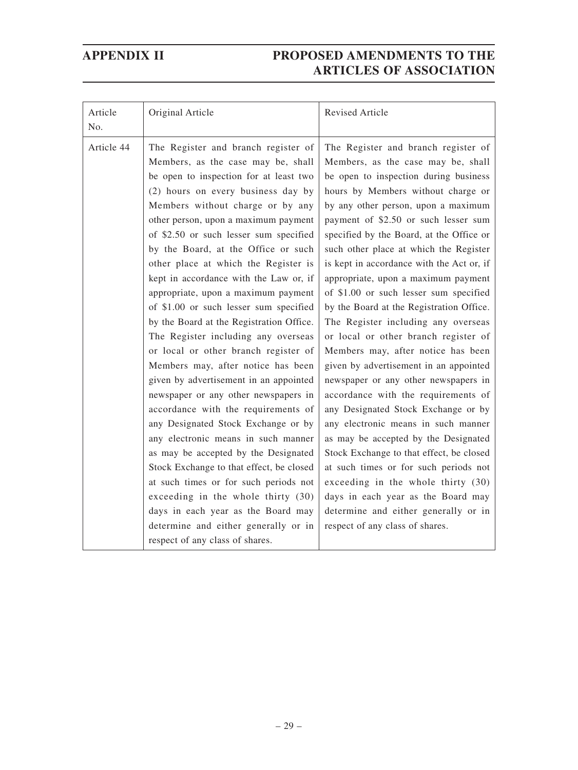| Article No. | Original Article | Revised Article |
|---|---|---|
| Article 44 | The Register and branch register of Members, as the case may be, shall be open to inspection for at least two (2) hours on every business day by Members without charge or by any other person, upon a maximum payment of $2.50 or such lesser sum specified by the Board, at the Office or such other place at which the Register is kept in accordance with the Law or, if appropriate, upon a maximum payment of $1.00 or such lesser sum specified by the Board at the Registration Office. The Register including any overseas or local or other branch register of Members may, after notice has been given by advertisement in an appointed newspaper or any other newspapers in accordance with the requirements of any Designated Stock Exchange or by any electronic means in such manner as may be accepted by the Designated Stock Exchange to that effect, be closed at such times or for such periods not exceeding in the whole thirty (30) days in each year as the Board may determine and either generally or in respect of any class of shares. | The Register and branch register of Members, as the case may be, shall be open to inspection during business hours by Members without charge or by any other person, upon a maximum payment of $2.50 or such lesser sum specified by the Board, at the Office or such other place at which the Register is kept in accordance with the Act or, if appropriate, upon a maximum payment of $1.00 or such lesser sum specified by the Board at the Registration Office. The Register including any overseas or local or other branch register of Members may, after notice has been given by advertisement in an appointed newspaper or any other newspapers in accordance with the requirements of any Designated Stock Exchange or by any electronic means in such manner as may be accepted by the Designated Stock Exchange to that effect, be closed at such times or for such periods not exceeding in the whole thirty (30) days in each year as the Board may determine and either generally or in respect of any class of shares. |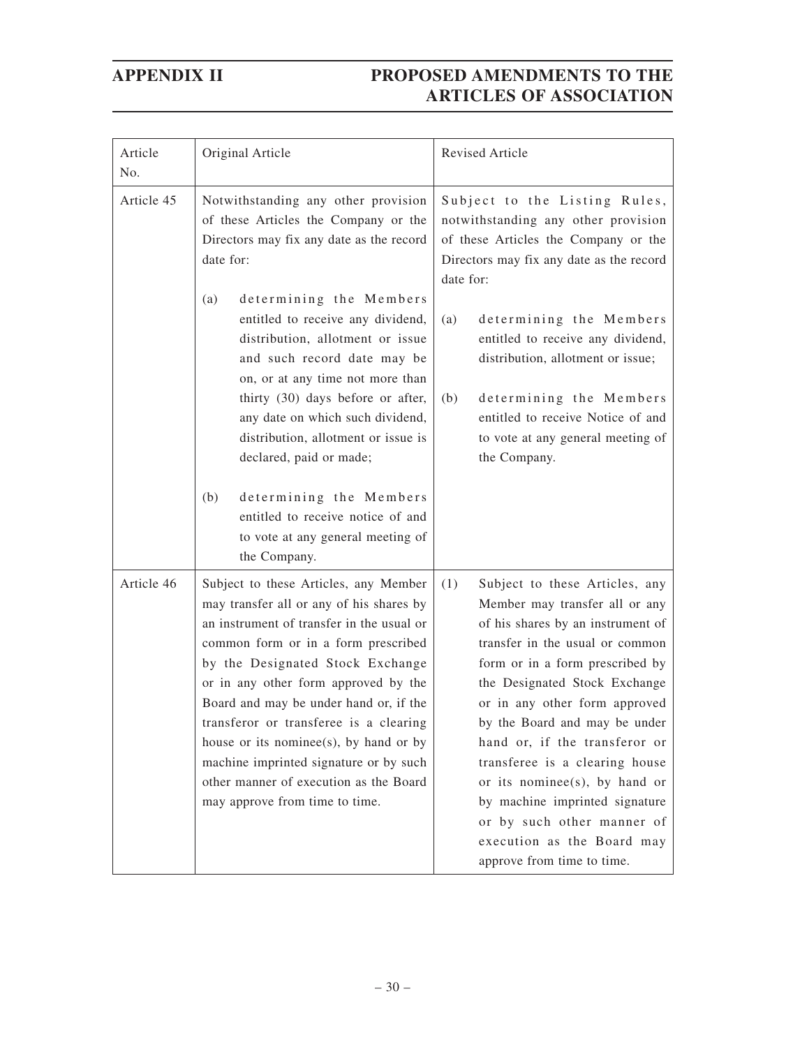| Article No. | Original Article | Revised Article |
|---|---|---|
| Article 45 | Notwithstanding any other provision of these Articles the Company or the Directors may fix any date as the record date for:<br><br>(a) determining the Members entitled to receive any dividend, distribution, allotment or issue and such record date may be on, or at any time not more than thirty (30) days before or after, any date on which such dividend, distribution, allotment or issue is declared, paid or made;<br><br>(b) determining the Members entitled to receive notice of and to vote at any general meeting of the Company. | Subject to the Listing Rules, notwithstanding any other provision of these Articles the Company or the Directors may fix any date as the record date for:<br><br>(a) determining the Members entitled to receive any dividend, distribution, allotment or issue;<br><br>(b) determining the Members entitled to receive Notice of and to vote at any general meeting of the Company. |
| Article 46 | Subject to these Articles, any Member may transfer all or any of his shares by an instrument of transfer in the usual or common form or in a form prescribed by the Designated Stock Exchange or in any other form approved by the Board and may be under hand or, if the transferor or transferee is a clearing house or its nominee(s), by hand or by machine imprinted signature or by such other manner of execution as the Board may approve from time to time. | (1) Subject to these Articles, any Member may transfer all or any of his shares by an instrument of transfer in the usual or common form or in a form prescribed by the Designated Stock Exchange or in any other form approved by the Board and may be under hand or, if the transferor or transferee is a clearing house or its nominee(s), by hand or by machine imprinted signature or by such other manner of execution as the Board may approve from time to time. |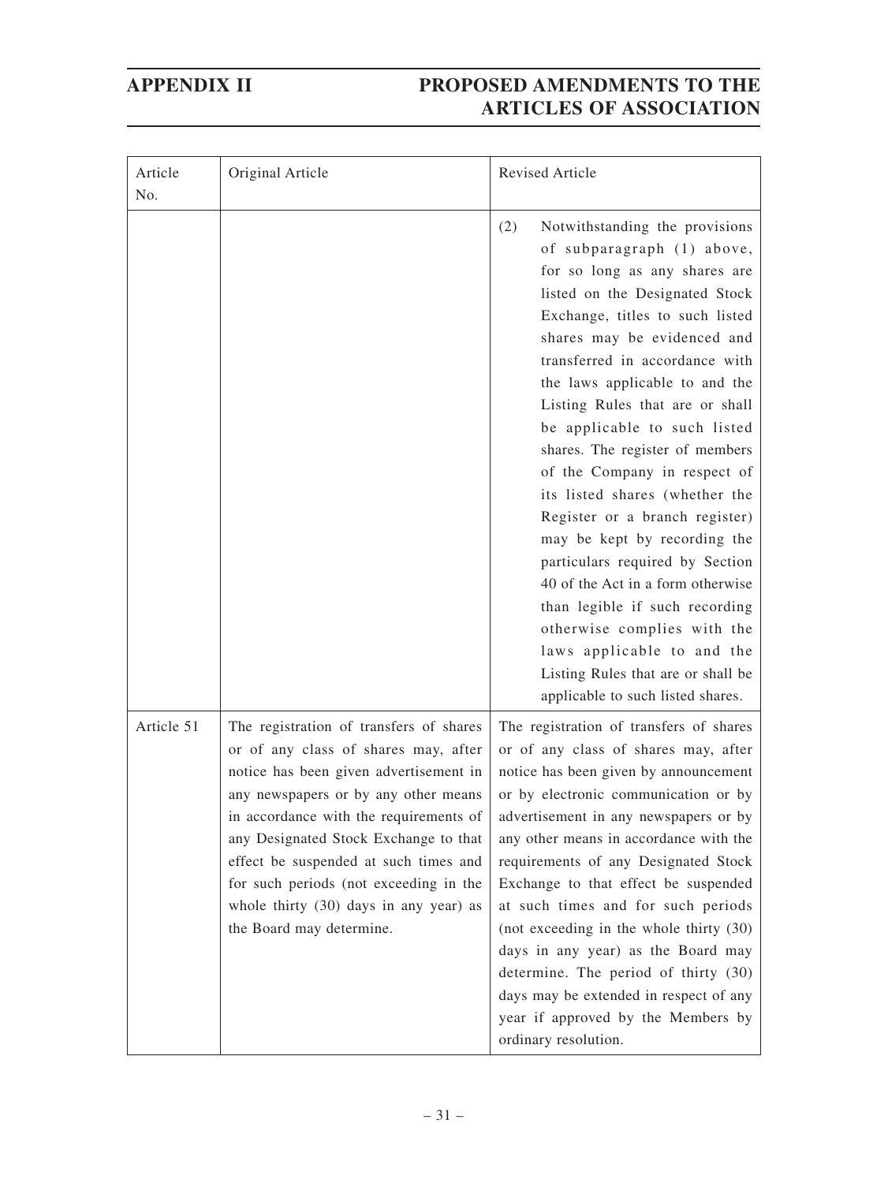| Article No. | Original Article | Revised Article |
|---|---|---|
| | | (2) Notwithstanding the provisions of subparagraph (1) above, for so long as any shares are listed on the Designated Stock Exchange, titles to such listed shares may be evidenced and transferred in accordance with the laws applicable to and the Listing Rules that are or shall be applicable to such listed shares. The register of members of the Company in respect of its listed shares (whether the Register or a branch register) may be kept by recording the particulars required by Section 40 of the Act in a form otherwise than legible if such recording otherwise complies with the laws applicable to and the Listing Rules that are or shall be applicable to such listed shares. |
| Article 51 | The registration of transfers of shares or of any class of shares may, after notice has been given advertisement in any newspapers or by any other means in accordance with the requirements of any Designated Stock Exchange to that effect be suspended at such times and for such periods (not exceeding in the whole thirty (30) days in any year) as the Board may determine. | The registration of transfers of shares or of any class of shares may, after notice has been given by announcement or by electronic communication or by advertisement in any newspapers or by any other means in accordance with the requirements of any Designated Stock Exchange to that effect be suspended at such times and for such periods (not exceeding in the whole thirty (30) days in any year) as the Board may determine. The period of thirty (30) days may be extended in respect of any year if approved by the Members by ordinary resolution. |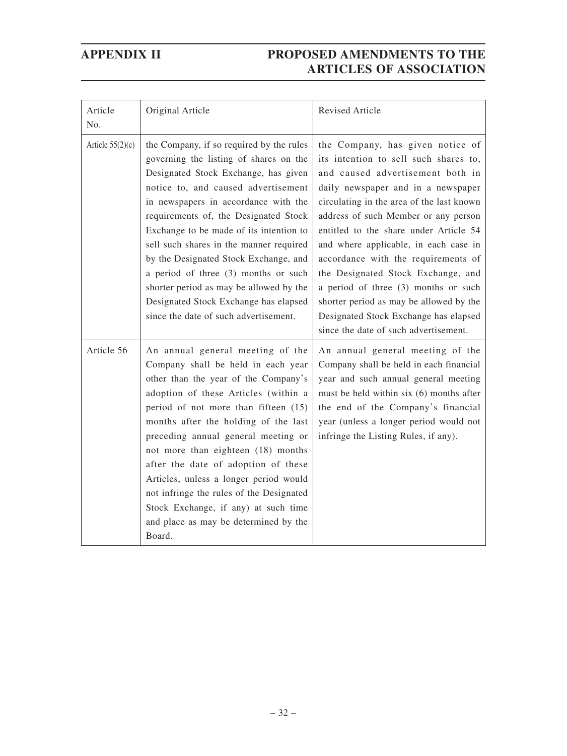| Article No. | Original Article | Revised Article |
|---|---|---|
| Article 55(2)(c) | the Company, if so required by the rules governing the listing of shares on the Designated Stock Exchange, has given notice to, and caused advertisement in newspapers in accordance with the requirements of, the Designated Stock Exchange to be made of its intention to sell such shares in the manner required by the Designated Stock Exchange, and a period of three (3) months or such shorter period as may be allowed by the Designated Stock Exchange has elapsed since the date of such advertisement. | the Company, has given notice of its intention to sell such shares to, and caused advertisement both in daily newspaper and in a newspaper circulating in the area of the last known address of such Member or any person entitled to the share under Article 54 and where applicable, in each case in accordance with the requirements of the Designated Stock Exchange, and a period of three (3) months or such shorter period as may be allowed by the Designated Stock Exchange has elapsed since the date of such advertisement. |
| Article 56 | An annual general meeting of the Company shall be held in each year other than the year of the Company's adoption of these Articles (within a period of not more than fifteen (15) months after the holding of the last preceding annual general meeting or not more than eighteen (18) months after the date of adoption of these Articles, unless a longer period would not infringe the rules of the Designated Stock Exchange, if any) at such time and place as may be determined by the Board. | An annual general meeting of the Company shall be held in each financial year and such annual general meeting must be held within six (6) months after the end of the Company's financial year (unless a longer period would not infringe the Listing Rules, if any). |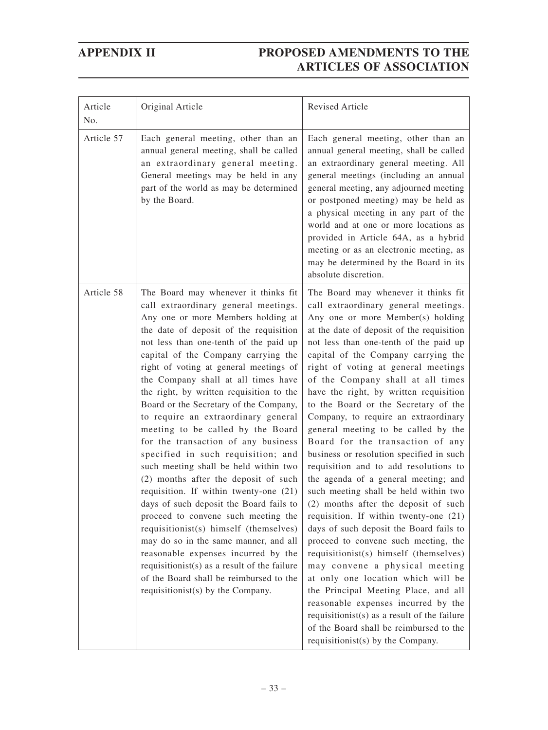| Article No. | Original Article | Revised Article |
|---|---|---|
| Article 57 | Each general meeting, other than an annual general meeting, shall be called an extraordinary general meeting. General meetings may be held in any part of the world as may be determined by the Board. | Each general meeting, other than an annual general meeting, shall be called an extraordinary general meeting. All general meetings (including an annual general meeting, any adjourned meeting or postponed meeting) may be held as a physical meeting in any part of the world and at one or more locations as provided in Article 64A, as a hybrid meeting or as an electronic meeting, as may be determined by the Board in its absolute discretion. |
| Article 58 | The Board may whenever it thinks fit call extraordinary general meetings. Any one or more Members holding at the date of deposit of the requisition not less than one-tenth of the paid up capital of the Company carrying the right of voting at general meetings of the Company shall at all times have the right, by written requisition to the Board or the Secretary of the Company, to require an extraordinary general meeting to be called by the Board for the transaction of any business specified in such requisition; and such meeting shall be held within two (2) months after the deposit of such requisition. If within twenty-one (21) days of such deposit the Board fails to proceed to convene such meeting the requisitionist(s) himself (themselves) may do so in the same manner, and all reasonable expenses incurred by the requisitionist(s) as a result of the failure of the Board shall be reimbursed to the requisitionist(s) by the Company. | The Board may whenever it thinks fit call extraordinary general meetings. Any one or more Member(s) holding at the date of deposit of the requisition not less than one-tenth of the paid up capital of the Company carrying the right of voting at general meetings of the Company shall at all times have the right, by written requisition to the Board or the Secretary of the Company, to require an extraordinary general meeting to be called by the Board for the transaction of any business or resolution specified in such requisition and to add resolutions to the agenda of a general meeting; and such meeting shall be held within two (2) months after the deposit of such requisition. If within twenty-one (21) days of such deposit the Board fails to proceed to convene such meeting, the requisitionist(s) himself (themselves) may convene a physical meeting at only one location which will be the Principal Meeting Place, and all reasonable expenses incurred by the requisitionist(s) as a result of the failure of the Board shall be reimbursed to the requisitionist(s) by the Company. |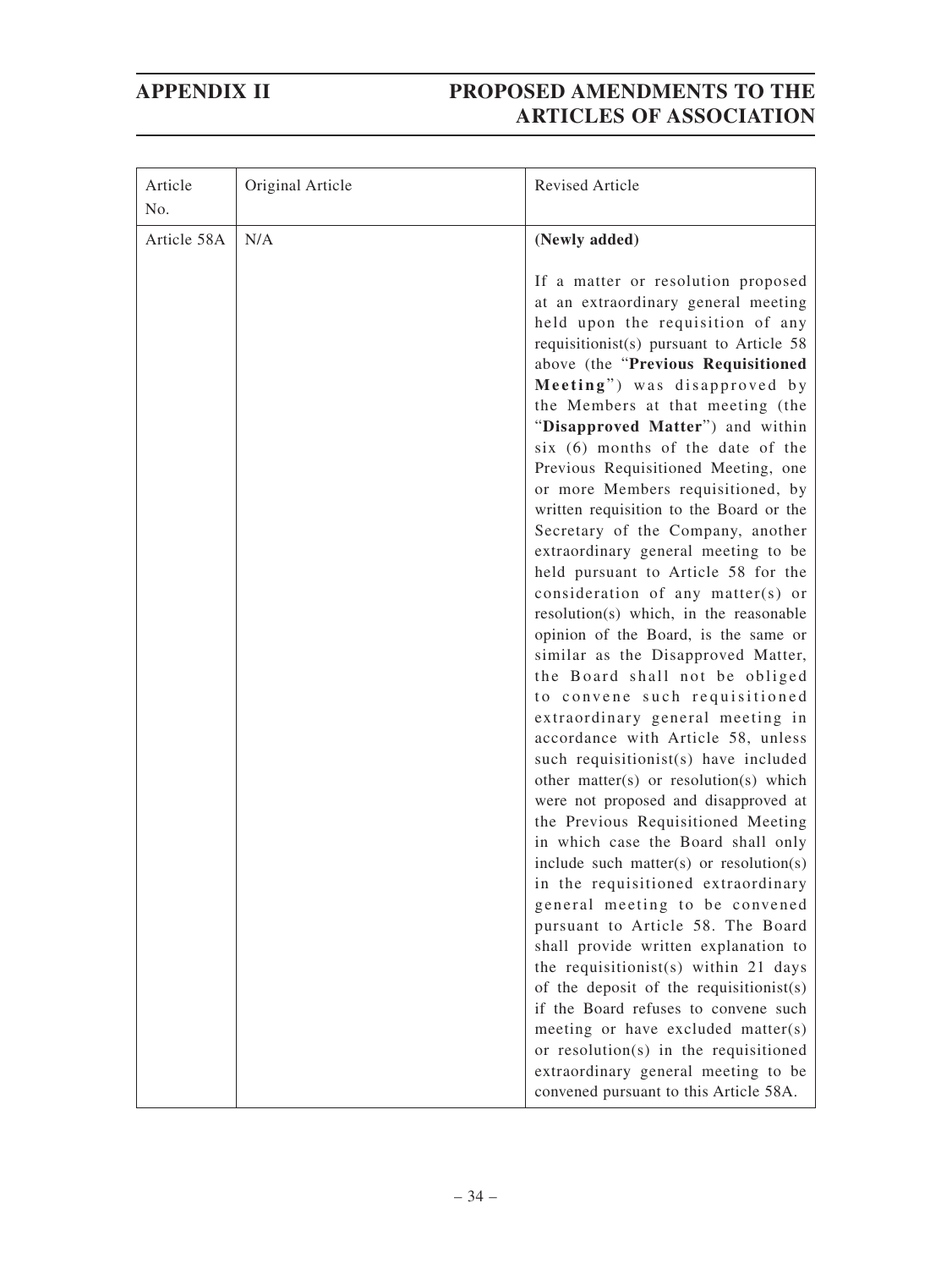| Article No. | Original Article | Revised Article |
|---|---|---|
| Article 58A | N/A | **(Newly added)**<br><br>If a matter or resolution proposed at an extraordinary general meeting held upon the requisition of any requisitionist(s) pursuant to Article 58 above (the "**Previous Requisitioned Meeting**") was disapproved by the Members at that meeting (the "**Disapproved Matter**") and within six (6) months of the date of the Previous Requisitioned Meeting, one or more Members requisitioned, by written requisition to the Board or the Secretary of the Company, another extraordinary general meeting to be held pursuant to Article 58 for the consideration of any matter(s) or resolution(s) which, in the reasonable opinion of the Board, is the same or similar as the Disapproved Matter, the Board shall not be obliged to convene such requisitioned extraordinary general meeting in accordance with Article 58, unless such requisitionist(s) have included other matter(s) or resolution(s) which were not proposed and disapproved at the Previous Requisitioned Meeting in which case the Board shall only include such matter(s) or resolution(s) in the requisitioned extraordinary general meeting to be convened pursuant to Article 58. The Board shall provide written explanation to the requisitionist(s) within 21 days of the deposit of the requisitionist(s) if the Board refuses to convene such meeting or have excluded matter(s) or resolution(s) in the requisitioned extraordinary general meeting to be convened pursuant to this Article 58A. |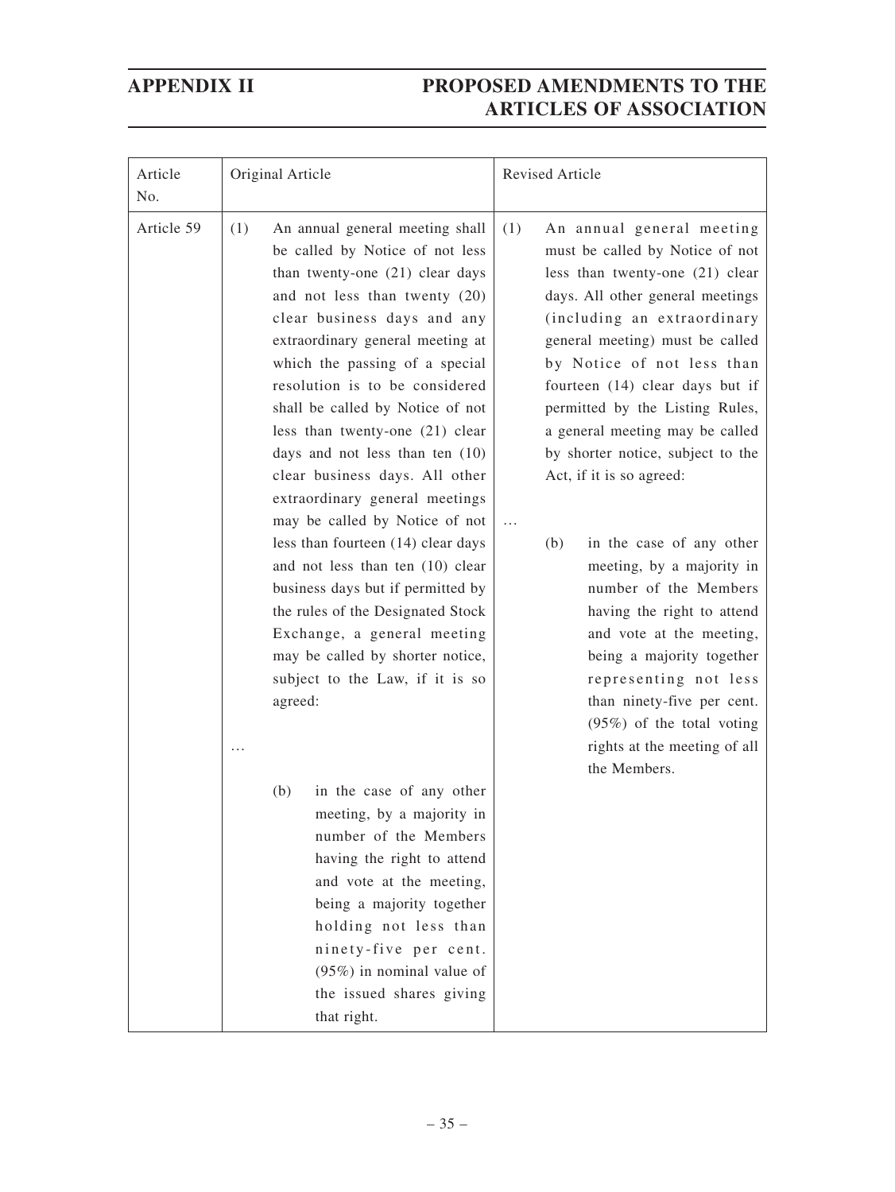## APPENDIX II PROPOSED AMENDMENTS TO THE ARTICLES OF ASSOCIATION

| Article No. | Original Article | Revised Article |
|---|---|---|
| Article 59 | (1) An annual general meeting shall be called by Notice of not less than twenty-one (21) clear days and not less than twenty (20) clear business days and any extraordinary general meeting at which the passing of a special resolution is to be considered shall be called by Notice of not less than twenty-one (21) clear days and not less than ten (10) clear business days. All other extraordinary general meetings may be called by Notice of not less than fourteen (14) clear days and not less than ten (10) clear business days but if permitted by the rules of the Designated Stock Exchange, a general meeting may be called by shorter notice, subject to the Law, if it is so agreed:<br><br>…<br><br>(b) in the case of any other meeting, by a majority in number of the Members having the right to attend and vote at the meeting, being a majority together holding not less than ninety-five per cent. (95%) in nominal value of the issued shares giving that right. | (1) An annual general meeting must be called by Notice of not less than twenty-one (21) clear days. All other general meetings (including an extraordinary general meeting) must be called by Notice of not less than fourteen (14) clear days but if permitted by the Listing Rules, a general meeting may be called by shorter notice, subject to the Act, if it is so agreed:<br><br>…<br><br>(b) in the case of any other meeting, by a majority in number of the Members having the right to attend and vote at the meeting, being a majority together representing not less than ninety-five per cent. (95%) of the total voting rights at the meeting of all the Members. |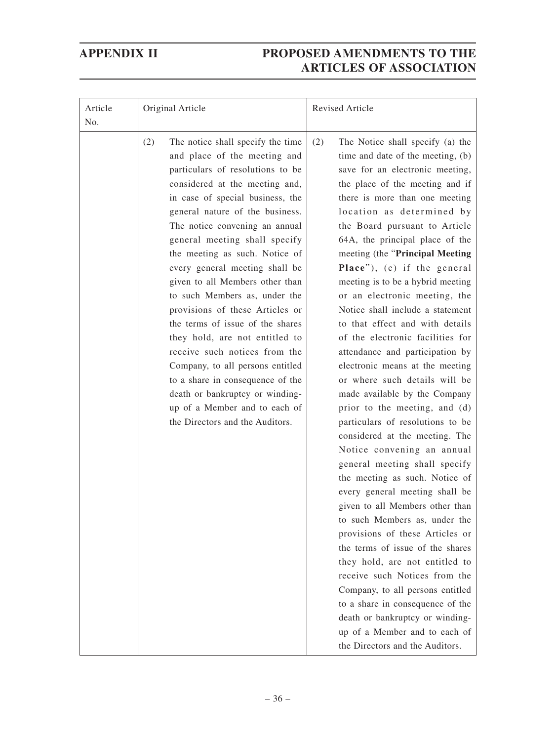| Article No. | Original Article | Revised Article |
|---|---|---|
| | (2) The notice shall specify the time and place of the meeting and particulars of resolutions to be considered at the meeting and, in case of special business, the general nature of the business. The notice convening an annual general meeting shall specify the meeting as such. Notice of every general meeting shall be given to all Members other than to such Members as, under the provisions of these Articles or the terms of issue of the shares they hold, are not entitled to receive such notices from the Company, to all persons entitled to a share in consequence of the death or bankruptcy or winding-up of a Member and to each of the Directors and the Auditors. | (2) The Notice shall specify (a) the time and date of the meeting, (b) save for an electronic meeting, the place of the meeting and if there is more than one meeting location as determined by the Board pursuant to Article 64A, the principal place of the meeting (the "**Principal Meeting Place**"), (c) if the general meeting is to be a hybrid meeting or an electronic meeting, the Notice shall include a statement to that effect and with details of the electronic facilities for attendance and participation by electronic means at the meeting or where such details will be made available by the Company prior to the meeting, and (d) particulars of resolutions to be considered at the meeting. The Notice convening an annual general meeting shall specify the meeting as such. Notice of every general meeting shall be given to all Members other than to such Members as, under the provisions of these Articles or the terms of issue of the shares they hold, are not entitled to receive such Notices from the Company, to all persons entitled to a share in consequence of the death or bankruptcy or winding-up of a Member and to each of the Directors and the Auditors. |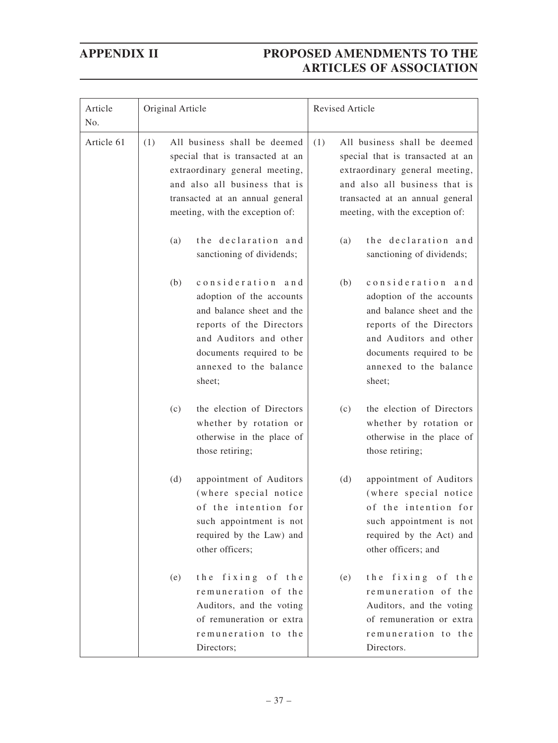## APPENDIX II — PROPOSED AMENDMENTS TO THE ARTICLES OF ASSOCIATION

| Article No. | Original Article | Revised Article |
|---|---|---|
| Article 61 | (1) All business shall be deemed special that is transacted at an extraordinary general meeting, and also all business that is transacted at an annual general meeting, with the exception of:<br><br>(a) the declaration and sanctioning of dividends;<br><br>(b) consideration and adoption of the accounts and balance sheet and the reports of the Directors and Auditors and other documents required to be annexed to the balance sheet;<br><br>(c) the election of Directors whether by rotation or otherwise in the place of those retiring;<br><br>(d) appointment of Auditors (where special notice of the intention for such appointment is not required by the Law) and other officers;<br><br>(e) the fixing of the remuneration of the Auditors, and the voting of remuneration or extra remuneration to the Directors; | (1) All business shall be deemed special that is transacted at an extraordinary general meeting, and also all business that is transacted at an annual general meeting, with the exception of:<br><br>(a) the declaration and sanctioning of dividends;<br><br>(b) consideration and adoption of the accounts and balance sheet and the reports of the Directors and Auditors and other documents required to be annexed to the balance sheet;<br><br>(c) the election of Directors whether by rotation or otherwise in the place of those retiring;<br><br>(d) appointment of Auditors (where special notice of the intention for such appointment is not required by the Act) and other officers; and<br><br>(e) the fixing of the remuneration of the Auditors, and the voting of remuneration or extra remuneration to the Directors. |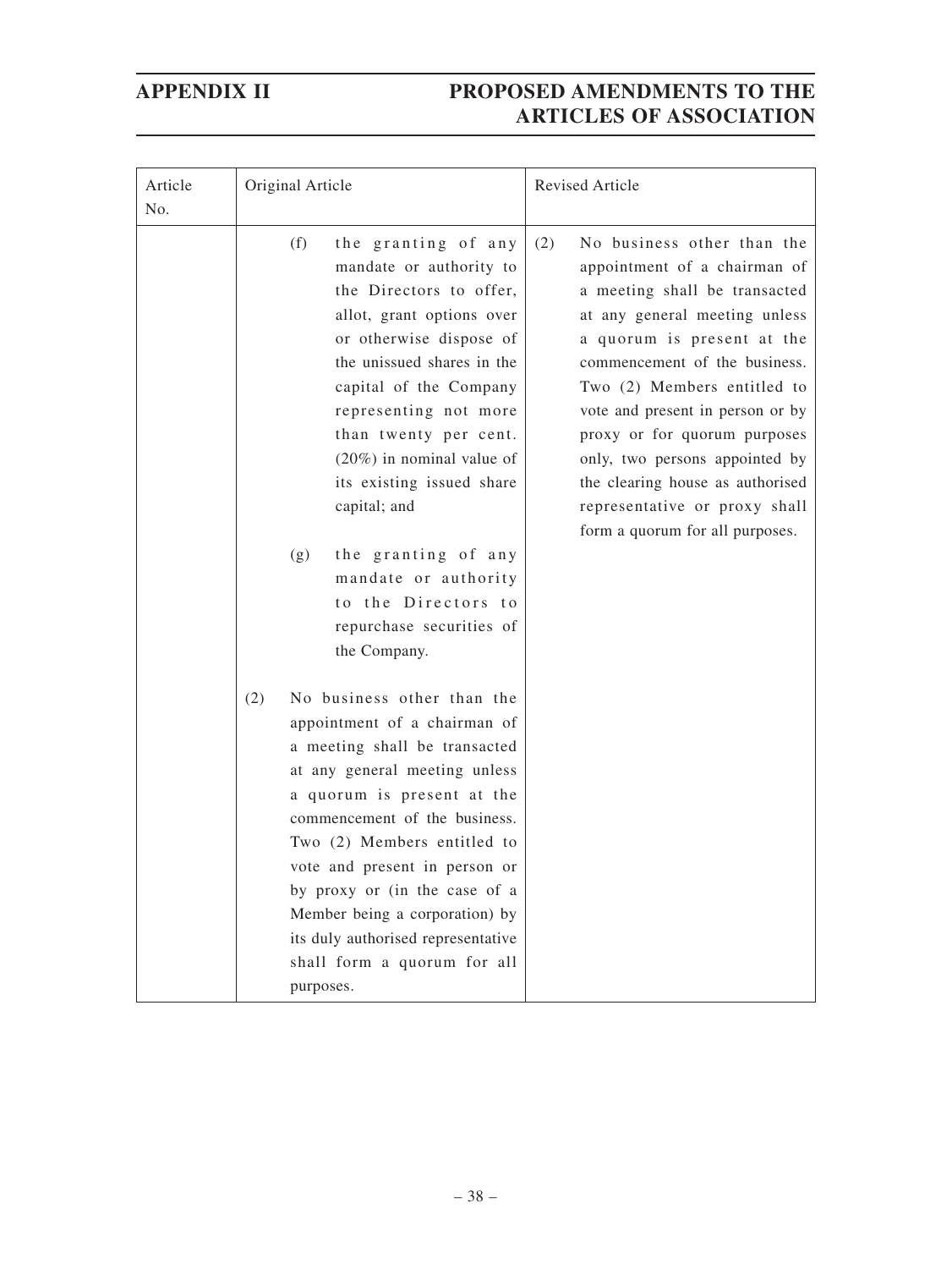| Article No. | Original Article | Revised Article |
|---|---|---|
| | (f) the granting of any mandate or authority to the Directors to offer, allot, grant options over or otherwise dispose of the unissued shares in the capital of the Company representing not more than twenty per cent. (20%) in nominal value of its existing issued share capital; and<br><br>(g) the granting of any mandate or authority to the Directors to repurchase securities of the Company.<br><br>(2) No business other than the appointment of a chairman of a meeting shall be transacted at any general meeting unless a quorum is present at the commencement of the business. Two (2) Members entitled to vote and present in person or by proxy or (in the case of a Member being a corporation) by its duly authorised representative shall form a quorum for all purposes. | (2) No business other than the appointment of a chairman of a meeting shall be transacted at any general meeting unless a quorum is present at the commencement of the business. Two (2) Members entitled to vote and present in person or by proxy or for quorum purposes only, two persons appointed by the clearing house as authorised representative or proxy shall form a quorum for all purposes. |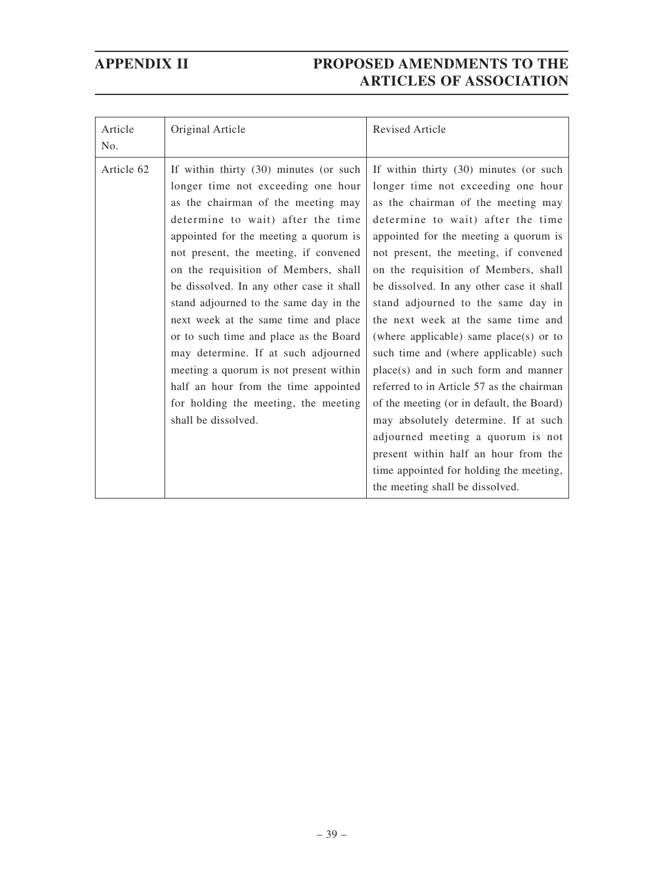| Article No. | Original Article | Revised Article |
|---|---|---|
| Article 62 | If within thirty (30) minutes (or such longer time not exceeding one hour as the chairman of the meeting may determine to wait) after the time appointed for the meeting a quorum is not present, the meeting, if convened on the requisition of Members, shall be dissolved. In any other case it shall stand adjourned to the same day in the next week at the same time and place or to such time and place as the Board may determine. If at such adjourned meeting a quorum is not present within half an hour from the time appointed for holding the meeting, the meeting shall be dissolved. | If within thirty (30) minutes (or such longer time not exceeding one hour as the chairman of the meeting may determine to wait) after the time appointed for the meeting a quorum is not present, the meeting, if convened on the requisition of Members, shall be dissolved. In any other case it shall stand adjourned to the same day in the next week at the same time and (where applicable) same place(s) or to such time and (where applicable) such place(s) and in such form and manner referred to in Article 57 as the chairman of the meeting (or in default, the Board) may absolutely determine. If at such adjourned meeting a quorum is not present within half an hour from the time appointed for holding the meeting, the meeting shall be dissolved. |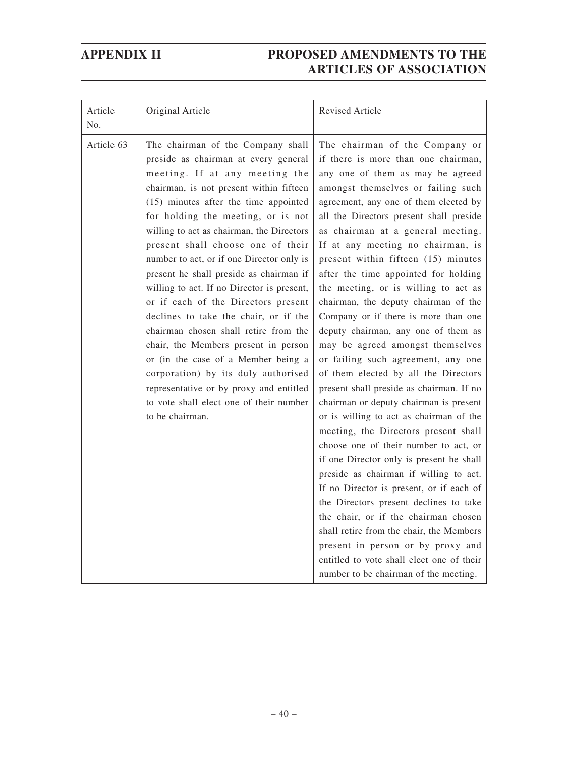| Article No. | Original Article | Revised Article |
|---|---|---|
| Article 63 | The chairman of the Company shall preside as chairman at every general meeting. If at any meeting the chairman, is not present within fifteen (15) minutes after the time appointed for holding the meeting, or is not willing to act as chairman, the Directors present shall choose one of their number to act, or if one Director only is present he shall preside as chairman if willing to act. If no Director is present, or if each of the Directors present declines to take the chair, or if the chairman chosen shall retire from the chair, the Members present in person or (in the case of a Member being a corporation) by its duly authorised representative or by proxy and entitled to vote shall elect one of their number to be chairman. | The chairman of the Company or if there is more than one chairman, any one of them as may be agreed amongst themselves or failing such agreement, any one of them elected by all the Directors present shall preside as chairman at a general meeting. If at any meeting no chairman, is present within fifteen (15) minutes after the time appointed for holding the meeting, or is willing to act as chairman, the deputy chairman of the Company or if there is more than one deputy chairman, any one of them as may be agreed amongst themselves or failing such agreement, any one of them elected by all the Directors present shall preside as chairman. If no chairman or deputy chairman is present or is willing to act as chairman of the meeting, the Directors present shall choose one of their number to act, or if one Director only is present he shall preside as chairman if willing to act. If no Director is present, or if each of the Directors present declines to take the chair, or if the chairman chosen shall retire from the chair, the Members present in person or by proxy and entitled to vote shall elect one of their number to be chairman of the meeting. |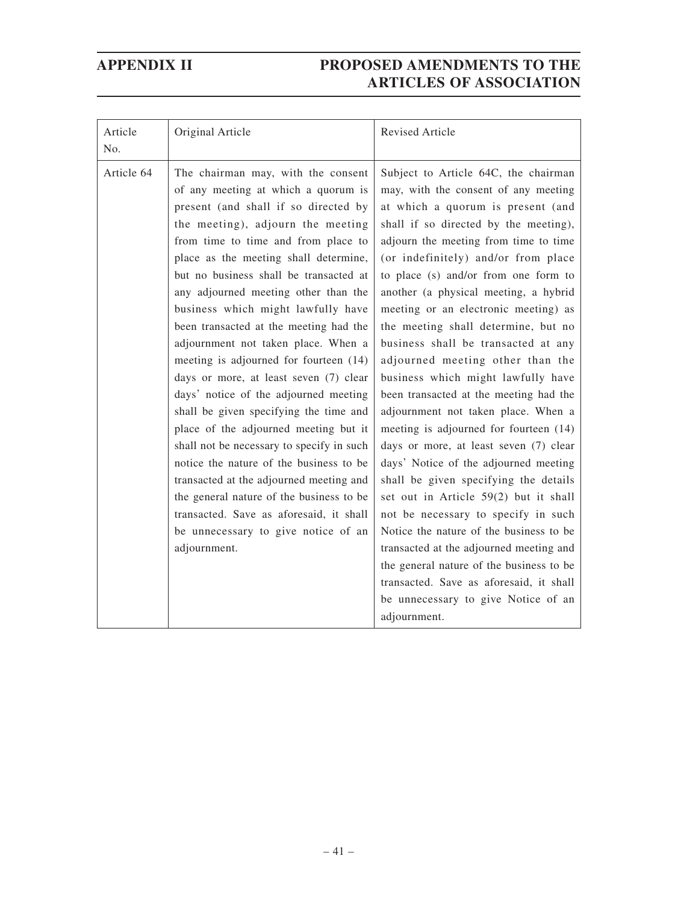| Article No. | Original Article | Revised Article |
|---|---|---|
| Article 64 | The chairman may, with the consent of any meeting at which a quorum is present (and shall if so directed by the meeting), adjourn the meeting from time to time and from place to place as the meeting shall determine, but no business shall be transacted at any adjourned meeting other than the business which might lawfully have been transacted at the meeting had the adjournment not taken place. When a meeting is adjourned for fourteen (14) days or more, at least seven (7) clear days' notice of the adjourned meeting shall be given specifying the time and place of the adjourned meeting but it shall not be necessary to specify in such notice the nature of the business to be transacted at the adjourned meeting and the general nature of the business to be transacted. Save as aforesaid, it shall be unnecessary to give notice of an adjournment. | Subject to Article 64C, the chairman may, with the consent of any meeting at which a quorum is present (and shall if so directed by the meeting), adjourn the meeting from time to time (or indefinitely) and/or from place to place (s) and/or from one form to another (a physical meeting, a hybrid meeting or an electronic meeting) as the meeting shall determine, but no business shall be transacted at any adjourned meeting other than the business which might lawfully have been transacted at the meeting had the adjournment not taken place. When a meeting is adjourned for fourteen (14) days or more, at least seven (7) clear days' Notice of the adjourned meeting shall be given specifying the details set out in Article 59(2) but it shall not be necessary to specify in such Notice the nature of the business to be transacted at the adjourned meeting and the general nature of the business to be transacted. Save as aforesaid, it shall be unnecessary to give Notice of an adjournment. |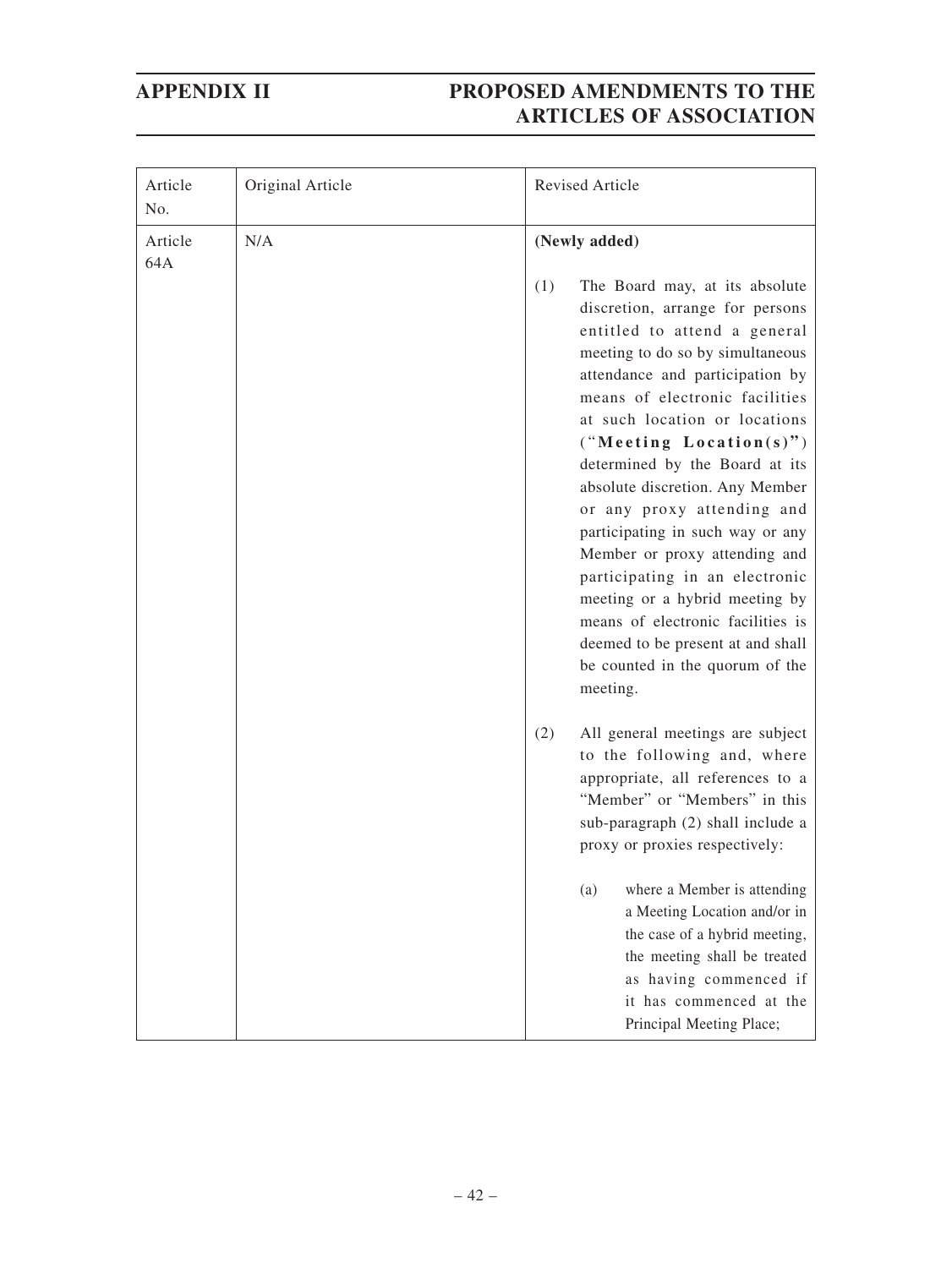| Article No. | Original Article | Revised Article |
|---|---|---|
| Article 64A | N/A | **(Newly added)**<br><br>(1) The Board may, at its absolute discretion, arrange for persons entitled to attend a general meeting to do so by simultaneous attendance and participation by means of electronic facilities at such location or locations ("**Meeting Location(s)**") determined by the Board at its absolute discretion. Any Member or any proxy attending and participating in such way or any Member or proxy attending and participating in an electronic meeting or a hybrid meeting by means of electronic facilities is deemed to be present at and shall be counted in the quorum of the meeting.<br><br>(2) All general meetings are subject to the following and, where appropriate, all references to a "Member" or "Members" in this sub-paragraph (2) shall include a proxy or proxies respectively:<br><br>(a) where a Member is attending a Meeting Location and/or in the case of a hybrid meeting, the meeting shall be treated as having commenced if it has commenced at the Principal Meeting Place; |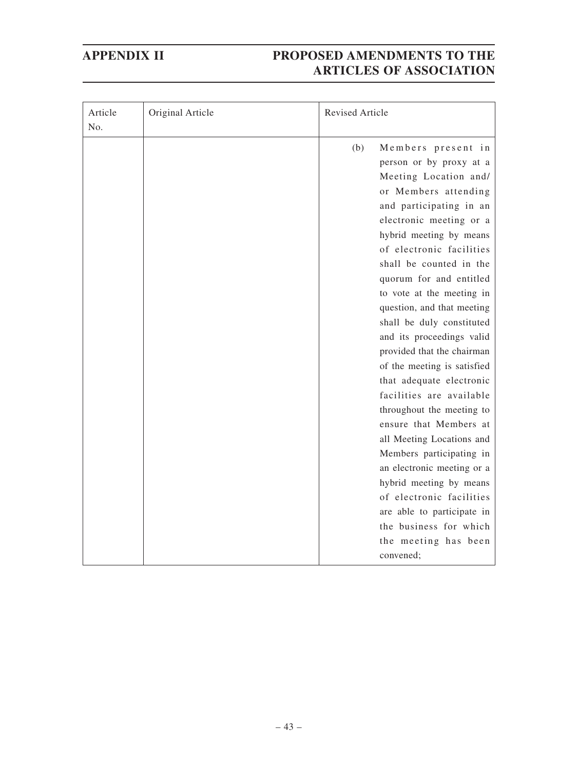| Article No. | Original Article | Revised Article |
| --- | --- | --- |
| | | (b) Members present in person or by proxy at a Meeting Location and/or Members attending and participating in an electronic meeting or a hybrid meeting by means of electronic facilities shall be counted in the quorum for and entitled to vote at the meeting in question, and that meeting shall be duly constituted and its proceedings valid provided that the chairman of the meeting is satisfied that adequate electronic facilities are available throughout the meeting to ensure that Members at all Meeting Locations and Members participating in an electronic meeting or a hybrid meeting by means of electronic facilities are able to participate in the business for which the meeting has been convened; |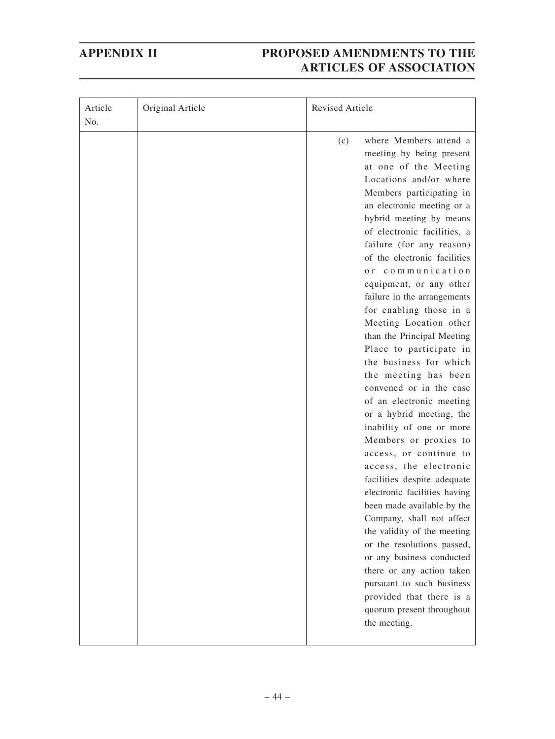| Article No. | Original Article | Revised Article |
|---|---|---|
| | | (c) where Members attend a meeting by being present at one of the Meeting Locations and/or where Members participating in an electronic meeting or a hybrid meeting by means of electronic facilities, a failure (for any reason) of the electronic facilities or communication equipment, or any other failure in the arrangements for enabling those in a Meeting Location other than the Principal Meeting Place to participate in the business for which the meeting has been convened or in the case of an electronic meeting or a hybrid meeting, the inability of one or more Members or proxies to access, or continue to access, the electronic facilities despite adequate electronic facilities having been made available by the Company, shall not affect the validity of the meeting or the resolutions passed, or any business conducted there or any action taken pursuant to such business provided that there is a quorum present throughout the meeting. |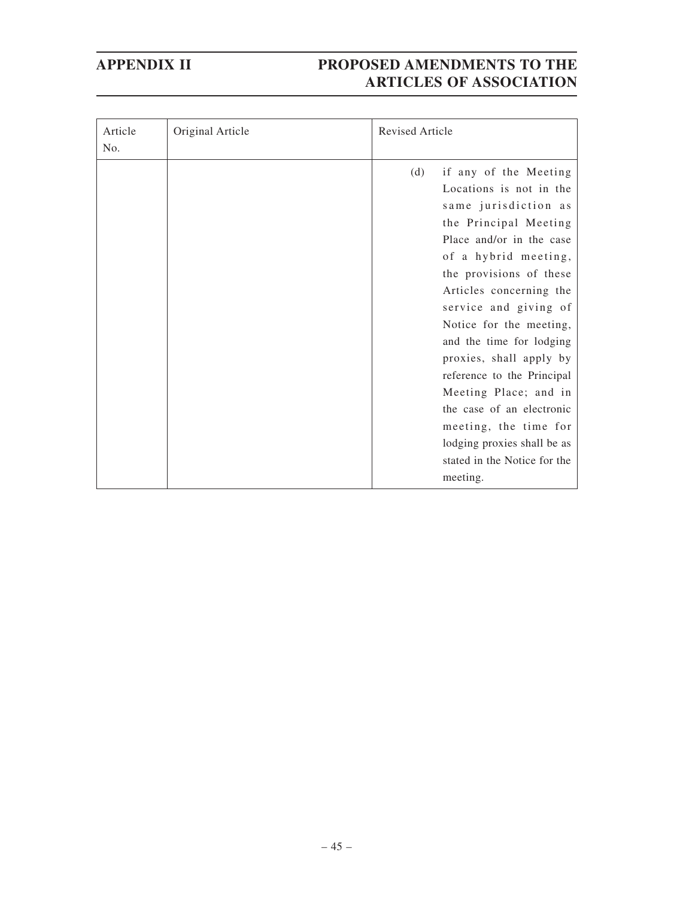| Article No. | Original Article | Revised Article |
| --- | --- | --- |
| | | (d) if any of the Meeting Locations is not in the same jurisdiction as the Principal Meeting Place and/or in the case of a hybrid meeting, the provisions of these Articles concerning the service and giving of Notice for the meeting, and the time for lodging proxies, shall apply by reference to the Principal Meeting Place; and in the case of an electronic meeting, the time for lodging proxies shall be as stated in the Notice for the meeting. |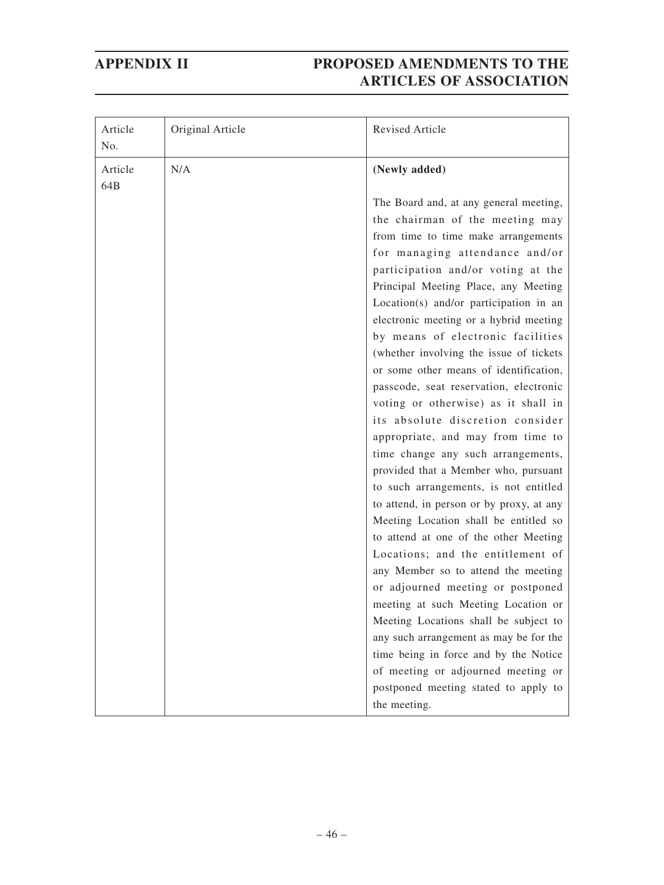| Article No. | Original Article | Revised Article |
| --- | --- | --- |
| Article 64B | N/A | **(Newly added)**<br><br>The Board and, at any general meeting, the chairman of the meeting may from time to time make arrangements for managing attendance and/or participation and/or voting at the Principal Meeting Place, any Meeting Location(s) and/or participation in an electronic meeting or a hybrid meeting by means of electronic facilities (whether involving the issue of tickets or some other means of identification, passcode, seat reservation, electronic voting or otherwise) as it shall in its absolute discretion consider appropriate, and may from time to time change any such arrangements, provided that a Member who, pursuant to such arrangements, is not entitled to attend, in person or by proxy, at any Meeting Location shall be entitled so to attend at one of the other Meeting Locations; and the entitlement of any Member so to attend the meeting or adjourned meeting or postponed meeting at such Meeting Location or Meeting Locations shall be subject to any such arrangement as may be for the time being in force and by the Notice of meeting or adjourned meeting or postponed meeting stated to apply to the meeting. |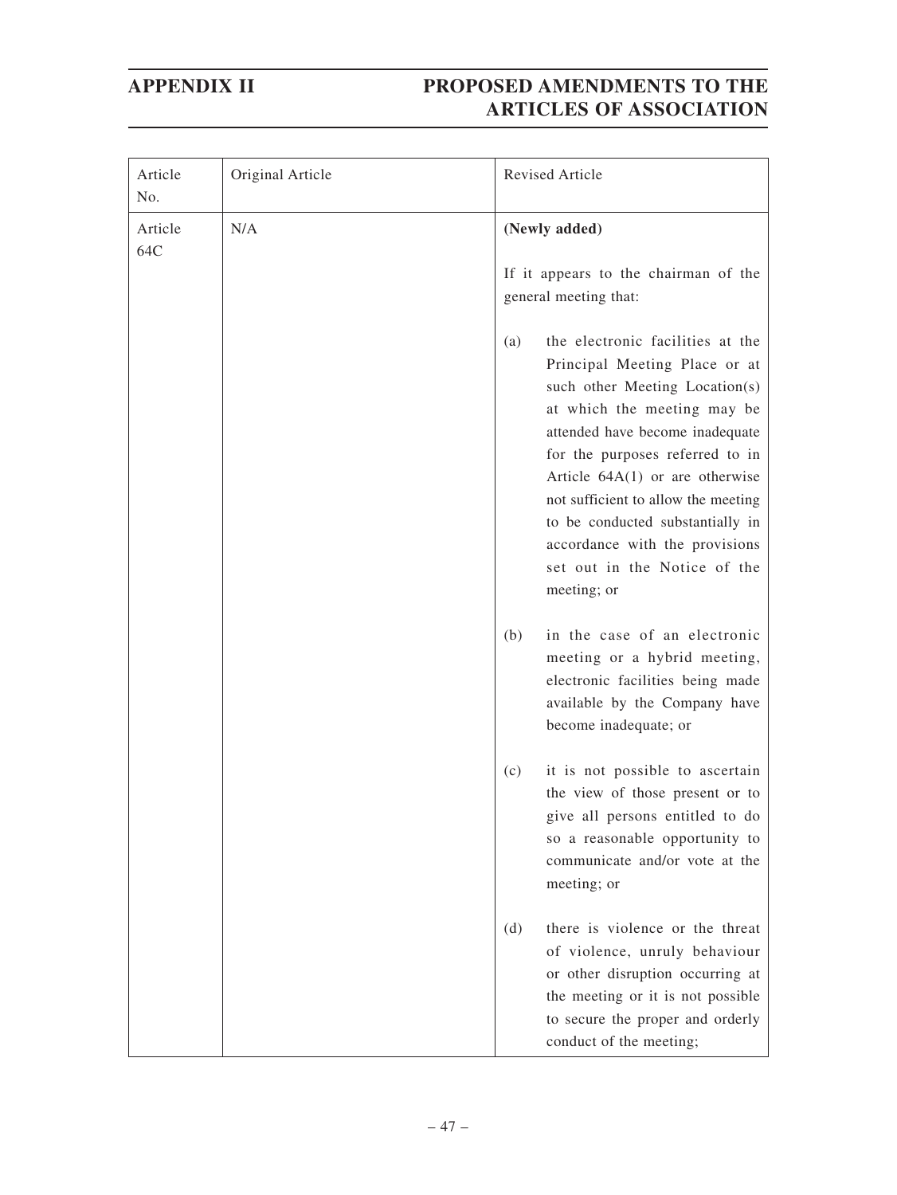| Article No. | Original Article | Revised Article |
|---|---|---|
| Article 64C | N/A | **(Newly added)**<br><br>If it appears to the chairman of the general meeting that:<br><br>(a) the electronic facilities at the Principal Meeting Place or at such other Meeting Location(s) at which the meeting may be attended have become inadequate for the purposes referred to in Article 64A(1) or are otherwise not sufficient to allow the meeting to be conducted substantially in accordance with the provisions set out in the Notice of the meeting; or<br><br>(b) in the case of an electronic meeting or a hybrid meeting, electronic facilities being made available by the Company have become inadequate; or<br><br>(c) it is not possible to ascertain the view of those present or to give all persons entitled to do so a reasonable opportunity to communicate and/or vote at the meeting; or<br><br>(d) there is violence or the threat of violence, unruly behaviour or other disruption occurring at the meeting or it is not possible to secure the proper and orderly conduct of the meeting; |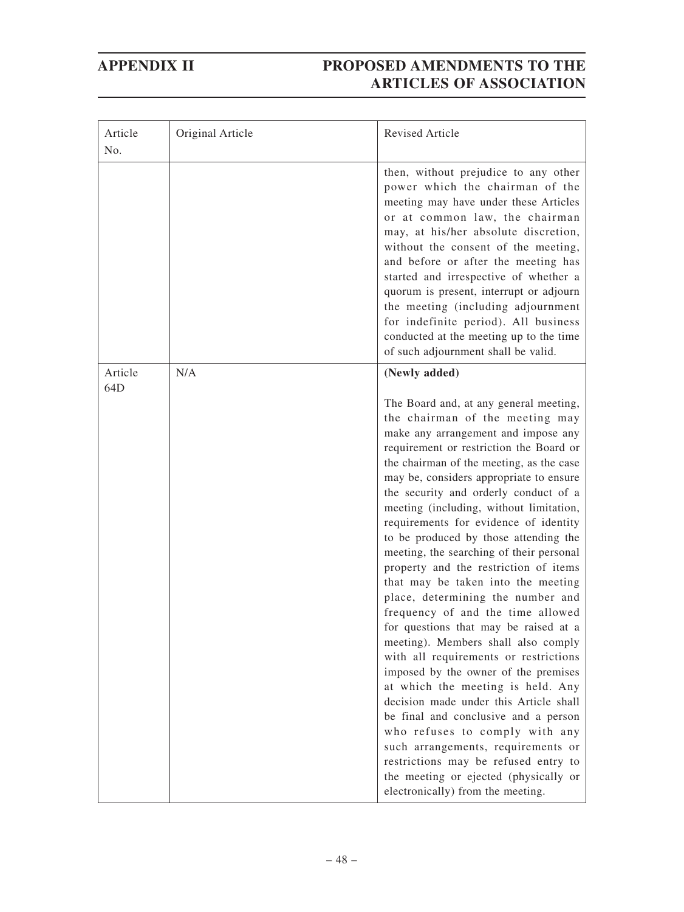| Article No. | Original Article | Revised Article |
|---|---|---|
| | | then, without prejudice to any other power which the chairman of the meeting may have under these Articles or at common law, the chairman may, at his/her absolute discretion, without the consent of the meeting, and before or after the meeting has started and irrespective of whether a quorum is present, interrupt or adjourn the meeting (including adjournment for indefinite period). All business conducted at the meeting up to the time of such adjournment shall be valid. |
| Article 64D | N/A | **(Newly added)**<br><br>The Board and, at any general meeting, the chairman of the meeting may make any arrangement and impose any requirement or restriction the Board or the chairman of the meeting, as the case may be, considers appropriate to ensure the security and orderly conduct of a meeting (including, without limitation, requirements for evidence of identity to be produced by those attending the meeting, the searching of their personal property and the restriction of items that may be taken into the meeting place, determining the number and frequency of and the time allowed for questions that may be raised at a meeting). Members shall also comply with all requirements or restrictions imposed by the owner of the premises at which the meeting is held. Any decision made under this Article shall be final and conclusive and a person who refuses to comply with any such arrangements, requirements or restrictions may be refused entry to the meeting or ejected (physically or electronically) from the meeting. |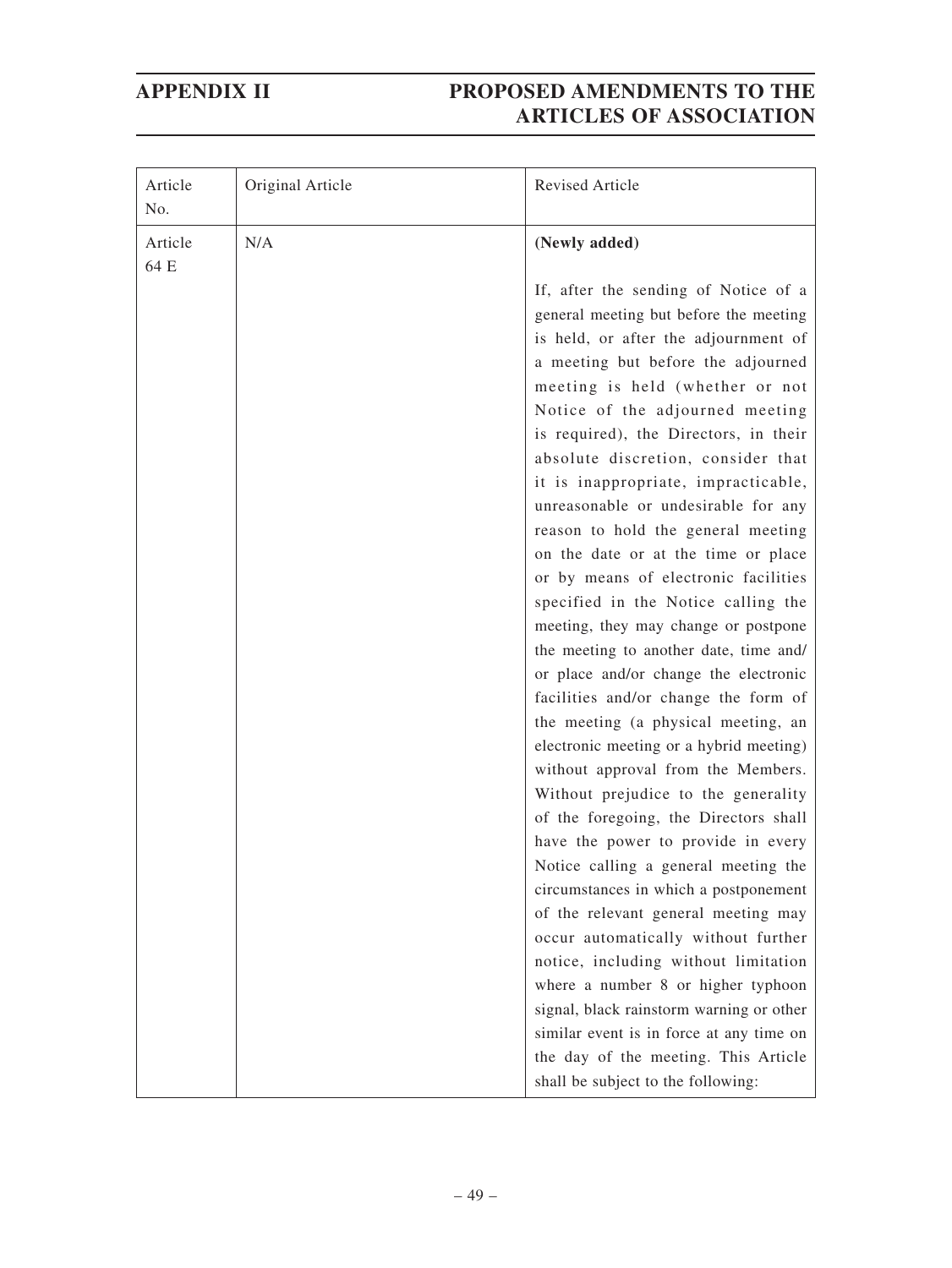| Article No. | Original Article | Revised Article |
|---|---|---|
| Article 64 E | N/A | **(Newly added)**<br><br>If, after the sending of Notice of a general meeting but before the meeting is held, or after the adjournment of a meeting but before the adjourned meeting is held (whether or not Notice of the adjourned meeting is required), the Directors, in their absolute discretion, consider that it is inappropriate, impracticable, unreasonable or undesirable for any reason to hold the general meeting on the date or at the time or place or by means of electronic facilities specified in the Notice calling the meeting, they may change or postpone the meeting to another date, time and/ or place and/or change the electronic facilities and/or change the form of the meeting (a physical meeting, an electronic meeting or a hybrid meeting) without approval from the Members. Without prejudice to the generality of the foregoing, the Directors shall have the power to provide in every Notice calling a general meeting the circumstances in which a postponement of the relevant general meeting may occur automatically without further notice, including without limitation where a number 8 or higher typhoon signal, black rainstorm warning or other similar event is in force at any time on the day of the meeting. This Article shall be subject to the following: |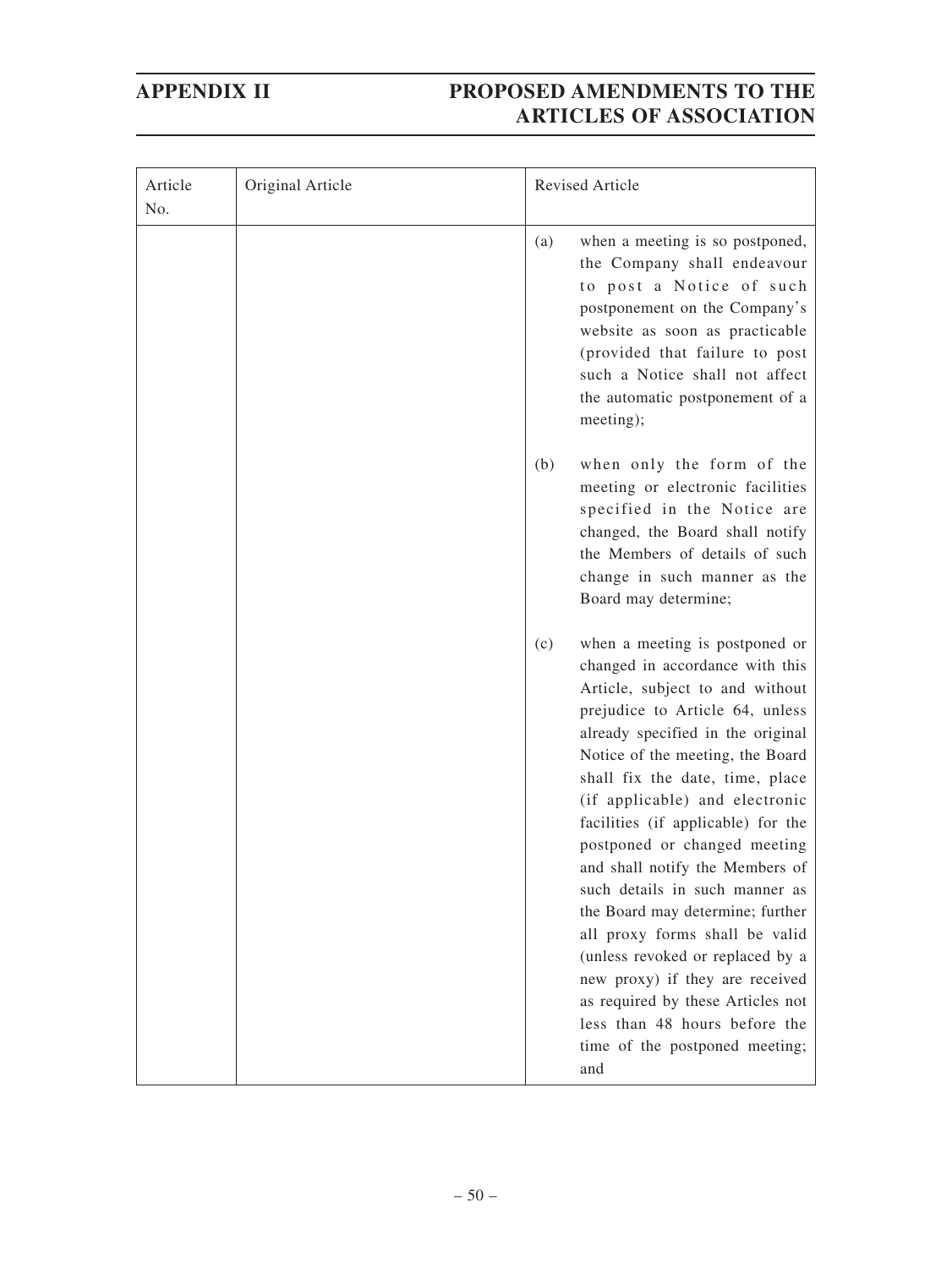| Article No. | Original Article | Revised Article |
|---|---|---|
| | | (a) when a meeting is so postponed, the Company shall endeavour to post a Notice of such postponement on the Company's website as soon as practicable (provided that failure to post such a Notice shall not affect the automatic postponement of a meeting);<br><br>(b) when only the form of the meeting or electronic facilities specified in the Notice are changed, the Board shall notify the Members of details of such change in such manner as the Board may determine;<br><br>(c) when a meeting is postponed or changed in accordance with this Article, subject to and without prejudice to Article 64, unless already specified in the original Notice of the meeting, the Board shall fix the date, time, place (if applicable) and electronic facilities (if applicable) for the postponed or changed meeting and shall notify the Members of such details in such manner as the Board may determine; further all proxy forms shall be valid (unless revoked or replaced by a new proxy) if they are received as required by these Articles not less than 48 hours before the time of the postponed meeting; and |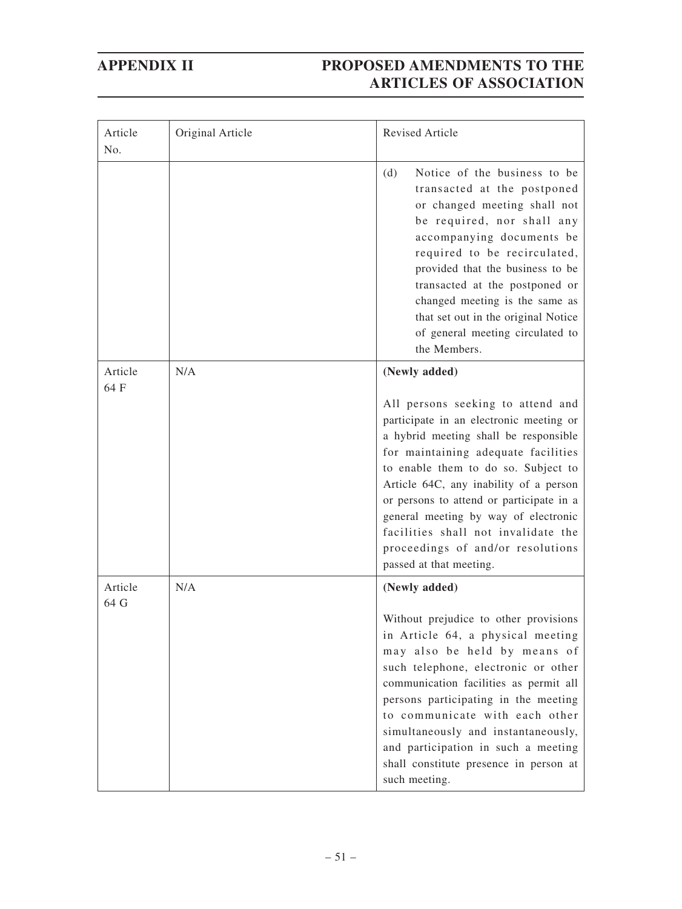| Article No. | Original Article | Revised Article |
|---|---|---|
| | | (d) Notice of the business to be transacted at the postponed or changed meeting shall not be required, nor shall any accompanying documents be required to be recirculated, provided that the business to be transacted at the postponed or changed meeting is the same as that set out in the original Notice of general meeting circulated to the Members. |
| Article 64 F | N/A | **(Newly added)**<br><br>All persons seeking to attend and participate in an electronic meeting or a hybrid meeting shall be responsible for maintaining adequate facilities to enable them to do so. Subject to Article 64C, any inability of a person or persons to attend or participate in a general meeting by way of electronic facilities shall not invalidate the proceedings of and/or resolutions passed at that meeting. |
| Article 64 G | N/A | **(Newly added)**<br><br>Without prejudice to other provisions in Article 64, a physical meeting may also be held by means of such telephone, electronic or other communication facilities as permit all persons participating in the meeting to communicate with each other simultaneously and instantaneously, and participation in such a meeting shall constitute presence in person at such meeting. |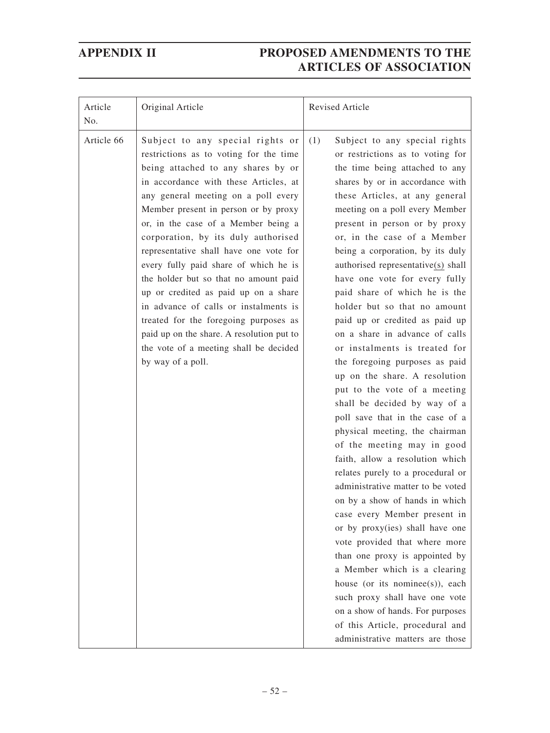| Article No. | Original Article | Revised Article |
|---|---|---|
| Article 66 | Subject to any special rights or restrictions as to voting for the time being attached to any shares by or in accordance with these Articles, at any general meeting on a poll every Member present in person or by proxy or, in the case of a Member being a corporation, by its duly authorised representative shall have one vote for every fully paid share of which he is the holder but so that no amount paid up or credited as paid up on a share in advance of calls or instalments is treated for the foregoing purposes as paid up on the share. A resolution put to the vote of a meeting shall be decided by way of a poll. | (1) Subject to any special rights or restrictions as to voting for the time being attached to any shares by or in accordance with these Articles, at any general meeting on a poll every Member present in person or by proxy or, in the case of a Member being a corporation, by its duly authorised representative<u>(s)</u> shall have one vote for every fully paid share of which he is the holder but so that no amount paid up or credited as paid up on a share in advance of calls or instalments is treated for the foregoing purposes as paid up on the share. A resolution put to the vote of a meeting shall be decided by way of a poll save that in the case of a physical meeting, the chairman of the meeting may in good faith, allow a resolution which relates purely to a procedural or administrative matter to be voted on by a show of hands in which case every Member present in or by proxy(ies) shall have one vote provided that where more than one proxy is appointed by a Member which is a clearing house (or its nominee(s)), each such proxy shall have one vote on a show of hands. For purposes of this Article, procedural and administrative matters are those |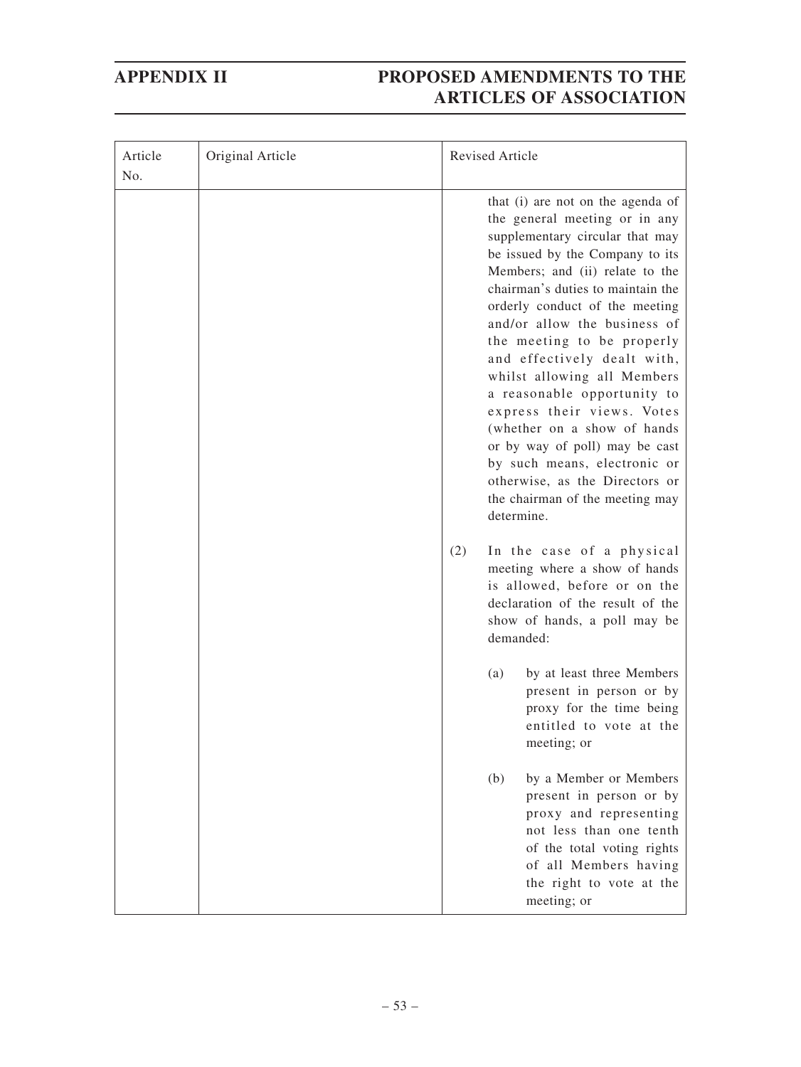| Article No. | Original Article | Revised Article |
| --- | --- | --- |
| | | that (i) are not on the agenda of the general meeting or in any supplementary circular that may be issued by the Company to its Members; and (ii) relate to the chairman's duties to maintain the orderly conduct of the meeting and/or allow the business of the meeting to be properly and effectively dealt with, whilst allowing all Members a reasonable opportunity to express their views. Votes (whether on a show of hands or by way of poll) may be cast by such means, electronic or otherwise, as the Directors or the chairman of the meeting may determine.<br><br>(2) In the case of a physical meeting where a show of hands is allowed, before or on the declaration of the result of the show of hands, a poll may be demanded:<br><br>(a) by at least three Members present in person or by proxy for the time being entitled to vote at the meeting; or<br><br>(b) by a Member or Members present in person or by proxy and representing not less than one tenth of the total voting rights of all Members having the right to vote at the meeting; or |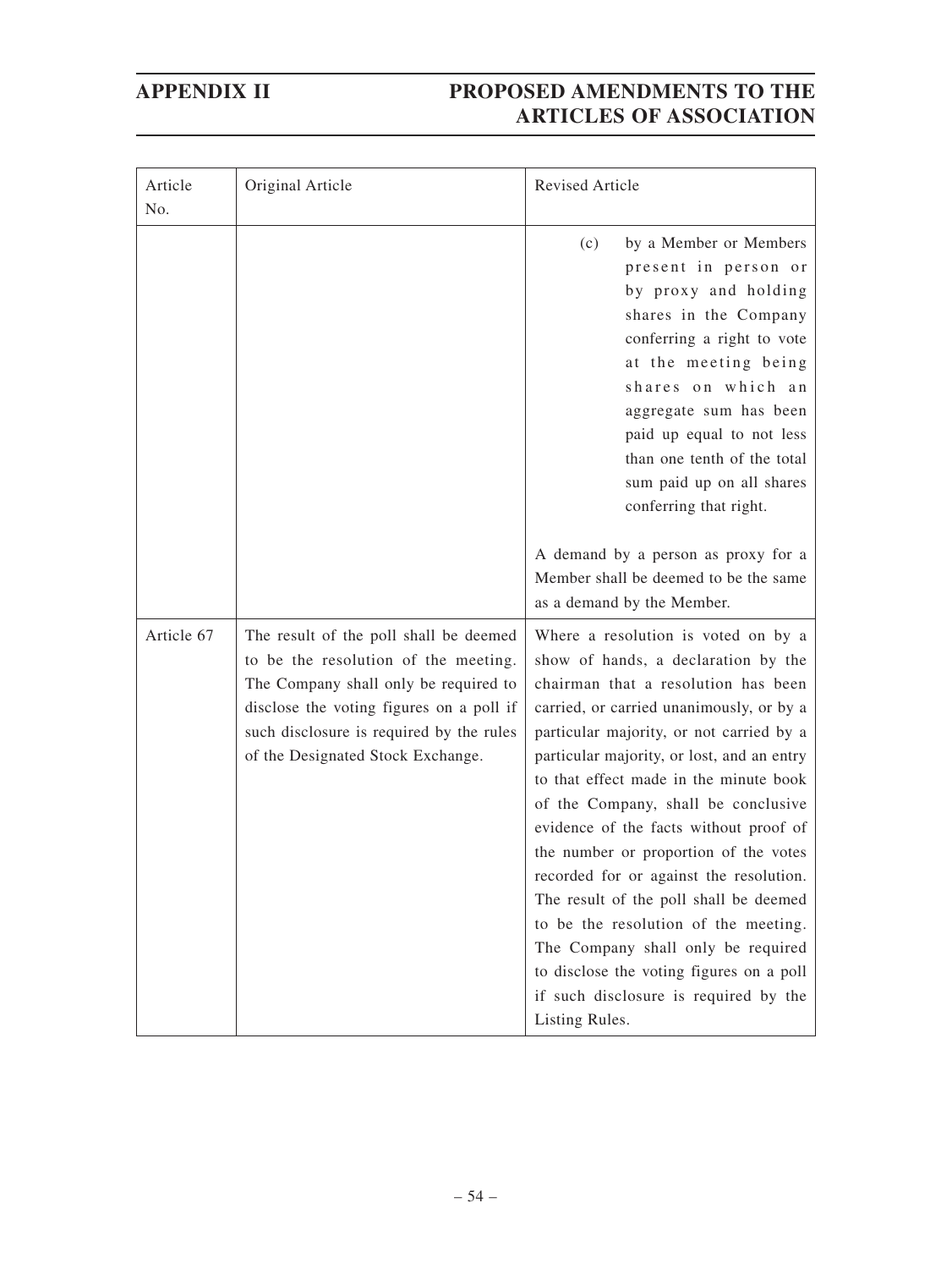| Article No. | Original Article | Revised Article |
|---|---|---|
| | | (c) by a Member or Members present in person or by proxy and holding shares in the Company conferring a right to vote at the meeting being shares on which an aggregate sum has been paid up equal to not less than one tenth of the total sum paid up on all shares conferring that right.<br><br>A demand by a person as proxy for a Member shall be deemed to be the same as a demand by the Member. |
| Article 67 | The result of the poll shall be deemed to be the resolution of the meeting. The Company shall only be required to disclose the voting figures on a poll if such disclosure is required by the rules of the Designated Stock Exchange. | Where a resolution is voted on by a show of hands, a declaration by the chairman that a resolution has been carried, or carried unanimously, or by a particular majority, or not carried by a particular majority, or lost, and an entry to that effect made in the minute book of the Company, shall be conclusive evidence of the facts without proof of the number or proportion of the votes recorded for or against the resolution. The result of the poll shall be deemed to be the resolution of the meeting. The Company shall only be required to disclose the voting figures on a poll if such disclosure is required by the Listing Rules. |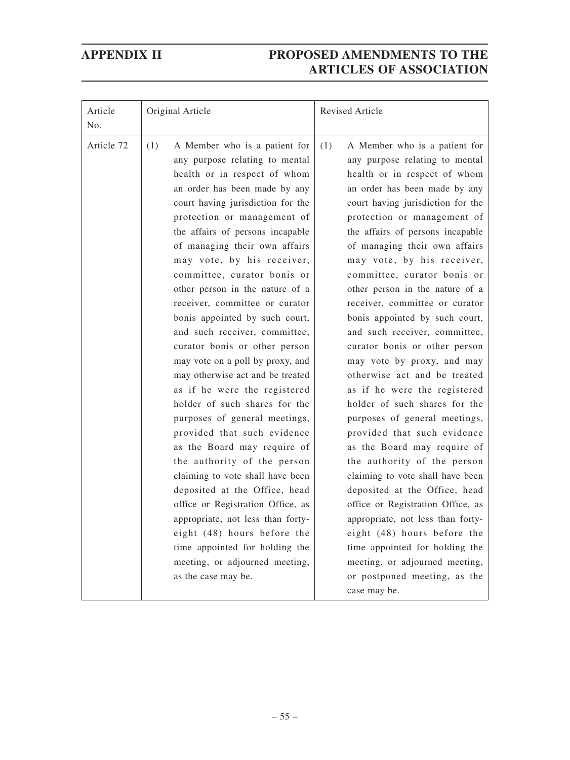| Article No. | Original Article | Revised Article |
|---|---|---|
| Article 72 | (1) A Member who is a patient for any purpose relating to mental health or in respect of whom an order has been made by any court having jurisdiction for the protection or management of the affairs of persons incapable of managing their own affairs may vote, by his receiver, committee, curator bonis or other person in the nature of a receiver, committee or curator bonis appointed by such court, and such receiver, committee, curator bonis or other person may vote on a poll by proxy, and may otherwise act and be treated as if he were the registered holder of such shares for the purposes of general meetings, provided that such evidence as the Board may require of the authority of the person claiming to vote shall have been deposited at the Office, head office or Registration Office, as appropriate, not less than forty-eight (48) hours before the time appointed for holding the meeting, or adjourned meeting, as the case may be. | (1) A Member who is a patient for any purpose relating to mental health or in respect of whom an order has been made by any court having jurisdiction for the protection or management of the affairs of persons incapable of managing their own affairs may vote, by his receiver, committee, curator bonis or other person in the nature of a receiver, committee or curator bonis appointed by such court, and such receiver, committee, curator bonis or other person may vote by proxy, and may otherwise act and be treated as if he were the registered holder of such shares for the purposes of general meetings, provided that such evidence as the Board may require of the authority of the person claiming to vote shall have been deposited at the Office, head office or Registration Office, as appropriate, not less than forty-eight (48) hours before the time appointed for holding the meeting, or adjourned meeting, or postponed meeting, as the case may be. |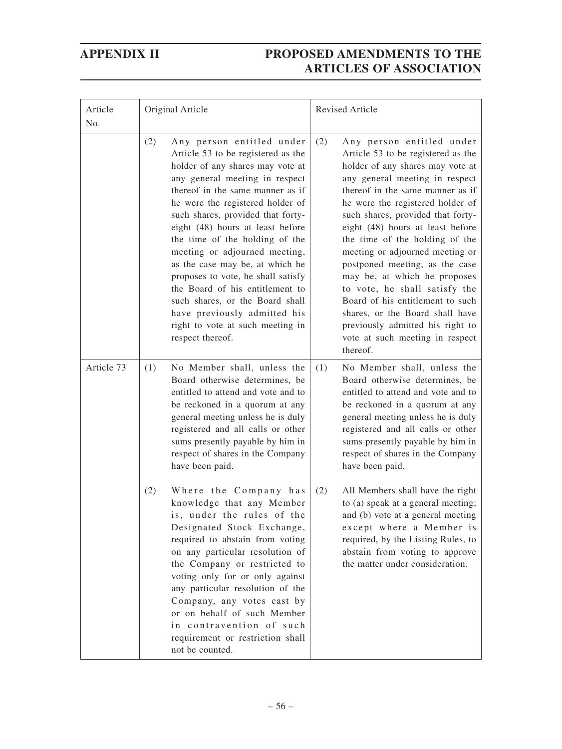| Article No. | Original Article | Revised Article |
|---|---|---|
| | (2) Any person entitled under Article 53 to be registered as the holder of any shares may vote at any general meeting in respect thereof in the same manner as if he were the registered holder of such shares, provided that forty-eight (48) hours at least before the time of the holding of the meeting or adjourned meeting, as the case may be, at which he proposes to vote, he shall satisfy the Board of his entitlement to such shares, or the Board shall have previously admitted his right to vote at such meeting in respect thereof. | (2) Any person entitled under Article 53 to be registered as the holder of any shares may vote at any general meeting in respect thereof in the same manner as if he were the registered holder of such shares, provided that forty-eight (48) hours at least before the time of the holding of the meeting or adjourned meeting or postponed meeting, as the case may be, at which he proposes to vote, he shall satisfy the Board of his entitlement to such shares, or the Board shall have previously admitted his right to vote at such meeting in respect thereof. |
| Article 73 | (1) No Member shall, unless the Board otherwise determines, be entitled to attend and vote and to be reckoned in a quorum at any general meeting unless he is duly registered and all calls or other sums presently payable by him in respect of shares in the Company have been paid.<br><br>(2) Where the Company has knowledge that any Member is, under the rules of the Designated Stock Exchange, required to abstain from voting on any particular resolution of the Company or restricted to voting only for or only against any particular resolution of the Company, any votes cast by or on behalf of such Member in contravention of such requirement or restriction shall not be counted. | (1) No Member shall, unless the Board otherwise determines, be entitled to attend and vote and to be reckoned in a quorum at any general meeting unless he is duly registered and all calls or other sums presently payable by him in respect of shares in the Company have been paid.<br><br>(2) All Members shall have the right to (a) speak at a general meeting; and (b) vote at a general meeting except where a Member is required, by the Listing Rules, to abstain from voting to approve the matter under consideration. |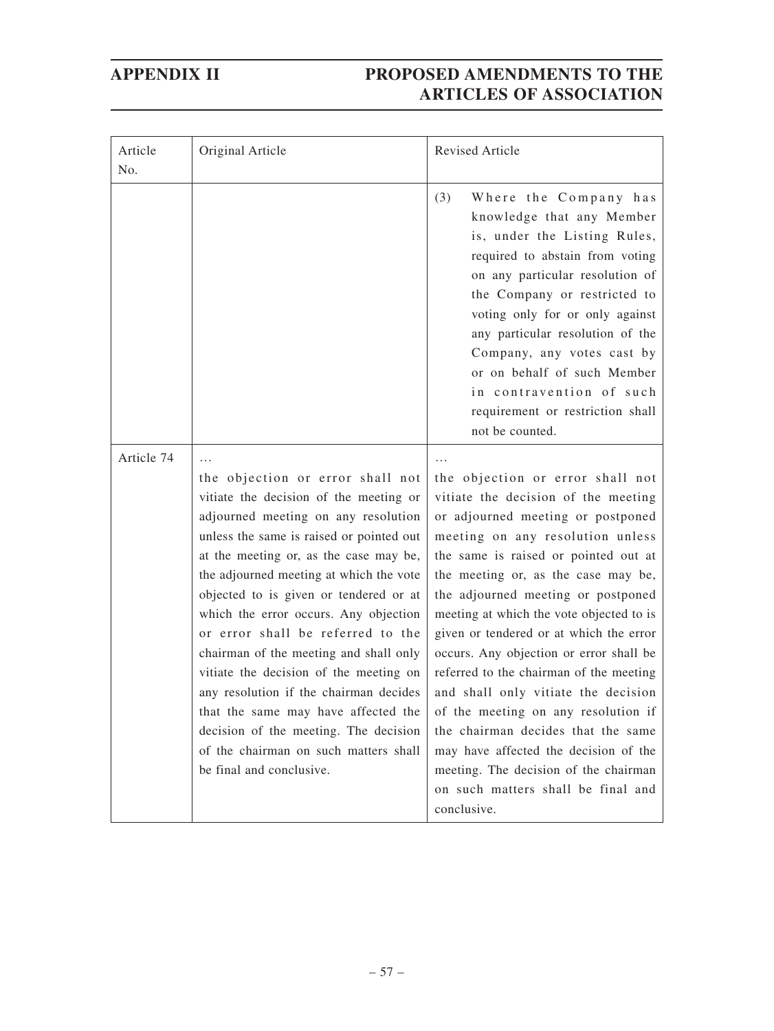| Article No. | Original Article | Revised Article |
| --- | --- | --- |
| | | (3) Where the Company has knowledge that any Member is, under the Listing Rules, required to abstain from voting on any particular resolution of the Company or restricted to voting only for or only against any particular resolution of the Company, any votes cast by or on behalf of such Member in contravention of such requirement or restriction shall not be counted. |
| Article 74 | … the objection or error shall not vitiate the decision of the meeting or adjourned meeting on any resolution unless the same is raised or pointed out at the meeting or, as the case may be, the adjourned meeting at which the vote objected to is given or tendered or at which the error occurs. Any objection or error shall be referred to the chairman of the meeting and shall only vitiate the decision of the meeting on any resolution if the chairman decides that the same may have affected the decision of the meeting. The decision of the chairman on such matters shall be final and conclusive. | … the objection or error shall not vitiate the decision of the meeting or adjourned meeting or postponed meeting on any resolution unless the same is raised or pointed out at the meeting or, as the case may be, the adjourned meeting or postponed meeting at which the vote objected to is given or tendered or at which the error occurs. Any objection or error shall be referred to the chairman of the meeting and shall only vitiate the decision of the meeting on any resolution if the chairman decides that the same may have affected the decision of the meeting. The decision of the chairman on such matters shall be final and conclusive. |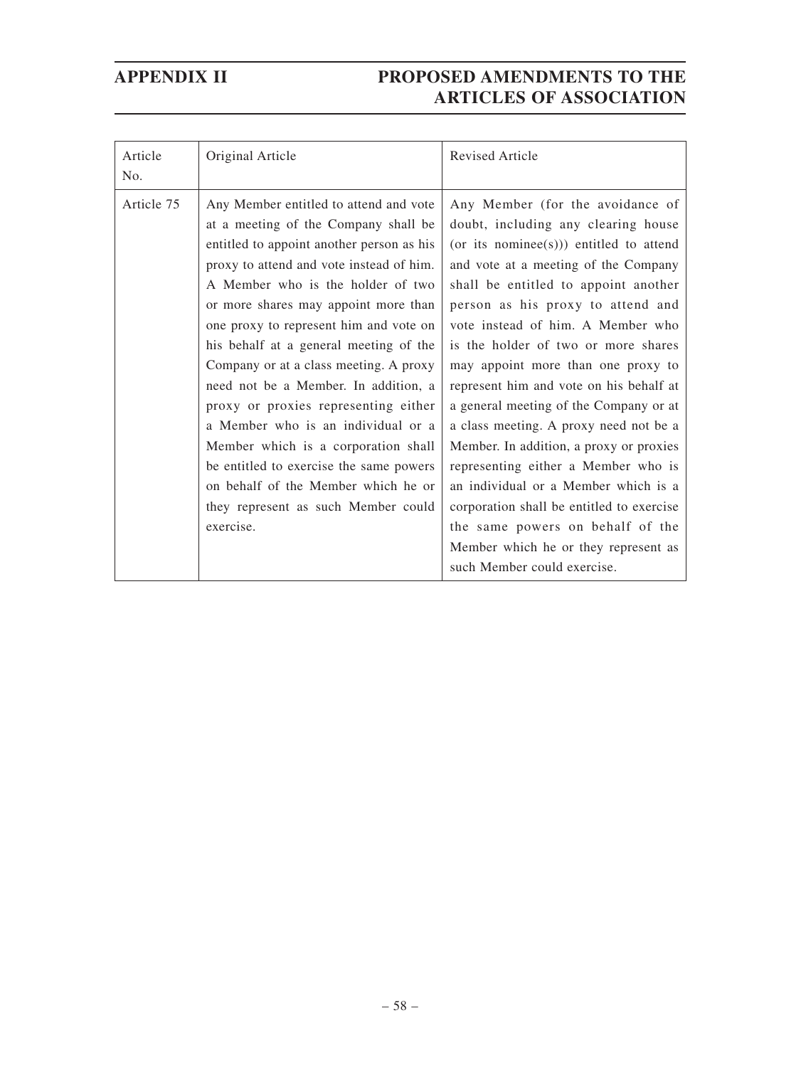| Article No. | Original Article | Revised Article |
| --- | --- | --- |
| Article 75 | Any Member entitled to attend and vote at a meeting of the Company shall be entitled to appoint another person as his proxy to attend and vote instead of him. A Member who is the holder of two or more shares may appoint more than one proxy to represent him and vote on his behalf at a general meeting of the Company or at a class meeting. A proxy need not be a Member. In addition, a proxy or proxies representing either a Member who is an individual or a Member which is a corporation shall be entitled to exercise the same powers on behalf of the Member which he or they represent as such Member could exercise. | Any Member (for the avoidance of doubt, including any clearing house (or its nominee(s))) entitled to attend and vote at a meeting of the Company shall be entitled to appoint another person as his proxy to attend and vote instead of him. A Member who is the holder of two or more shares may appoint more than one proxy to represent him and vote on his behalf at a general meeting of the Company or at a class meeting. A proxy need not be a Member. In addition, a proxy or proxies representing either a Member who is an individual or a Member which is a corporation shall be entitled to exercise the same powers on behalf of the Member which he or they represent as such Member could exercise. |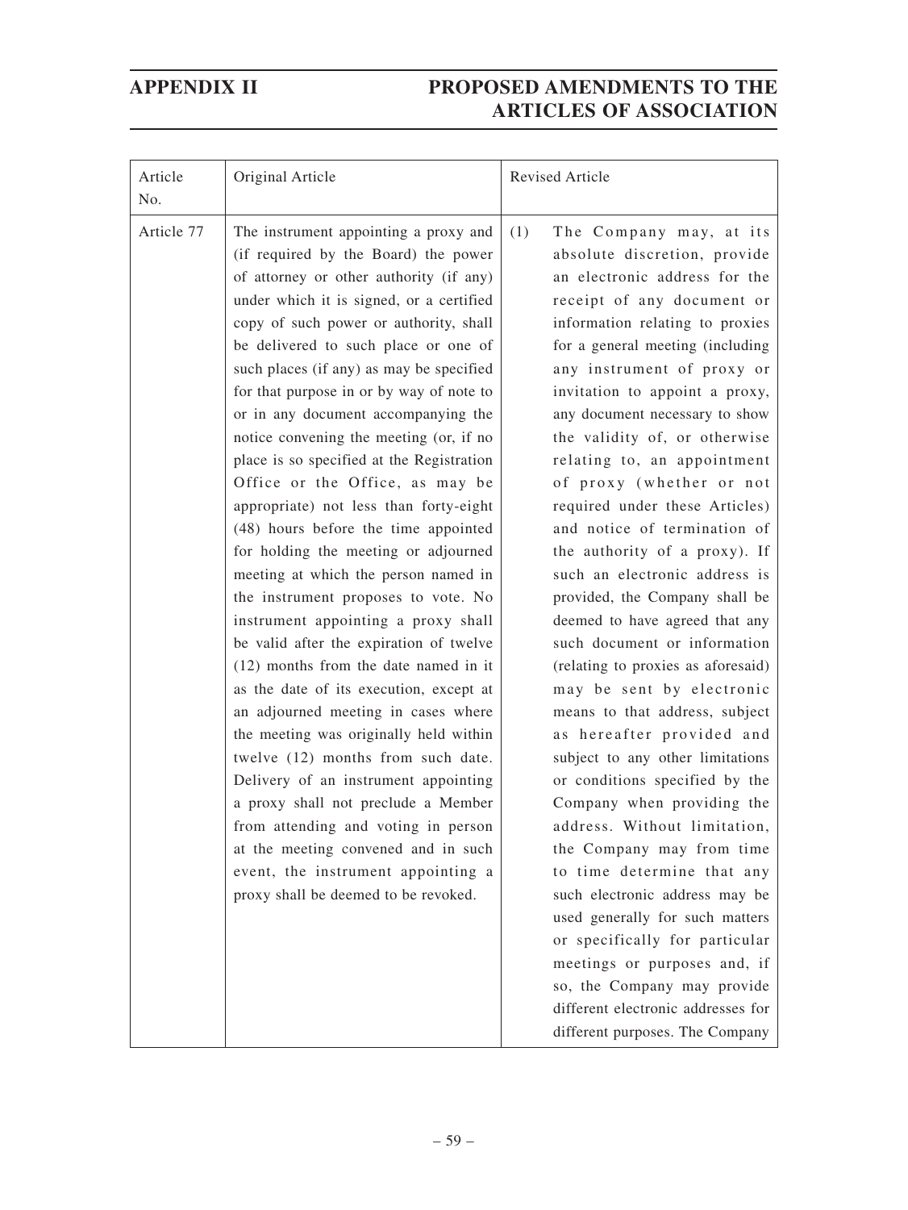| Article No. | Original Article | Revised Article |
|---|---|---|
| Article 77 | The instrument appointing a proxy and (if required by the Board) the power of attorney or other authority (if any) under which it is signed, or a certified copy of such power or authority, shall be delivered to such place or one of such places (if any) as may be specified for that purpose in or by way of note to or in any document accompanying the notice convening the meeting (or, if no place is so specified at the Registration Office or the Office, as may be appropriate) not less than forty-eight (48) hours before the time appointed for holding the meeting or adjourned meeting at which the person named in the instrument proposes to vote. No instrument appointing a proxy shall be valid after the expiration of twelve (12) months from the date named in it as the date of its execution, except at an adjourned meeting in cases where the meeting was originally held within twelve (12) months from such date. Delivery of an instrument appointing a proxy shall not preclude a Member from attending and voting in person at the meeting convened and in such event, the instrument appointing a proxy shall be deemed to be revoked. | (1) The Company may, at its absolute discretion, provide an electronic address for the receipt of any document or information relating to proxies for a general meeting (including any instrument of proxy or invitation to appoint a proxy, any document necessary to show the validity of, or otherwise relating to, an appointment of proxy (whether or not required under these Articles) and notice of termination of the authority of a proxy). If such an electronic address is provided, the Company shall be deemed to have agreed that any such document or information (relating to proxies as aforesaid) may be sent by electronic means to that address, subject as hereafter provided and subject to any other limitations or conditions specified by the Company when providing the address. Without limitation, the Company may from time to time determine that any such electronic address may be used generally for such matters or specifically for particular meetings or purposes and, if so, the Company may provide different electronic addresses for different purposes. The Company |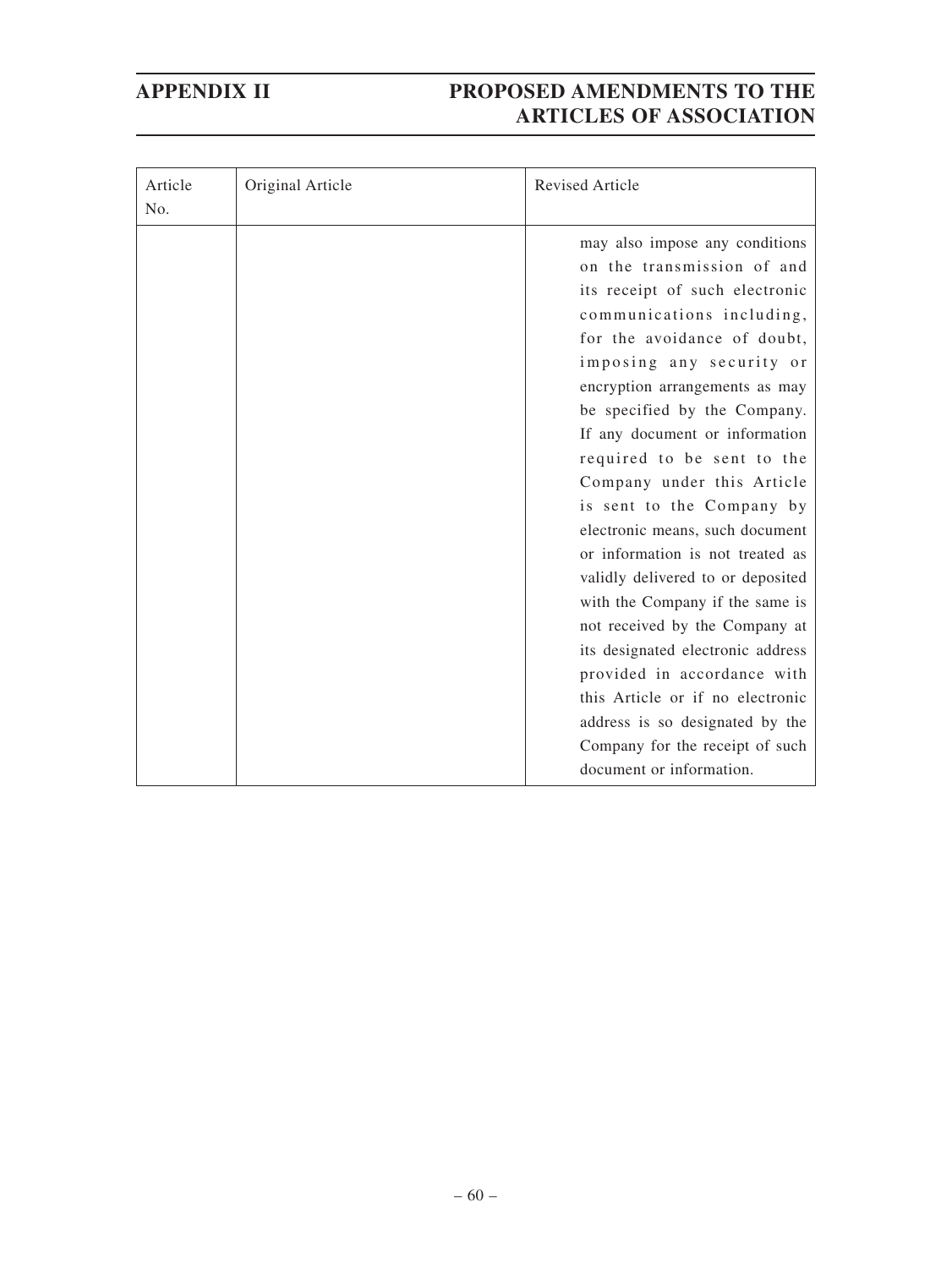| Article No. | Original Article | Revised Article |
| --- | --- | --- |
| | | may also impose any conditions on the transmission of and its receipt of such electronic communications including, for the avoidance of doubt, imposing any security or encryption arrangements as may be specified by the Company. If any document or information required to be sent to the Company under this Article is sent to the Company by electronic means, such document or information is not treated as validly delivered to or deposited with the Company if the same is not received by the Company at its designated electronic address provided in accordance with this Article or if no electronic address is so designated by the Company for the receipt of such document or information. |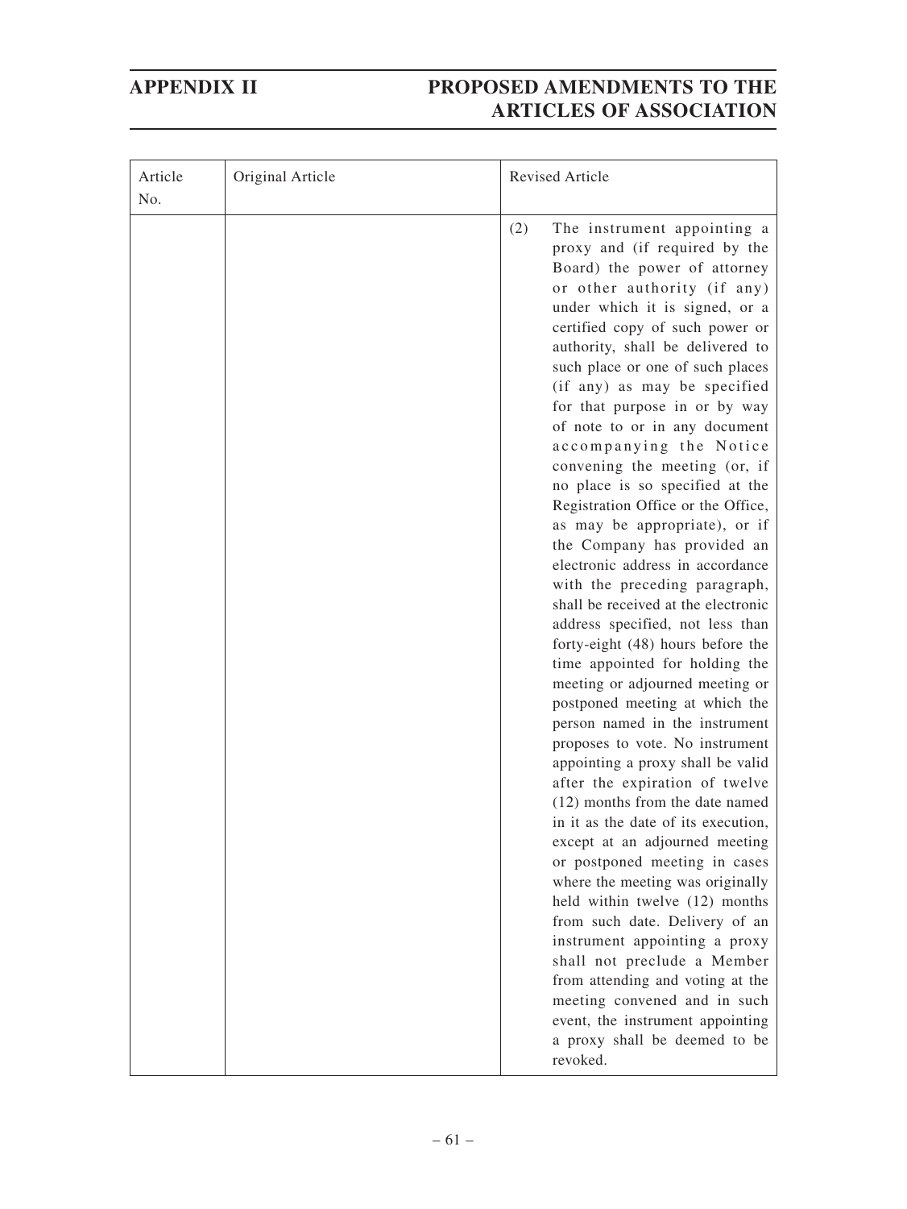| Article No. | Original Article | Revised Article |
| --- | --- | --- |
| | | (2) The instrument appointing a proxy and (if required by the Board) the power of attorney or other authority (if any) under which it is signed, or a certified copy of such power or authority, shall be delivered to such place or one of such places (if any) as may be specified for that purpose in or by way of note to or in any document accompanying the Notice convening the meeting (or, if no place is so specified at the Registration Office or the Office, as may be appropriate), or if the Company has provided an electronic address in accordance with the preceding paragraph, shall be received at the electronic address specified, not less than forty-eight (48) hours before the time appointed for holding the meeting or adjourned meeting or postponed meeting at which the person named in the instrument proposes to vote. No instrument appointing a proxy shall be valid after the expiration of twelve (12) months from the date named in it as the date of its execution, except at an adjourned meeting or postponed meeting in cases where the meeting was originally held within twelve (12) months from such date. Delivery of an instrument appointing a proxy shall not preclude a Member from attending and voting at the meeting convened and in such event, the instrument appointing a proxy shall be deemed to be revoked. |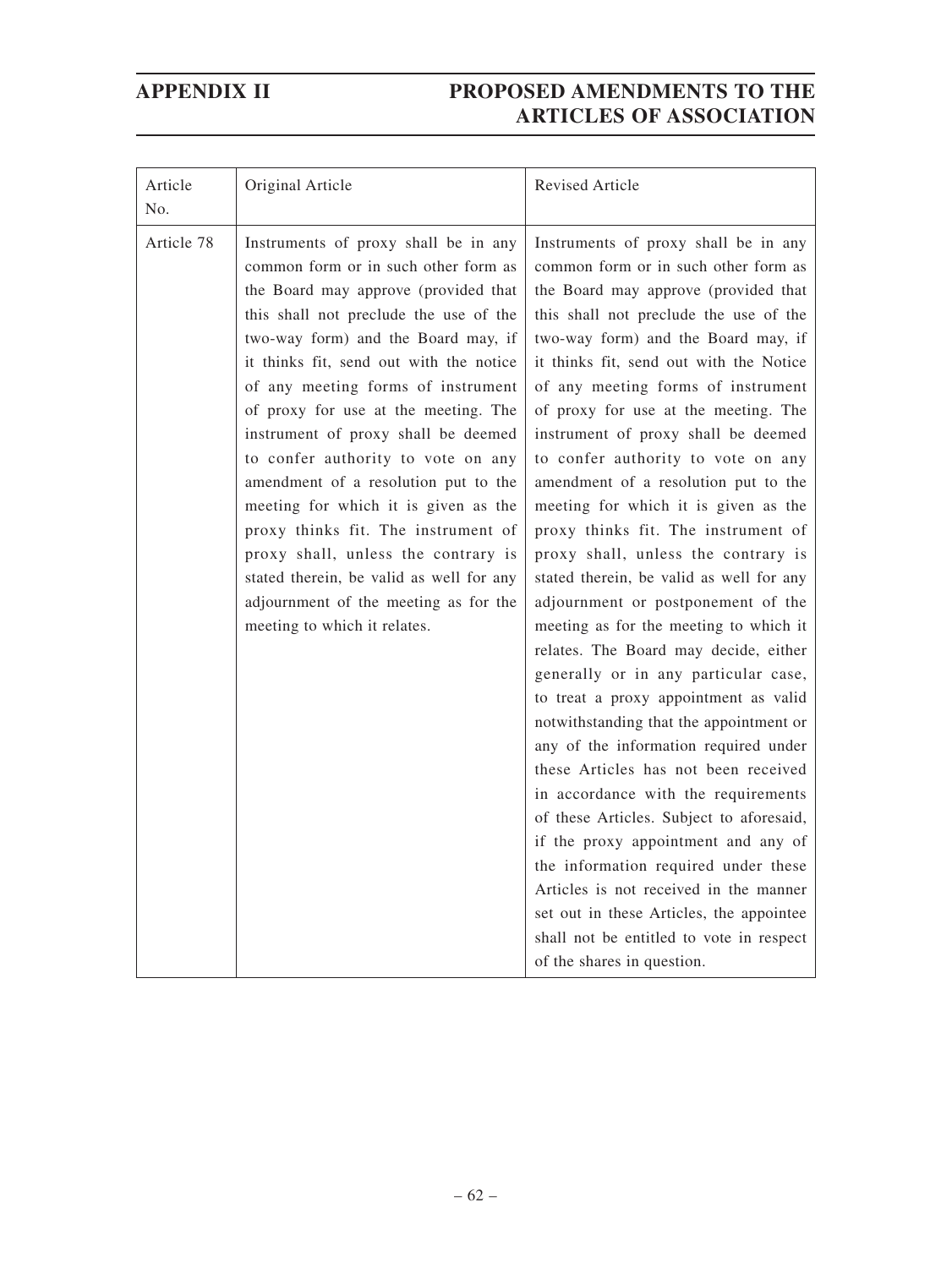| Article No. | Original Article | Revised Article |
|---|---|---|
| Article 78 | Instruments of proxy shall be in any common form or in such other form as the Board may approve (provided that this shall not preclude the use of the two-way form) and the Board may, if it thinks fit, send out with the notice of any meeting forms of instrument of proxy for use at the meeting. The instrument of proxy shall be deemed to confer authority to vote on any amendment of a resolution put to the meeting for which it is given as the proxy thinks fit. The instrument of proxy shall, unless the contrary is stated therein, be valid as well for any adjournment of the meeting as for the meeting to which it relates. | Instruments of proxy shall be in any common form or in such other form as the Board may approve (provided that this shall not preclude the use of the two-way form) and the Board may, if it thinks fit, send out with the Notice of any meeting forms of instrument of proxy for use at the meeting. The instrument of proxy shall be deemed to confer authority to vote on any amendment of a resolution put to the meeting for which it is given as the proxy thinks fit. The instrument of proxy shall, unless the contrary is stated therein, be valid as well for any adjournment or postponement of the meeting as for the meeting to which it relates. The Board may decide, either generally or in any particular case, to treat a proxy appointment as valid notwithstanding that the appointment or any of the information required under these Articles has not been received in accordance with the requirements of these Articles. Subject to aforesaid, if the proxy appointment and any of the information required under these Articles is not received in the manner set out in these Articles, the appointee shall not be entitled to vote in respect of the shares in question. |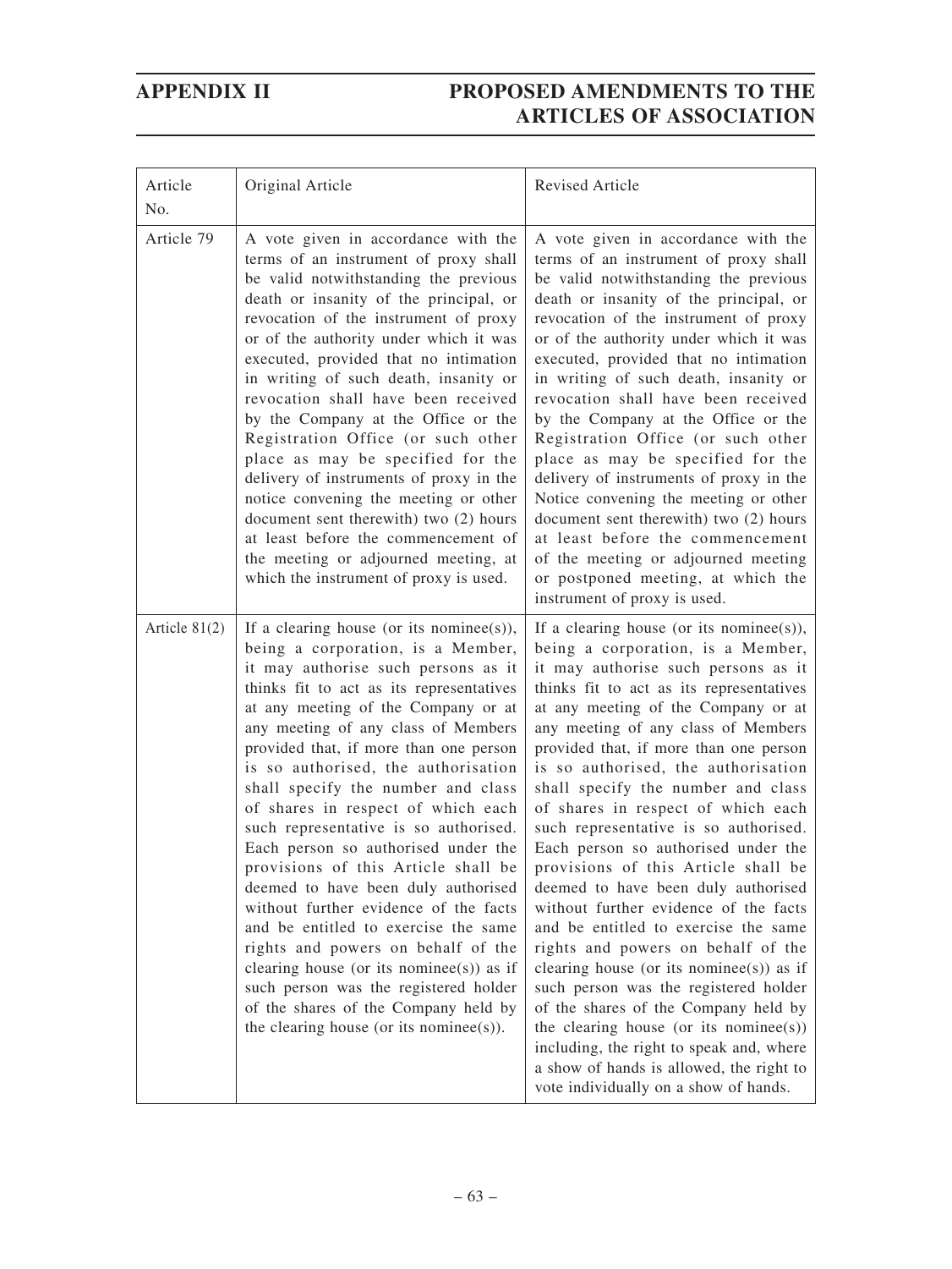| Article No. | Original Article | Revised Article |
|---|---|---|
| Article 79 | A vote given in accordance with the terms of an instrument of proxy shall be valid notwithstanding the previous death or insanity of the principal, or revocation of the instrument of proxy or of the authority under which it was executed, provided that no intimation in writing of such death, insanity or revocation shall have been received by the Company at the Office or the Registration Office (or such other place as may be specified for the delivery of instruments of proxy in the notice convening the meeting or other document sent therewith) two (2) hours at least before the commencement of the meeting or adjourned meeting, at which the instrument of proxy is used. | A vote given in accordance with the terms of an instrument of proxy shall be valid notwithstanding the previous death or insanity of the principal, or revocation of the instrument of proxy or of the authority under which it was executed, provided that no intimation in writing of such death, insanity or revocation shall have been received by the Company at the Office or the Registration Office (or such other place as may be specified for the delivery of instruments of proxy in the Notice convening the meeting or other document sent therewith) two (2) hours at least before the commencement of the meeting or adjourned meeting or postponed meeting, at which the instrument of proxy is used. |
| Article 81(2) | If a clearing house (or its nominee(s)), being a corporation, is a Member, it may authorise such persons as it thinks fit to act as its representatives at any meeting of the Company or at any meeting of any class of Members provided that, if more than one person is so authorised, the authorisation shall specify the number and class of shares in respect of which each such representative is so authorised. Each person so authorised under the provisions of this Article shall be deemed to have been duly authorised without further evidence of the facts and be entitled to exercise the same rights and powers on behalf of the clearing house (or its nominee(s)) as if such person was the registered holder of the shares of the Company held by the clearing house (or its nominee(s)). | If a clearing house (or its nominee(s)), being a corporation, is a Member, it may authorise such persons as it thinks fit to act as its representatives at any meeting of the Company or at any meeting of any class of Members provided that, if more than one person is so authorised, the authorisation shall specify the number and class of shares in respect of which each such representative is so authorised. Each person so authorised under the provisions of this Article shall be deemed to have been duly authorised without further evidence of the facts and be entitled to exercise the same rights and powers on behalf of the clearing house (or its nominee(s)) as if such person was the registered holder of the shares of the Company held by the clearing house (or its nominee(s)) including, the right to speak and, where a show of hands is allowed, the right to vote individually on a show of hands. |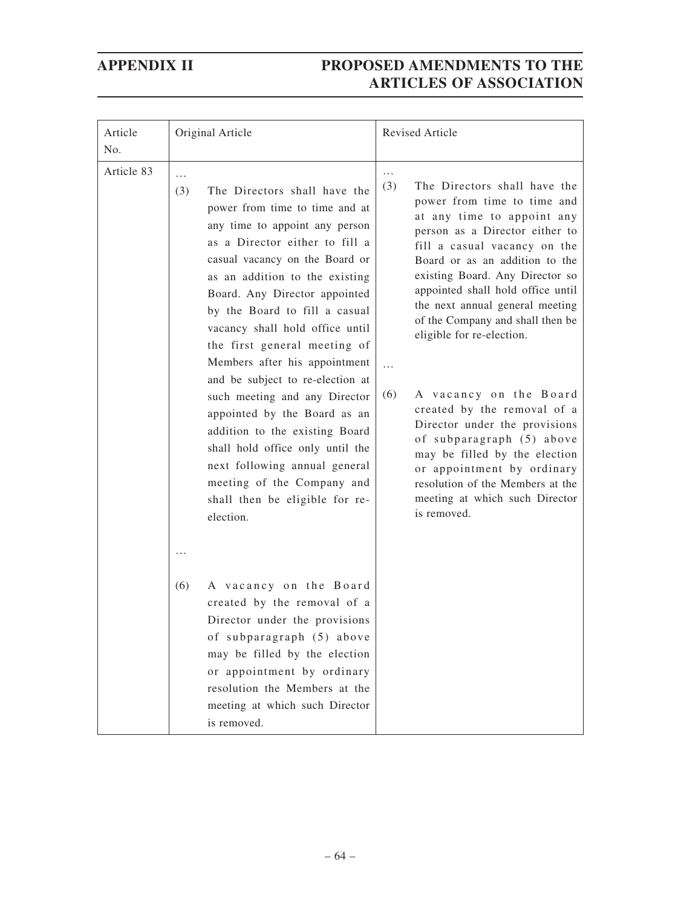# APPENDIX II PROPOSED AMENDMENTS TO THE ARTICLES OF ASSOCIATION

| Article No. | Original Article | Revised Article |
|---|---|---|
| Article 83 | … (3) The Directors shall have the power from time to time and at any time to appoint any person as a Director either to fill a casual vacancy on the Board or as an addition to the existing Board. Any Director appointed by the Board to fill a casual vacancy shall hold office until the first general meeting of Members after his appointment and be subject to re-election at such meeting and any Director appointed by the Board as an addition to the existing Board shall hold office only until the next following annual general meeting of the Company and shall then be eligible for re-election. … (6) A vacancy on the Board created by the removal of a Director under the provisions of subparagraph (5) above may be filled by the election or appointment by ordinary resolution the Members at the meeting at which such Director is removed. | … (3) The Directors shall have the power from time to time and at any time to appoint any person as a Director either to fill a casual vacancy on the Board or as an addition to the existing Board. Any Director so appointed shall hold office until the next annual general meeting of the Company and shall then be eligible for re-election. … (6) A vacancy on the Board created by the removal of a Director under the provisions of subparagraph (5) above may be filled by the election or appointment by ordinary resolution of the Members at the meeting at which such Director is removed. |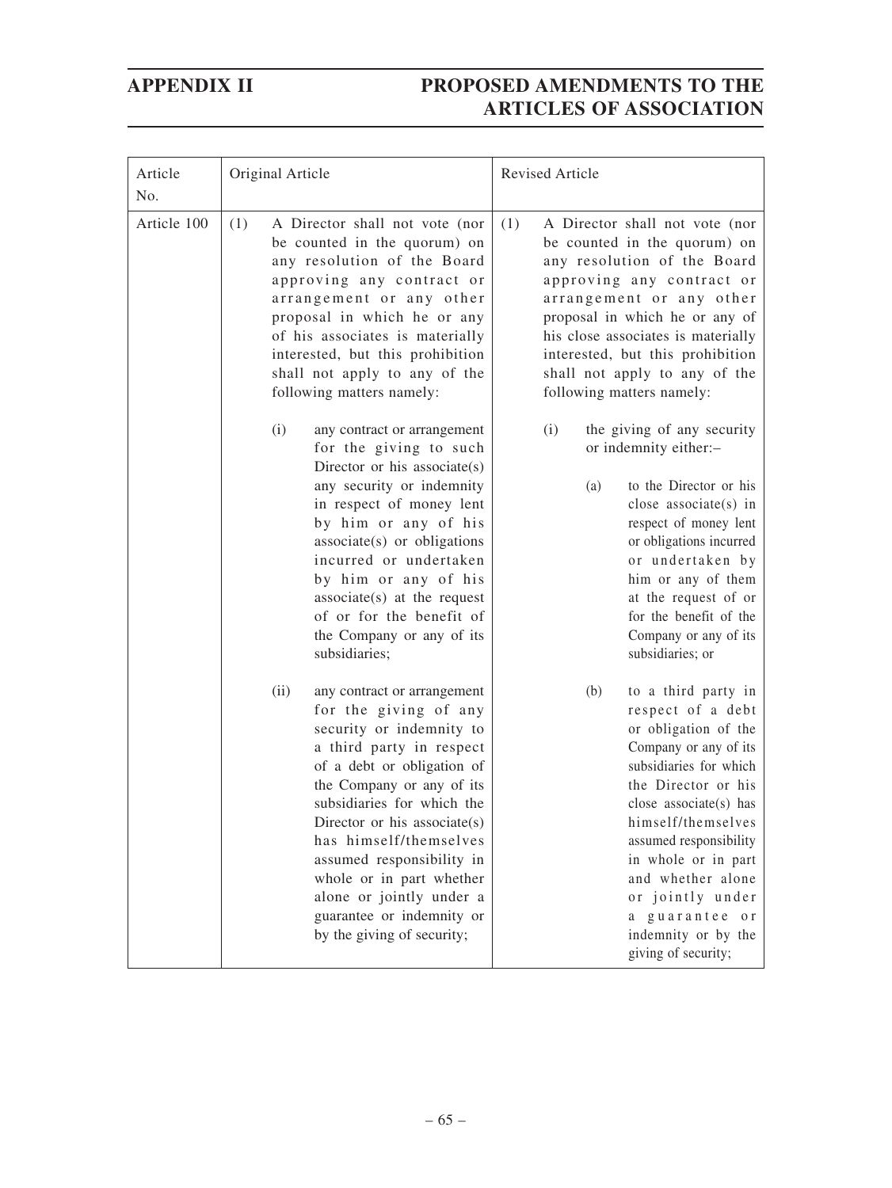| Article No. | Original Article | Revised Article |
|---|---|---|
| Article 100 | (1) A Director shall not vote (nor be counted in the quorum) on any resolution of the Board approving any contract or arrangement or any other proposal in which he or any of his associates is materially interested, but this prohibition shall not apply to any of the following matters namely:<br><br>(i) any contract or arrangement for the giving to such Director or his associate(s) any security or indemnity in respect of money lent by him or any of his associate(s) or obligations incurred or undertaken by him or any of his associate(s) at the request of or for the benefit of the Company or any of its subsidiaries;<br><br>(ii) any contract or arrangement for the giving of any security or indemnity to a third party in respect of a debt or obligation of the Company or any of its subsidiaries for which the Director or his associate(s) has himself/themselves assumed responsibility in whole or in part whether alone or jointly under a guarantee or indemnity or by the giving of security; | (1) A Director shall not vote (nor be counted in the quorum) on any resolution of the Board approving any contract or arrangement or any other proposal in which he or any of his close associates is materially interested, but this prohibition shall not apply to any of the following matters namely:<br><br>(i) the giving of any security or indemnity either:–<br><br>(a) to the Director or his close associate(s) in respect of money lent or obligations incurred or undertaken by him or any of them at the request of or for the benefit of the Company or any of its subsidiaries; or<br><br>(b) to a third party in respect of a debt or obligation of the Company or any of its subsidiaries for which the Director or his close associate(s) has himself/themselves assumed responsibility in whole or in part and whether alone or jointly under a guarantee or indemnity or by the giving of security; |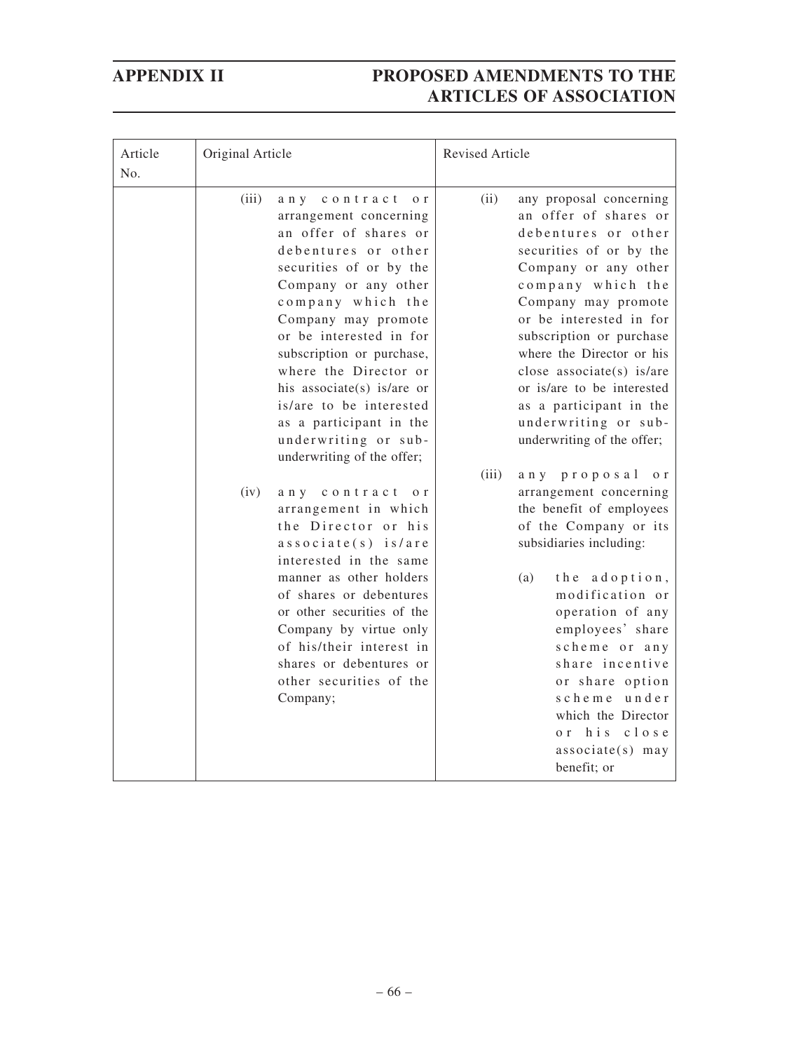| Article No. | Original Article | Revised Article |
|---|---|---|
| | (iii) any contract or arrangement concerning an offer of shares or debentures or other securities of or by the Company or any other company which the Company may promote or be interested in for subscription or purchase, where the Director or his associate(s) is/are or is/are to be interested as a participant in the underwriting or sub-underwriting of the offer;<br><br>(iv) any contract or arrangement in which the Director or his associate(s) is/are interested in the same manner as other holders of shares or debentures or other securities of the Company by virtue only of his/their interest in shares or debentures or other securities of the Company; | (ii) any proposal concerning an offer of shares or debentures or other securities of or by the Company or any other company which the Company may promote or be interested in for subscription or purchase where the Director or his close associate(s) is/are or is/are to be interested as a participant in the underwriting or sub-underwriting of the offer;<br><br>(iii) any proposal or arrangement concerning the benefit of employees of the Company or its subsidiaries including:<br><br>(a) the adoption, modification or operation of any employees' share scheme or any share incentive or share option scheme under which the Director or his close associate(s) may benefit; or |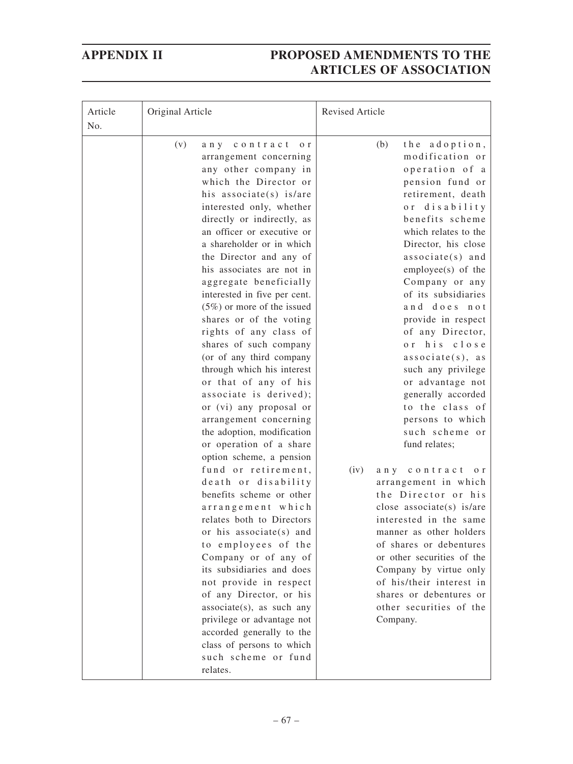# APPENDIX II PROPOSED AMENDMENTS TO THE ARTICLES OF ASSOCIATION

| Article No. | Original Article | Revised Article |
|---|---|---|
| | (v) any contract or arrangement concerning any other company in which the Director or his associate(s) is/are interested only, whether directly or indirectly, as an officer or executive or a shareholder or in which the Director and any of his associates are not in aggregate beneficially interested in five per cent. (5%) or more of the issued shares or of the voting rights of any class of shares of such company (or of any third company through which his interest or that of any of his associate is derived); or (vi) any proposal or arrangement concerning the adoption, modification or operation of a share option scheme, a pension fund or retirement, death or disability benefits scheme or other arrangement which relates both to Directors or his associate(s) and to employees of the Company or of any of its subsidiaries and does not provide in respect of any Director, or his associate(s), as such any privilege or advantage not accorded generally to the class of persons to which such scheme or fund relates. | (b) the adoption, modification or operation of a pension fund or retirement, death or disability benefits scheme which relates to the Director, his close associate(s) and employee(s) of the Company or any of its subsidiaries and does not provide in respect of any Director, or his close associate(s), as such any privilege or advantage not generally accorded to the class of persons to which such scheme or fund relates;<br><br>(iv) any contract or arrangement in which the Director or his close associate(s) is/are interested in the same manner as other holders of shares or debentures or other securities of the Company by virtue only of his/their interest in shares or debentures or other securities of the Company. |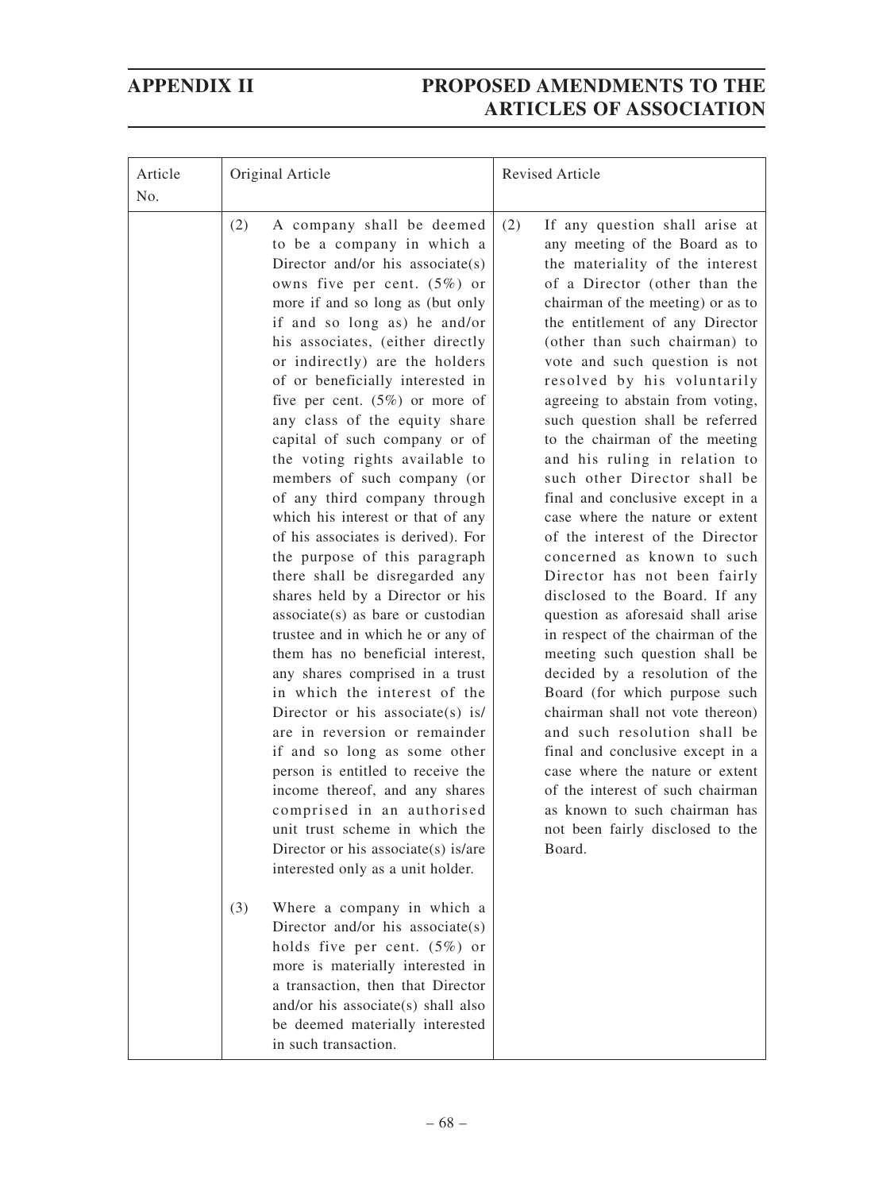| Article No. | Original Article | Revised Article |
|---|---|---|
| | (2) A company shall be deemed to be a company in which a Director and/or his associate(s) owns five per cent. (5%) or more if and so long as (but only if and so long as) he and/or his associates, (either directly or indirectly) are the holders of or beneficially interested in five per cent. (5%) or more of any class of the equity share capital of such company or of the voting rights available to members of such company (or of any third company through which his interest or that of any of his associates is derived). For the purpose of this paragraph there shall be disregarded any shares held by a Director or his associate(s) as bare or custodian trustee and in which he or any of them has no beneficial interest, any shares comprised in a trust in which the interest of the Director or his associate(s) is/are in reversion or remainder if and so long as some other person is entitled to receive the income thereof, and any shares comprised in an authorised unit trust scheme in which the Director or his associate(s) is/are interested only as a unit holder.<br><br>(3) Where a company in which a Director and/or his associate(s) holds five per cent. (5%) or more is materially interested in a transaction, then that Director and/or his associate(s) shall also be deemed materially interested in such transaction. | (2) If any question shall arise at any meeting of the Board as to the materiality of the interest of a Director (other than the chairman of the meeting) or as to the entitlement of any Director (other than such chairman) to vote and such question is not resolved by his voluntarily agreeing to abstain from voting, such question shall be referred to the chairman of the meeting and his ruling in relation to such other Director shall be final and conclusive except in a case where the nature or extent of the interest of the Director concerned as known to such Director has not been fairly disclosed to the Board. If any question as aforesaid shall arise in respect of the chairman of the meeting such question shall be decided by a resolution of the Board (for which purpose such chairman shall not vote thereon) and such resolution shall be final and conclusive except in a case where the nature or extent of the interest of such chairman as known to such chairman has not been fairly disclosed to the Board. |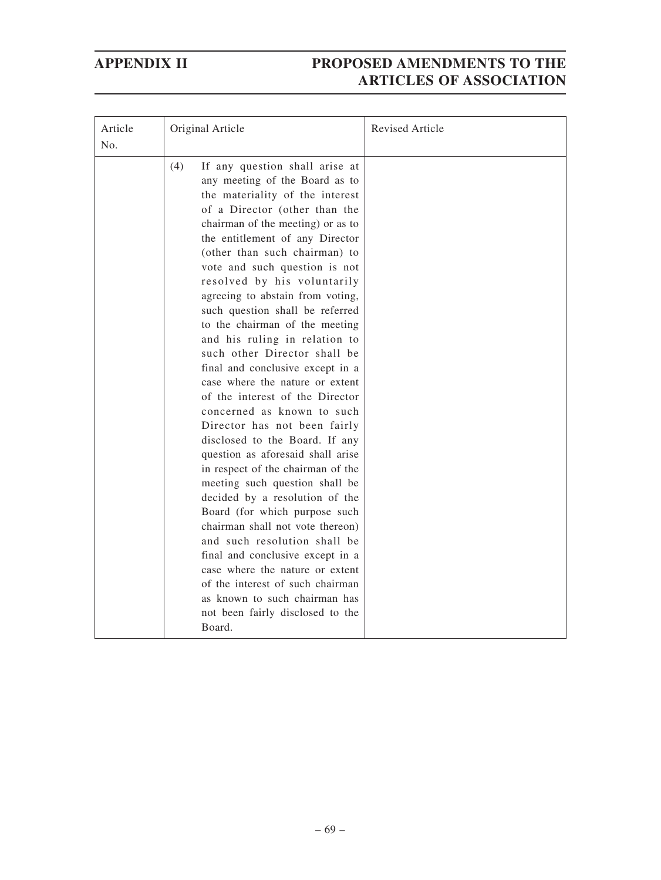| Article No. | Original Article | Revised Article |
|---|---|---|
| | (4) If any question shall arise at any meeting of the Board as to the materiality of the interest of a Director (other than the chairman of the meeting) or as to the entitlement of any Director (other than such chairman) to vote and such question is not resolved by his voluntarily agreeing to abstain from voting, such question shall be referred to the chairman of the meeting and his ruling in relation to such other Director shall be final and conclusive except in a case where the nature or extent of the interest of the Director concerned as known to such Director has not been fairly disclosed to the Board. If any question as aforesaid shall arise in respect of the chairman of the meeting such question shall be decided by a resolution of the Board (for which purpose such chairman shall not vote thereon) and such resolution shall be final and conclusive except in a case where the nature or extent of the interest of such chairman as known to such chairman has not been fairly disclosed to the Board. | |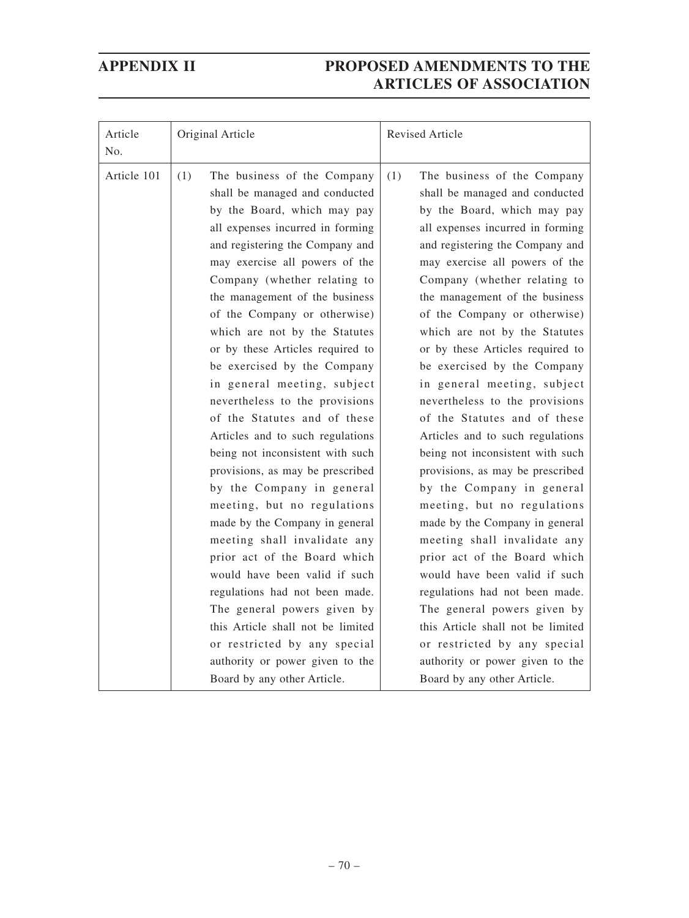| Article No. | Original Article | Revised Article |
|---|---|---|
| Article 101 | (1) The business of the Company shall be managed and conducted by the Board, which may pay all expenses incurred in forming and registering the Company and may exercise all powers of the Company (whether relating to the management of the business of the Company or otherwise) which are not by the Statutes or by these Articles required to be exercised by the Company in general meeting, subject nevertheless to the provisions of the Statutes and of these Articles and to such regulations being not inconsistent with such provisions, as may be prescribed by the Company in general meeting, but no regulations made by the Company in general meeting shall invalidate any prior act of the Board which would have been valid if such regulations had not been made. The general powers given by this Article shall not be limited or restricted by any special authority or power given to the Board by any other Article. | (1) The business of the Company shall be managed and conducted by the Board, which may pay all expenses incurred in forming and registering the Company and may exercise all powers of the Company (whether relating to the management of the business of the Company or otherwise) which are not by the Statutes or by these Articles required to be exercised by the Company in general meeting, subject nevertheless to the provisions of the Statutes and of these Articles and to such regulations being not inconsistent with such provisions, as may be prescribed by the Company in general meeting, but no regulations made by the Company in general meeting shall invalidate any prior act of the Board which would have been valid if such regulations had not been made. The general powers given by this Article shall not be limited or restricted by any special authority or power given to the Board by any other Article. |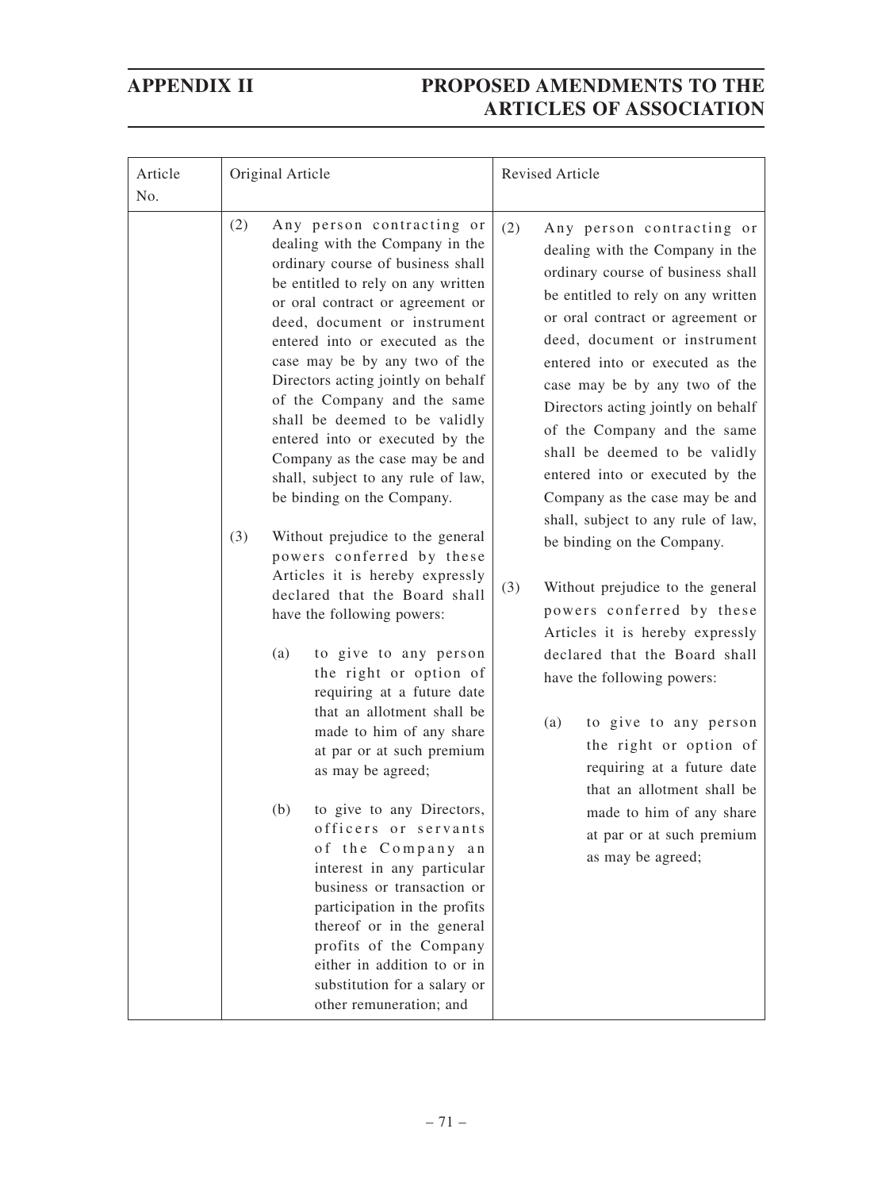# APPENDIX II PROPOSED AMENDMENTS TO THE ARTICLES OF ASSOCIATION

| Article No. | Original Article | Revised Article |
|---|---|---|
| | (2) Any person contracting or dealing with the Company in the ordinary course of business shall be entitled to rely on any written or oral contract or agreement or deed, document or instrument entered into or executed as the case may be by any two of the Directors acting jointly on behalf of the Company and the same shall be deemed to be validly entered into or executed by the Company as the case may be and shall, subject to any rule of law, be binding on the Company.<br><br>(3) Without prejudice to the general powers conferred by these Articles it is hereby expressly declared that the Board shall have the following powers:<br><br>(a) to give to any person the right or option of requiring at a future date that an allotment shall be made to him of any share at par or at such premium as may be agreed;<br><br>(b) to give to any Directors, officers or servants of the Company an interest in any particular business or transaction or participation in the profits thereof or in the general profits of the Company either in addition to or in substitution for a salary or other remuneration; and | (2) Any person contracting or dealing with the Company in the ordinary course of business shall be entitled to rely on any written or oral contract or agreement or deed, document or instrument entered into or executed as the case may be by any two of the Directors acting jointly on behalf of the Company and the same shall be deemed to be validly entered into or executed by the Company as the case may be and shall, subject to any rule of law, be binding on the Company.<br><br>(3) Without prejudice to the general powers conferred by these Articles it is hereby expressly declared that the Board shall have the following powers:<br><br>(a) to give to any person the right or option of requiring at a future date that an allotment shall be made to him of any share at par or at such premium as may be agreed; |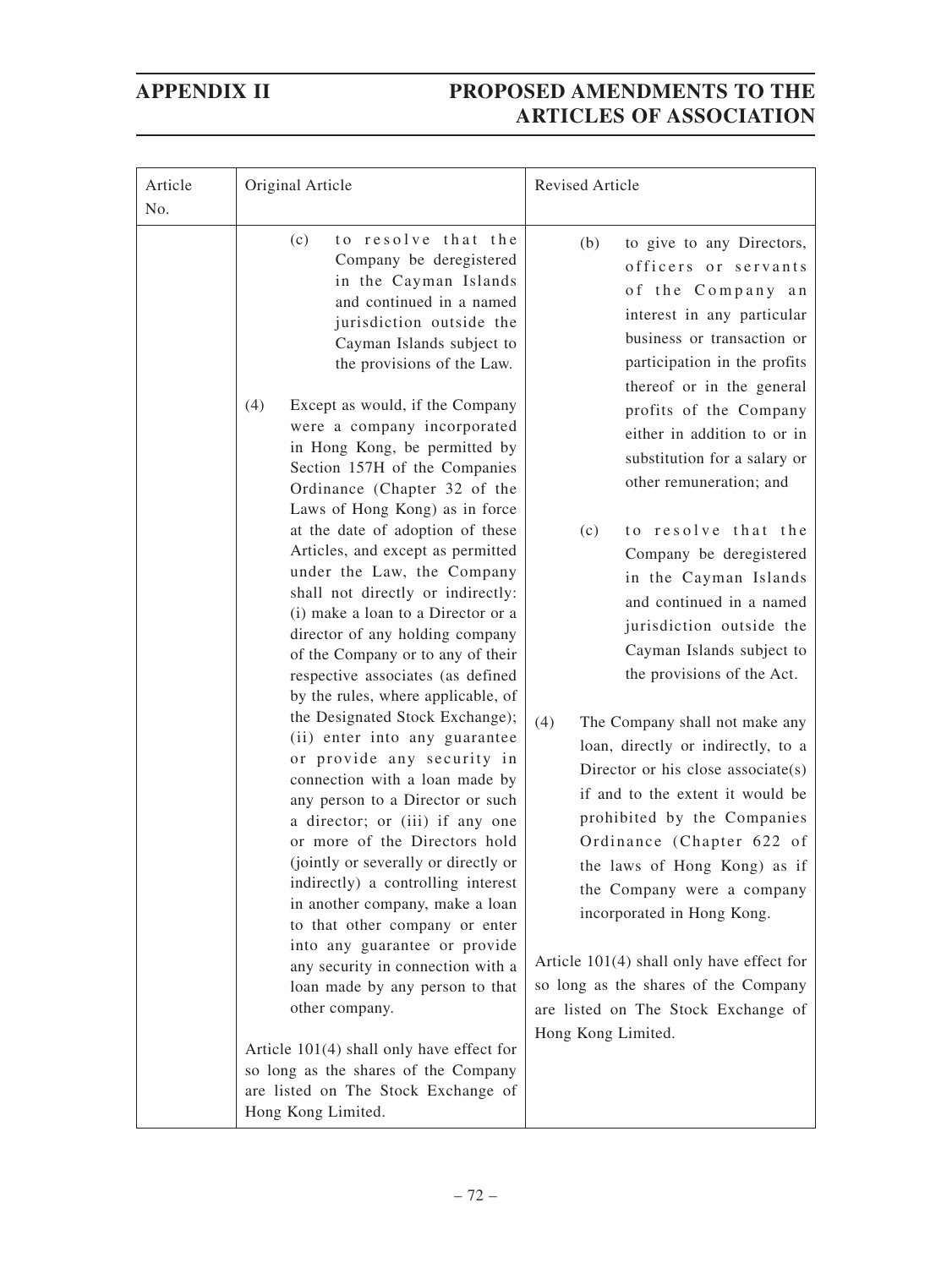## APPENDIX II — PROPOSED AMENDMENTS TO THE ARTICLES OF ASSOCIATION

| Article No. | Original Article | Revised Article |
|---|---|---|
| | (c) to resolve that the Company be deregistered in the Cayman Islands and continued in a named jurisdiction outside the Cayman Islands subject to the provisions of the Law.<br><br>(4) Except as would, if the Company were a company incorporated in Hong Kong, be permitted by Section 157H of the Companies Ordinance (Chapter 32 of the Laws of Hong Kong) as in force at the date of adoption of these Articles, and except as permitted under the Law, the Company shall not directly or indirectly: (i) make a loan to a Director or a director of any holding company of the Company or to any of their respective associates (as defined by the rules, where applicable, of the Designated Stock Exchange); (ii) enter into any guarantee or provide any security in connection with a loan made by any person to a Director or such a director; or (iii) if any one or more of the Directors hold (jointly or severally or directly or indirectly) a controlling interest in another company, make a loan to that other company or enter into any guarantee or provide any security in connection with a loan made by any person to that other company.<br><br>Article 101(4) shall only have effect for so long as the shares of the Company are listed on The Stock Exchange of Hong Kong Limited. | (b) to give to any Directors, officers or servants of the Company an interest in any particular business or transaction or participation in the profits thereof or in the general profits of the Company either in addition to or in substitution for a salary or other remuneration; and<br><br>(c) to resolve that the Company be deregistered in the Cayman Islands and continued in a named jurisdiction outside the Cayman Islands subject to the provisions of the Act.<br><br>(4) The Company shall not make any loan, directly or indirectly, to a Director or his close associate(s) if and to the extent it would be prohibited by the Companies Ordinance (Chapter 622 of the laws of Hong Kong) as if the Company were a company incorporated in Hong Kong.<br><br>Article 101(4) shall only have effect for so long as the shares of the Company are listed on The Stock Exchange of Hong Kong Limited. |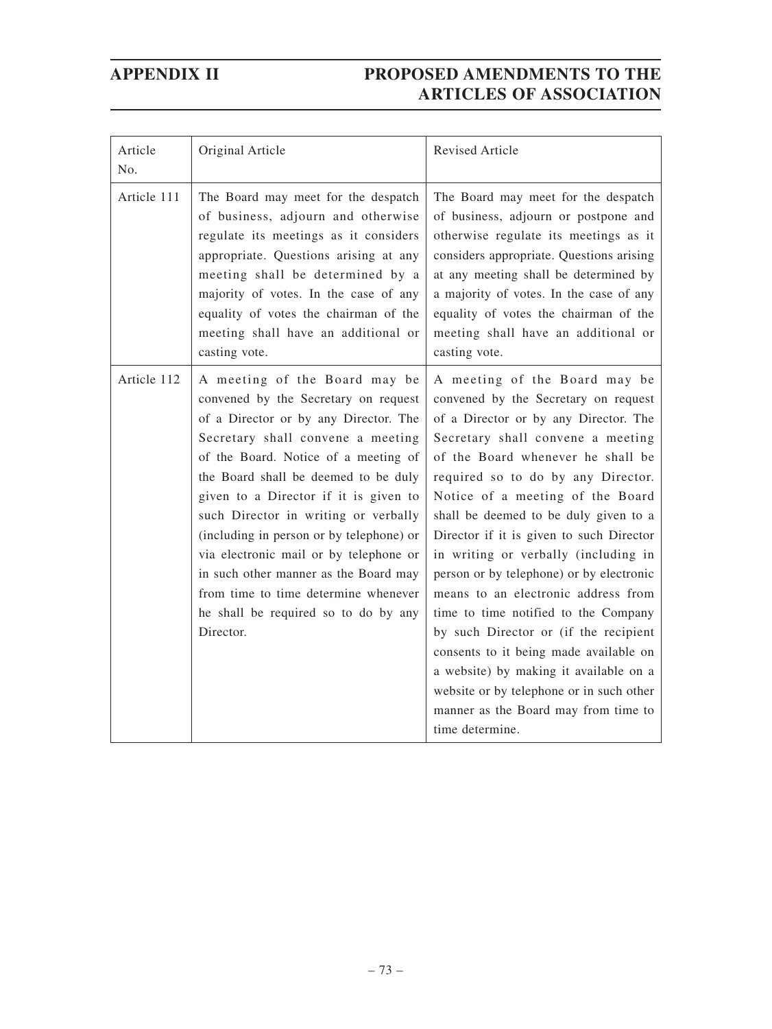| Article No. | Original Article | Revised Article |
|---|---|---|
| Article 111 | The Board may meet for the despatch of business, adjourn and otherwise regulate its meetings as it considers appropriate. Questions arising at any meeting shall be determined by a majority of votes. In the case of any equality of votes the chairman of the meeting shall have an additional or casting vote. | The Board may meet for the despatch of business, adjourn or postpone and otherwise regulate its meetings as it considers appropriate. Questions arising at any meeting shall be determined by a majority of votes. In the case of any equality of votes the chairman of the meeting shall have an additional or casting vote. |
| Article 112 | A meeting of the Board may be convened by the Secretary on request of a Director or by any Director. The Secretary shall convene a meeting of the Board. Notice of a meeting of the Board shall be deemed to be duly given to a Director if it is given to such Director in writing or verbally (including in person or by telephone) or via electronic mail or by telephone or in such other manner as the Board may from time to time determine whenever he shall be required so to do by any Director. | A meeting of the Board may be convened by the Secretary on request of a Director or by any Director. The Secretary shall convene a meeting of the Board whenever he shall be required so to do by any Director. Notice of a meeting of the Board shall be deemed to be duly given to a Director if it is given to such Director in writing or verbally (including in person or by telephone) or by electronic means to an electronic address from time to time notified to the Company by such Director or (if the recipient consents to it being made available on a website) by making it available on a website or by telephone or in such other manner as the Board may from time to time determine. |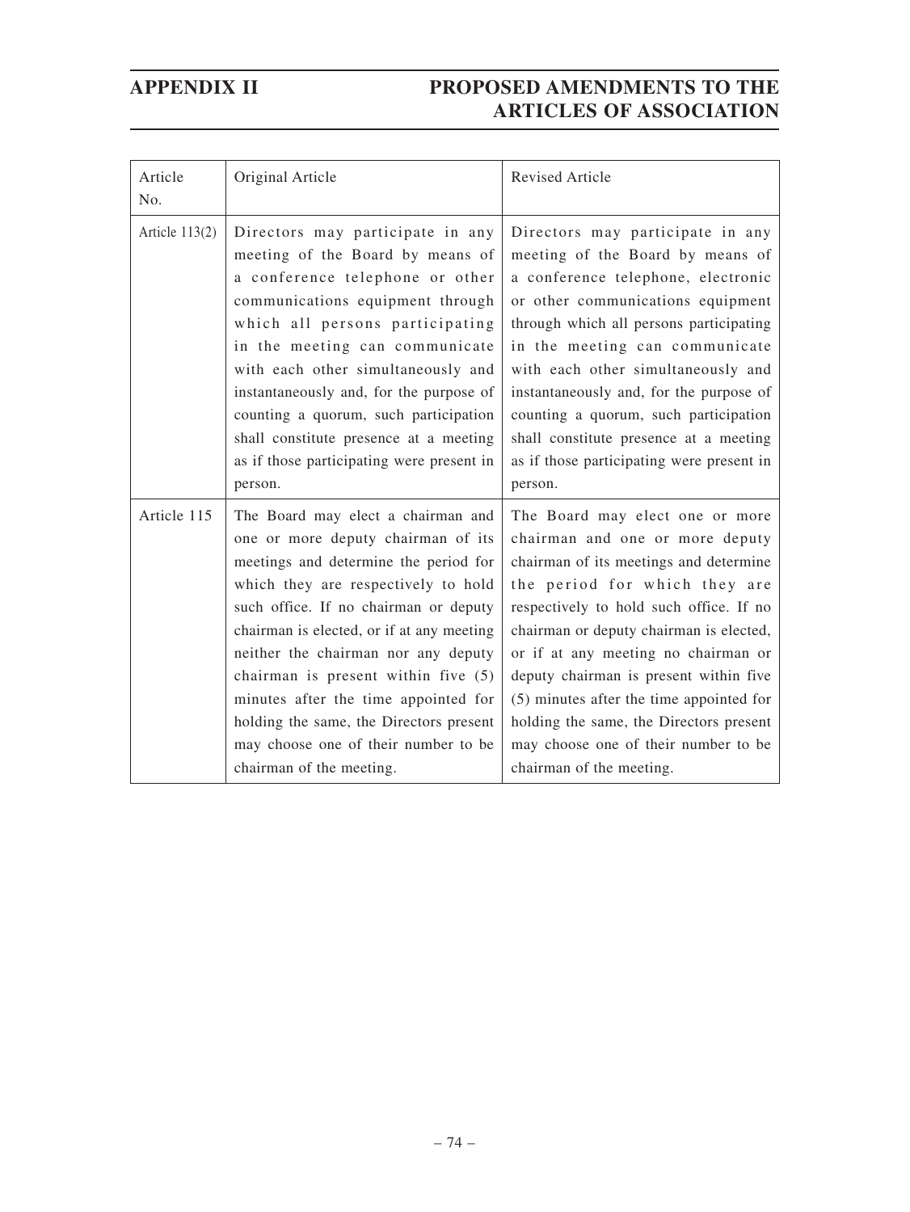| Article No. | Original Article | Revised Article |
| --- | --- | --- |
| Article 113(2) | Directors may participate in any meeting of the Board by means of a conference telephone or other communications equipment through which all persons participating in the meeting can communicate with each other simultaneously and instantaneously and, for the purpose of counting a quorum, such participation shall constitute presence at a meeting as if those participating were present in person. | Directors may participate in any meeting of the Board by means of a conference telephone, electronic or other communications equipment through which all persons participating in the meeting can communicate with each other simultaneously and instantaneously and, for the purpose of counting a quorum, such participation shall constitute presence at a meeting as if those participating were present in person. |
| Article 115 | The Board may elect a chairman and one or more deputy chairman of its meetings and determine the period for which they are respectively to hold such office. If no chairman or deputy chairman is elected, or if at any meeting neither the chairman nor any deputy chairman is present within five (5) minutes after the time appointed for holding the same, the Directors present may choose one of their number to be chairman of the meeting. | The Board may elect one or more chairman and one or more deputy chairman of its meetings and determine the period for which they are respectively to hold such office. If no chairman or deputy chairman is elected, or if at any meeting no chairman or deputy chairman is present within five (5) minutes after the time appointed for holding the same, the Directors present may choose one of their number to be chairman of the meeting. |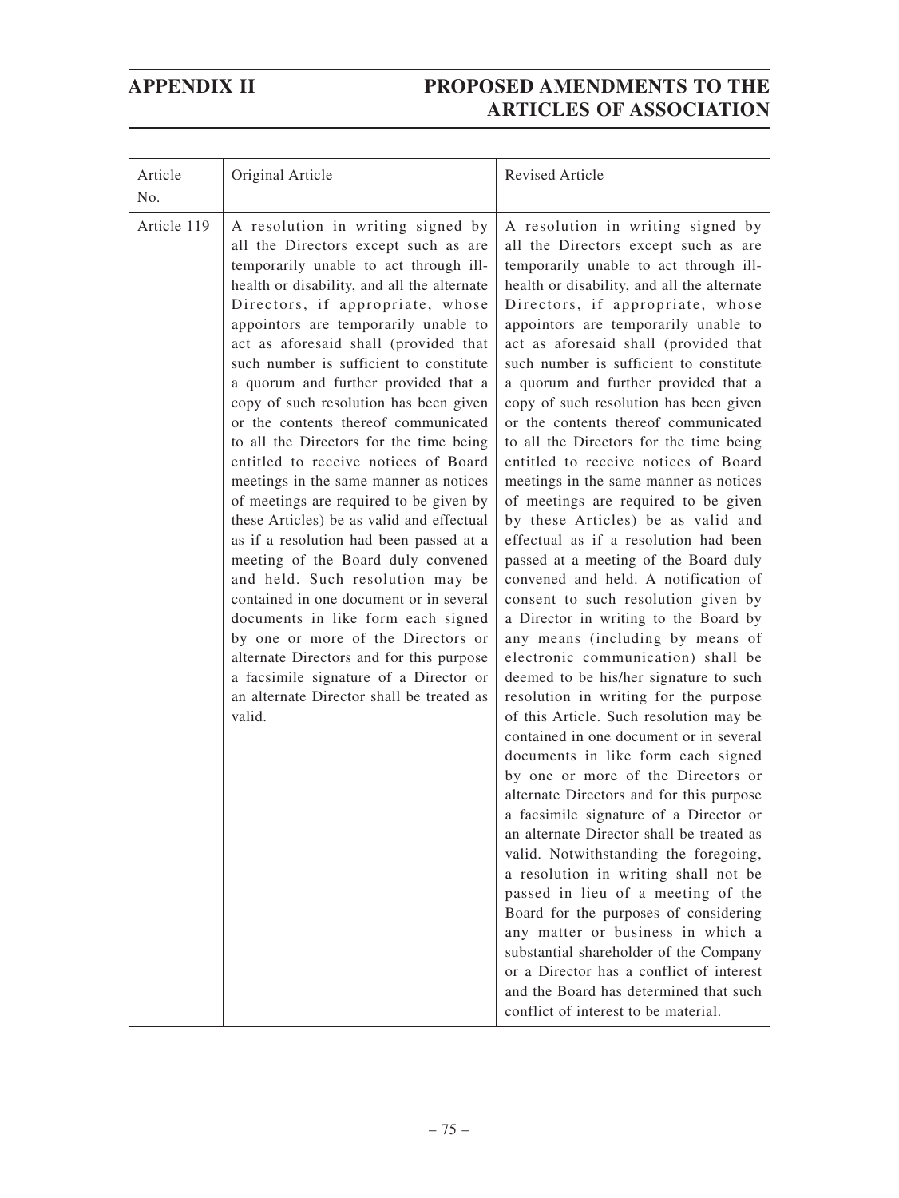| Article No. | Original Article | Revised Article |
|---|---|---|
| Article 119 | A resolution in writing signed by all the Directors except such as are temporarily unable to act through ill-health or disability, and all the alternate Directors, if appropriate, whose appointors are temporarily unable to act as aforesaid shall (provided that such number is sufficient to constitute a quorum and further provided that a copy of such resolution has been given or the contents thereof communicated to all the Directors for the time being entitled to receive notices of Board meetings in the same manner as notices of meetings are required to be given by these Articles) be as valid and effectual as if a resolution had been passed at a meeting of the Board duly convened and held. Such resolution may be contained in one document or in several documents in like form each signed by one or more of the Directors or alternate Directors and for this purpose a facsimile signature of a Director or an alternate Director shall be treated as valid. | A resolution in writing signed by all the Directors except such as are temporarily unable to act through ill-health or disability, and all the alternate Directors, if appropriate, whose appointors are temporarily unable to act as aforesaid shall (provided that such number is sufficient to constitute a quorum and further provided that a copy of such resolution has been given or the contents thereof communicated to all the Directors for the time being entitled to receive notices of Board meetings in the same manner as notices of meetings are required to be given by these Articles) be as valid and effectual as if a resolution had been passed at a meeting of the Board duly convened and held. A notification of consent to such resolution given by a Director in writing to the Board by any means (including by means of electronic communication) shall be deemed to be his/her signature to such resolution in writing for the purpose of this Article. Such resolution may be contained in one document or in several documents in like form each signed by one or more of the Directors or alternate Directors and for this purpose a facsimile signature of a Director or an alternate Director shall be treated as valid. Notwithstanding the foregoing, a resolution in writing shall not be passed in lieu of a meeting of the Board for the purposes of considering any matter or business in which a substantial shareholder of the Company or a Director has a conflict of interest and the Board has determined that such conflict of interest to be material. |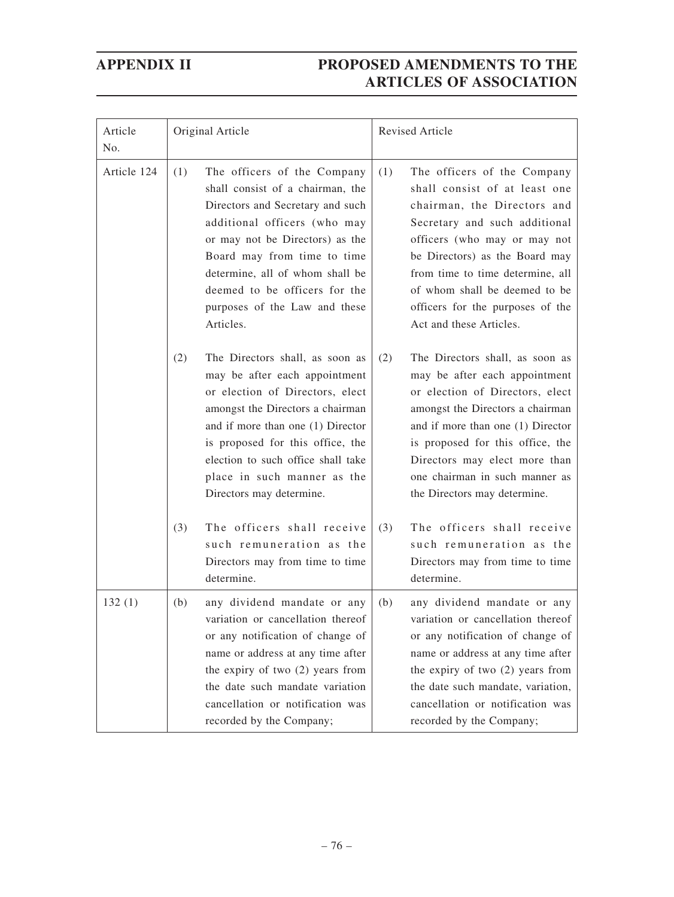| Article No. | Original Article | Revised Article |
|---|---|---|
| Article 124 | (1) The officers of the Company shall consist of a chairman, the Directors and Secretary and such additional officers (who may or may not be Directors) as the Board may from time to time determine, all of whom shall be deemed to be officers for the purposes of the Law and these Articles.<br><br>(2) The Directors shall, as soon as may be after each appointment or election of Directors, elect amongst the Directors a chairman and if more than one (1) Director is proposed for this office, the election to such office shall take place in such manner as the Directors may determine.<br><br>(3) The officers shall receive such remuneration as the Directors may from time to time determine. | (1) The officers of the Company shall consist of at least one chairman, the Directors and Secretary and such additional officers (who may or may not be Directors) as the Board may from time to time determine, all of whom shall be deemed to be officers for the purposes of the Act and these Articles.<br><br>(2) The Directors shall, as soon as may be after each appointment or election of Directors, elect amongst the Directors a chairman and if more than one (1) Director is proposed for this office, the Directors may elect more than one chairman in such manner as the Directors may determine.<br><br>(3) The officers shall receive such remuneration as the Directors may from time to time determine. |
| 132 (1) | (b) any dividend mandate or any variation or cancellation thereof or any notification of change of name or address at any time after the expiry of two (2) years from the date such mandate variation cancellation or notification was recorded by the Company; | (b) any dividend mandate or any variation or cancellation thereof or any notification of change of name or address at any time after the expiry of two (2) years from the date such mandate, variation, cancellation or notification was recorded by the Company; |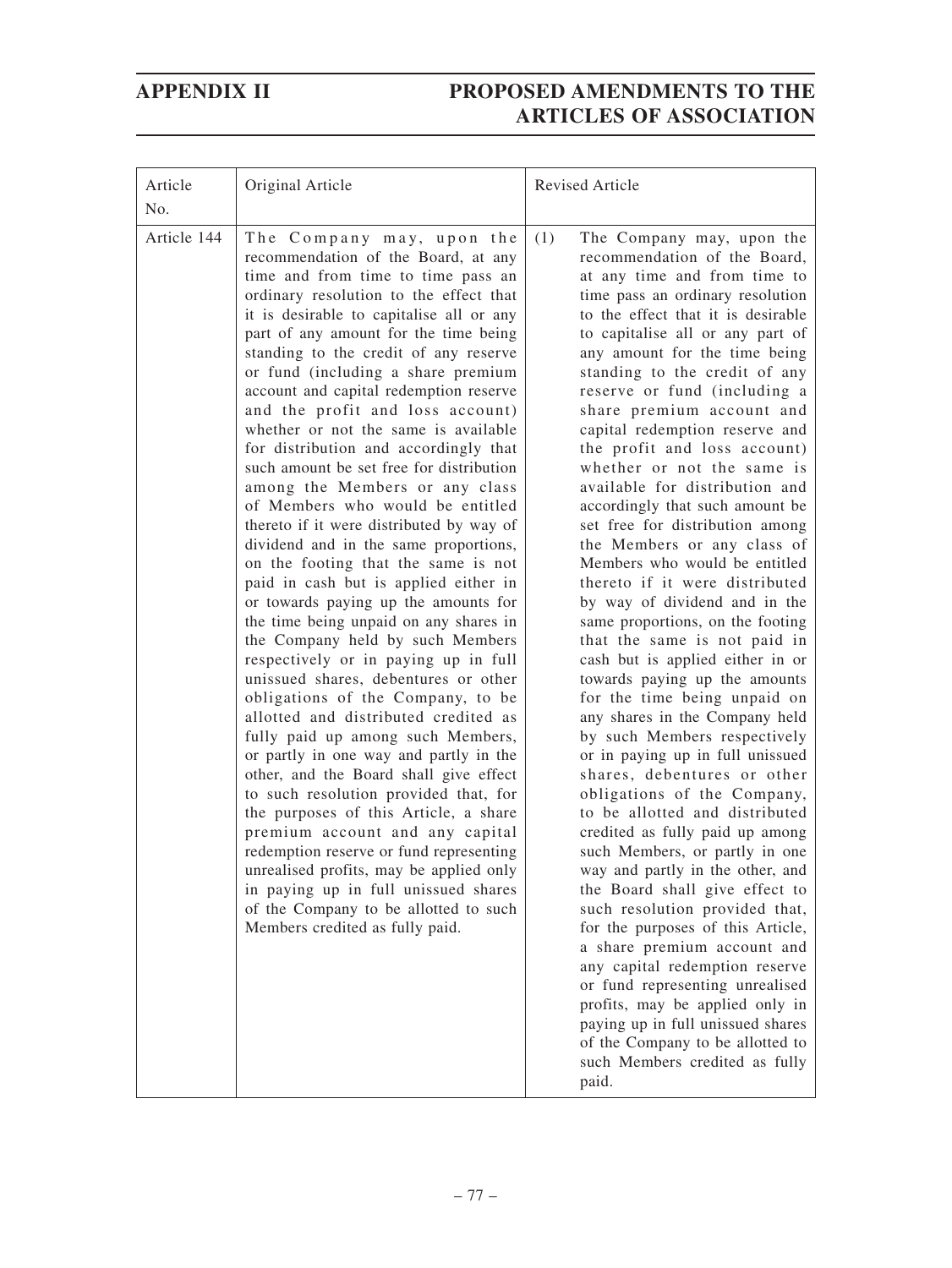| Article No. | Original Article | Revised Article |
|---|---|---|
| Article 144 | The Company may, upon the recommendation of the Board, at any time and from time to time pass an ordinary resolution to the effect that it is desirable to capitalise all or any part of any amount for the time being standing to the credit of any reserve or fund (including a share premium account and capital redemption reserve and the profit and loss account) whether or not the same is available for distribution and accordingly that such amount be set free for distribution among the Members or any class of Members who would be entitled thereto if it were distributed by way of dividend and in the same proportions, on the footing that the same is not paid in cash but is applied either in or towards paying up the amounts for the time being unpaid on any shares in the Company held by such Members respectively or in paying up in full unissued shares, debentures or other obligations of the Company, to be allotted and distributed credited as fully paid up among such Members, or partly in one way and partly in the other, and the Board shall give effect to such resolution provided that, for the purposes of this Article, a share premium account and any capital redemption reserve or fund representing unrealised profits, may be applied only in paying up in full unissued shares of the Company to be allotted to such Members credited as fully paid. | (1) The Company may, upon the recommendation of the Board, at any time and from time to time pass an ordinary resolution to the effect that it is desirable to capitalise all or any part of any amount for the time being standing to the credit of any reserve or fund (including a share premium account and capital redemption reserve and the profit and loss account) whether or not the same is available for distribution and accordingly that such amount be set free for distribution among the Members or any class of Members who would be entitled thereto if it were distributed by way of dividend and in the same proportions, on the footing that the same is not paid in cash but is applied either in or towards paying up the amounts for the time being unpaid on any shares in the Company held by such Members respectively or in paying up in full unissued shares, debentures or other obligations of the Company, to be allotted and distributed credited as fully paid up among such Members, or partly in one way and partly in the other, and the Board shall give effect to such resolution provided that, for the purposes of this Article, a share premium account and any capital redemption reserve or fund representing unrealised profits, may be applied only in paying up in full unissued shares of the Company to be allotted to such Members credited as fully paid. |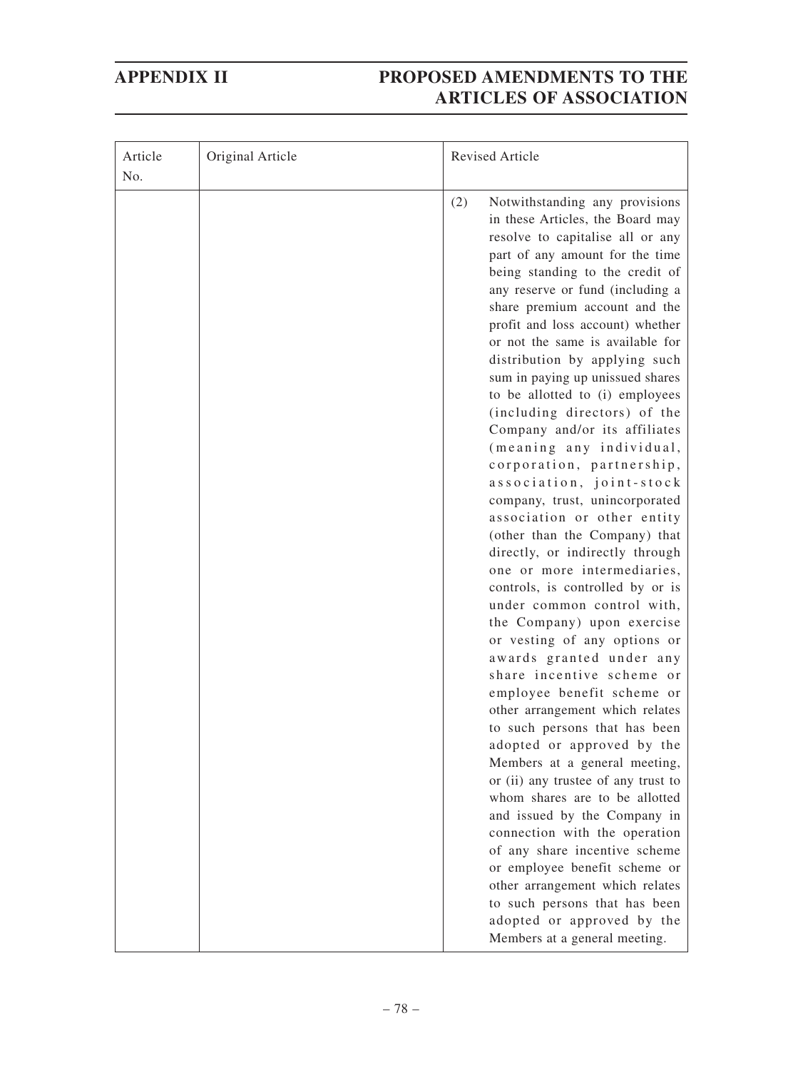| Article No. | Original Article | Revised Article |
| --- | --- | --- |
| | | (2) Notwithstanding any provisions in these Articles, the Board may resolve to capitalise all or any part of any amount for the time being standing to the credit of any reserve or fund (including a share premium account and the profit and loss account) whether or not the same is available for distribution by applying such sum in paying up unissued shares to be allotted to (i) employees (including directors) of the Company and/or its affiliates (meaning any individual, corporation, partnership, association, joint-stock company, trust, unincorporated association or other entity (other than the Company) that directly, or indirectly through one or more intermediaries, controls, is controlled by or is under common control with, the Company) upon exercise or vesting of any options or awards granted under any share incentive scheme or employee benefit scheme or other arrangement which relates to such persons that has been adopted or approved by the Members at a general meeting, or (ii) any trustee of any trust to whom shares are to be allotted and issued by the Company in connection with the operation of any share incentive scheme or employee benefit scheme or other arrangement which relates to such persons that has been adopted or approved by the Members at a general meeting. |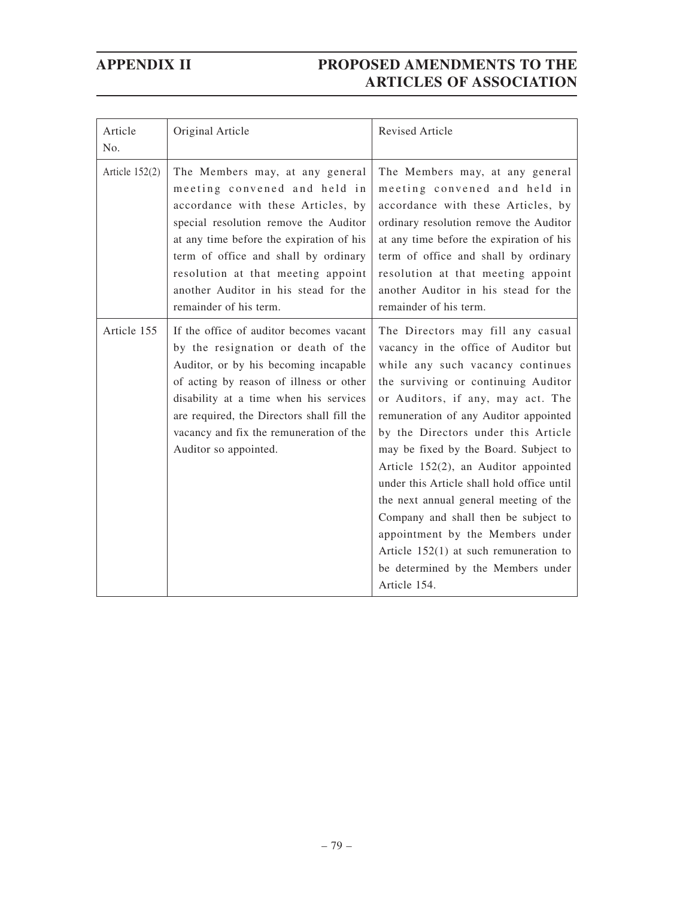| Article No. | Original Article | Revised Article |
|---|---|---|
| Article 152(2) | The Members may, at any general meeting convened and held in accordance with these Articles, by special resolution remove the Auditor at any time before the expiration of his term of office and shall by ordinary resolution at that meeting appoint another Auditor in his stead for the remainder of his term. | The Members may, at any general meeting convened and held in accordance with these Articles, by ordinary resolution remove the Auditor at any time before the expiration of his term of office and shall by ordinary resolution at that meeting appoint another Auditor in his stead for the remainder of his term. |
| Article 155 | If the office of auditor becomes vacant by the resignation or death of the Auditor, or by his becoming incapable of acting by reason of illness or other disability at a time when his services are required, the Directors shall fill the vacancy and fix the remuneration of the Auditor so appointed. | The Directors may fill any casual vacancy in the office of Auditor but while any such vacancy continues the surviving or continuing Auditor or Auditors, if any, may act. The remuneration of any Auditor appointed by the Directors under this Article may be fixed by the Board. Subject to Article 152(2), an Auditor appointed under this Article shall hold office until the next annual general meeting of the Company and shall then be subject to appointment by the Members under Article 152(1) at such remuneration to be determined by the Members under Article 154. |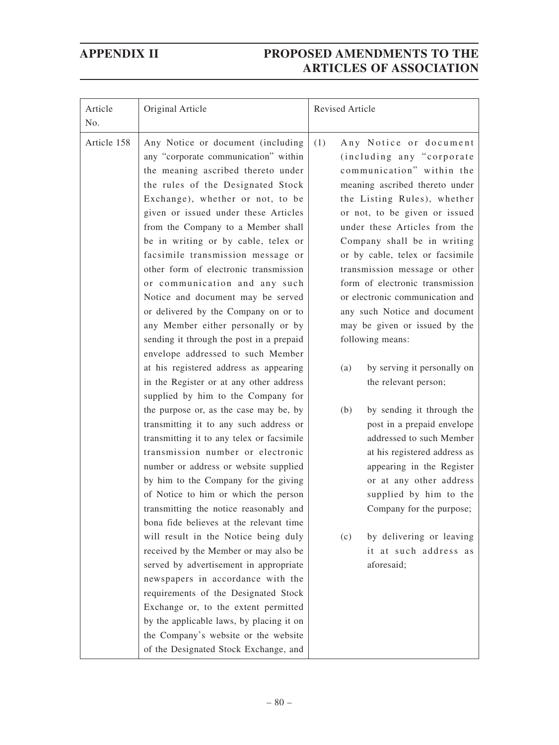| Article No. | Original Article | Revised Article |
|---|---|---|
| Article 158 | Any Notice or document (including any "corporate communication" within the meaning ascribed thereto under the rules of the Designated Stock Exchange), whether or not, to be given or issued under these Articles from the Company to a Member shall be in writing or by cable, telex or facsimile transmission message or other form of electronic transmission or communication and any such Notice and document may be served or delivered by the Company on or to any Member either personally or by sending it through the post in a prepaid envelope addressed to such Member at his registered address as appearing in the Register or at any other address supplied by him to the Company for the purpose or, as the case may be, by transmitting it to any such address or transmitting it to any telex or facsimile transmission number or electronic number or address or website supplied by him to the Company for the giving of Notice to him or which the person transmitting the notice reasonably and bona fide believes at the relevant time will result in the Notice being duly received by the Member or may also be served by advertisement in appropriate newspapers in accordance with the requirements of the Designated Stock Exchange or, to the extent permitted by the applicable laws, by placing it on the Company's website or the website of the Designated Stock Exchange, and | (1) Any Notice or document (including any "corporate communication" within the meaning ascribed thereto under the Listing Rules), whether or not, to be given or issued under these Articles from the Company shall be in writing or by cable, telex or facsimile transmission message or other form of electronic transmission or electronic communication and any such Notice and document may be given or issued by the following means:<br><br>(a) by serving it personally on the relevant person;<br><br>(b) by sending it through the post in a prepaid envelope addressed to such Member at his registered address as appearing in the Register or at any other address supplied by him to the Company for the purpose;<br><br>(c) by delivering or leaving it at such address as aforesaid; |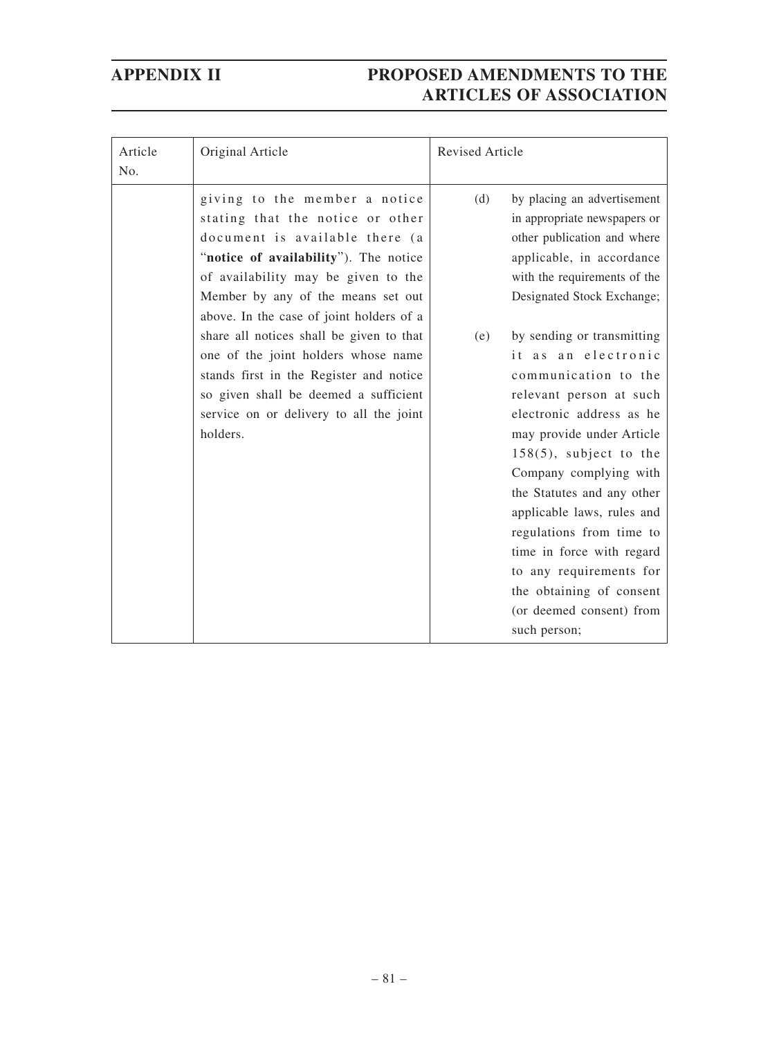| Article No. | Original Article | Revised Article |
|---|---|---|
| | giving to the member a notice stating that the notice or other document is available there (a "**notice of availability**"). The notice of availability may be given to the Member by any of the means set out above. In the case of joint holders of a share all notices shall be given to that one of the joint holders whose name stands first in the Register and notice so given shall be deemed a sufficient service on or delivery to all the joint holders. | (d) by placing an advertisement in appropriate newspapers or other publication and where applicable, in accordance with the requirements of the Designated Stock Exchange;<br><br>(e) by sending or transmitting it as an electronic communication to the relevant person at such electronic address as he may provide under Article 158(5), subject to the Company complying with the Statutes and any other applicable laws, rules and regulations from time to time in force with regard to any requirements for the obtaining of consent (or deemed consent) from such person; |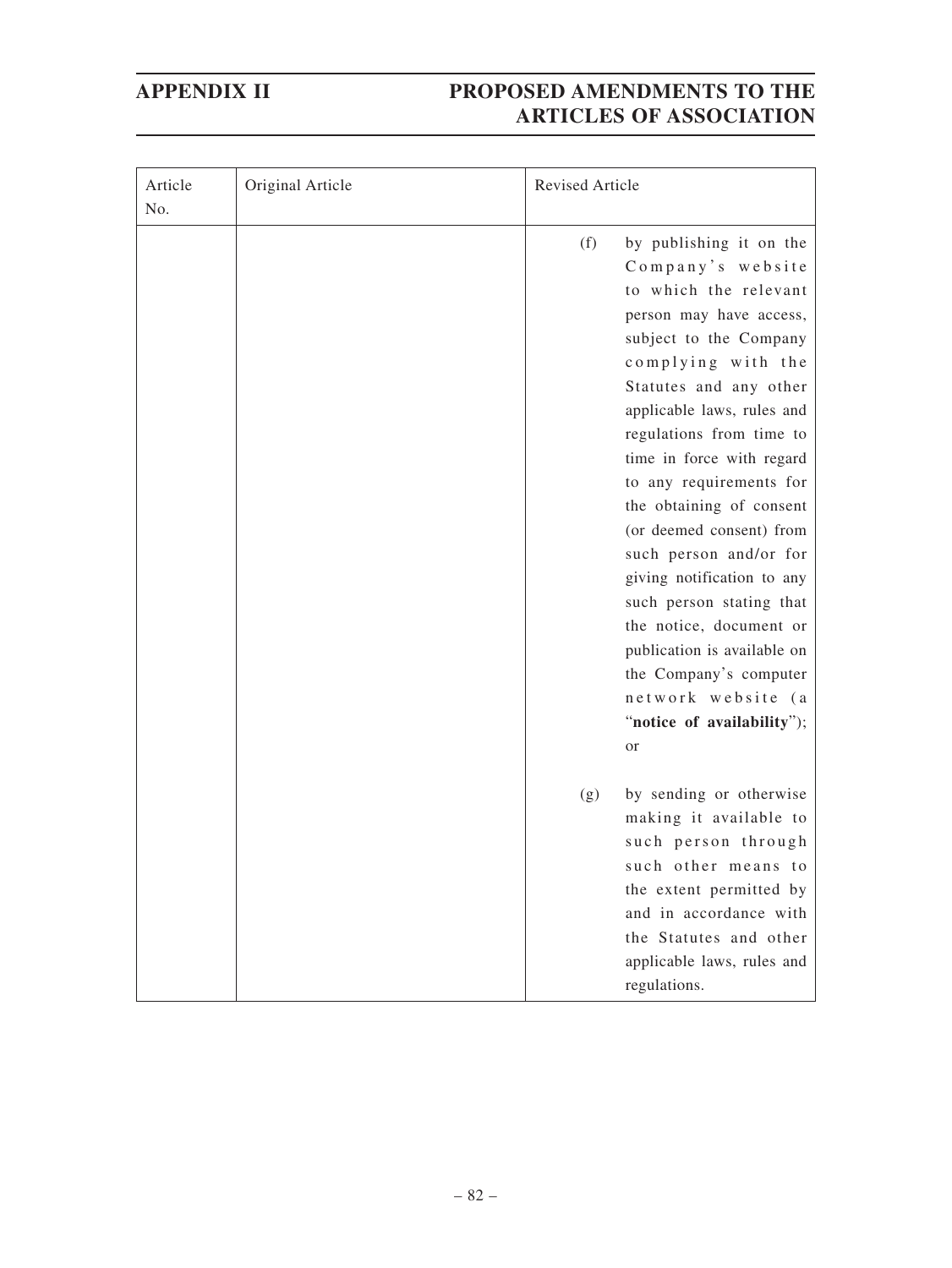| Article No. | Original Article | Revised Article |
|---|---|---|
| | | (f) by publishing it on the Company's website to which the relevant person may have access, subject to the Company complying with the Statutes and any other applicable laws, rules and regulations from time to time in force with regard to any requirements for the obtaining of consent (or deemed consent) from such person and/or for giving notification to any such person stating that the notice, document or publication is available on the Company's computer network website (a "**notice of availability**"); or<br><br>(g) by sending or otherwise making it available to such person through such other means to the extent permitted by and in accordance with the Statutes and other applicable laws, rules and regulations. |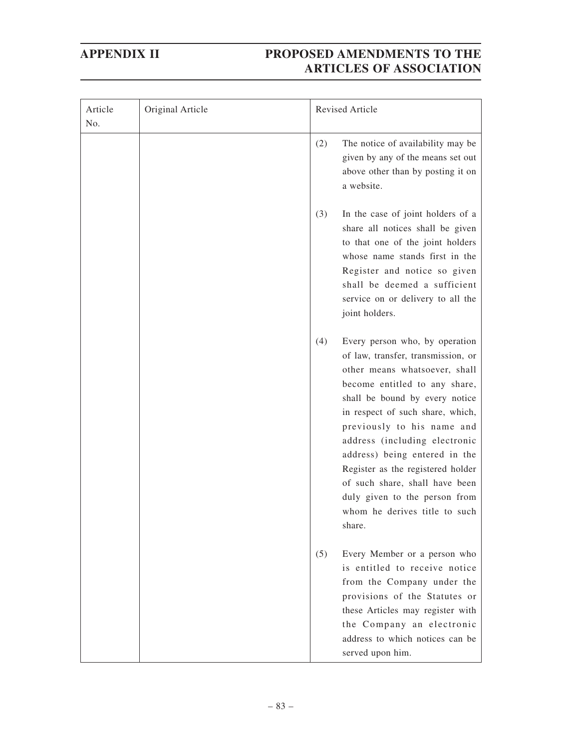| Article No. | Original Article | Revised Article |
|---|---|---|
| | | (2) The notice of availability may be given by any of the means set out above other than by posting it on a website.<br><br>(3) In the case of joint holders of a share all notices shall be given to that one of the joint holders whose name stands first in the Register and notice so given shall be deemed a sufficient service on or delivery to all the joint holders.<br><br>(4) Every person who, by operation of law, transfer, transmission, or other means whatsoever, shall become entitled to any share, shall be bound by every notice in respect of such share, which, previously to his name and address (including electronic address) being entered in the Register as the registered holder of such share, shall have been duly given to the person from whom he derives title to such share.<br><br>(5) Every Member or a person who is entitled to receive notice from the Company under the provisions of the Statutes or these Articles may register with the Company an electronic address to which notices can be served upon him. |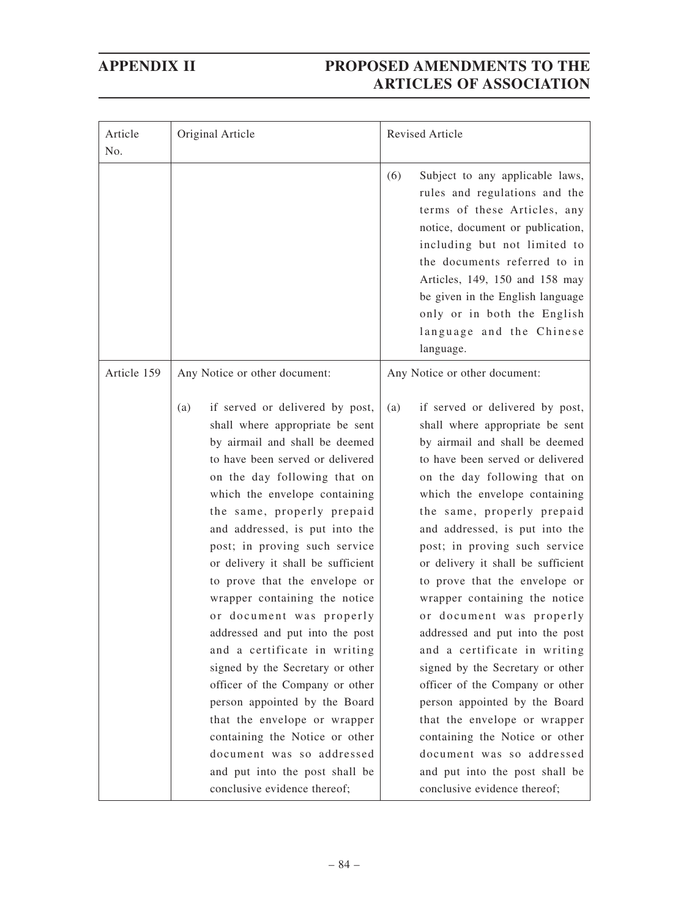| Article No. | Original Article | Revised Article |
|---|---|---|
| | | (6) Subject to any applicable laws, rules and regulations and the terms of these Articles, any notice, document or publication, including but not limited to the documents referred to in Articles, 149, 150 and 158 may be given in the English language only or in both the English language and the Chinese language. |
| Article 159 | Any Notice or other document:<br><br>(a) if served or delivered by post, shall where appropriate be sent by airmail and shall be deemed to have been served or delivered on the day following that on which the envelope containing the same, properly prepaid and addressed, is put into the post; in proving such service or delivery it shall be sufficient to prove that the envelope or wrapper containing the notice or document was properly addressed and put into the post and a certificate in writing signed by the Secretary or other officer of the Company or other person appointed by the Board that the envelope or wrapper containing the Notice or other document was so addressed and put into the post shall be conclusive evidence thereof; | Any Notice or other document:<br><br>(a) if served or delivered by post, shall where appropriate be sent by airmail and shall be deemed to have been served or delivered on the day following that on which the envelope containing the same, properly prepaid and addressed, is put into the post; in proving such service or delivery it shall be sufficient to prove that the envelope or wrapper containing the notice or document was properly addressed and put into the post and a certificate in writing signed by the Secretary or other officer of the Company or other person appointed by the Board that the envelope or wrapper containing the Notice or other document was so addressed and put into the post shall be conclusive evidence thereof; |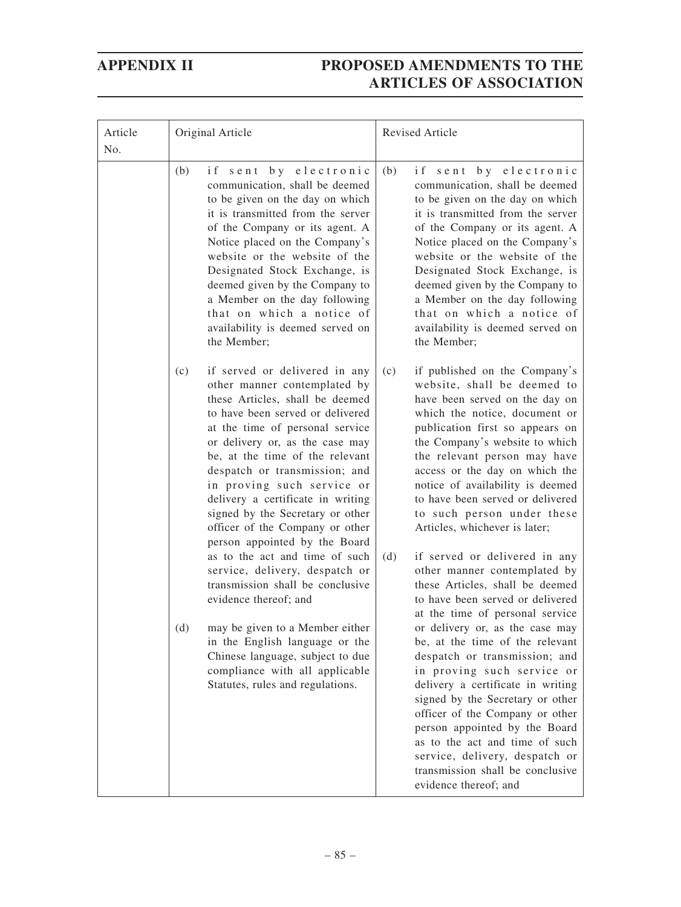| Article No. | Original Article | Revised Article |
|---|---|---|
| | (b) if sent by electronic communication, shall be deemed to be given on the day on which it is transmitted from the server of the Company or its agent. A Notice placed on the Company's website or the website of the Designated Stock Exchange, is deemed given by the Company to a Member on the day following that on which a notice of availability is deemed served on the Member;<br><br>(c) if served or delivered in any other manner contemplated by these Articles, shall be deemed to have been served or delivered at the time of personal service or delivery or, as the case may be, at the time of the relevant despatch or transmission; and in proving such service or delivery a certificate in writing signed by the Secretary or other officer of the Company or other person appointed by the Board as to the act and time of such service, delivery, despatch or transmission shall be conclusive evidence thereof; and<br><br>(d) may be given to a Member either in the English language or the Chinese language, subject to due compliance with all applicable Statutes, rules and regulations. | (b) if sent by electronic communication, shall be deemed to be given on the day on which it is transmitted from the server of the Company or its agent. A Notice placed on the Company's website or the website of the Designated Stock Exchange, is deemed given by the Company to a Member on the day following that on which a notice of availability is deemed served on the Member;<br><br>(c) if published on the Company's website, shall be deemed to have been served on the day on which the notice, document or publication first so appears on the Company's website to which the relevant person may have access or the day on which the notice of availability is deemed to have been served or delivered to such person under these Articles, whichever is later;<br><br>(d) if served or delivered in any other manner contemplated by these Articles, shall be deemed to have been served or delivered at the time of personal service or delivery or, as the case may be, at the time of the relevant despatch or transmission; and in proving such service or delivery a certificate in writing signed by the Secretary or other officer of the Company or other person appointed by the Board as to the act and time of such service, delivery, despatch or transmission shall be conclusive evidence thereof; and |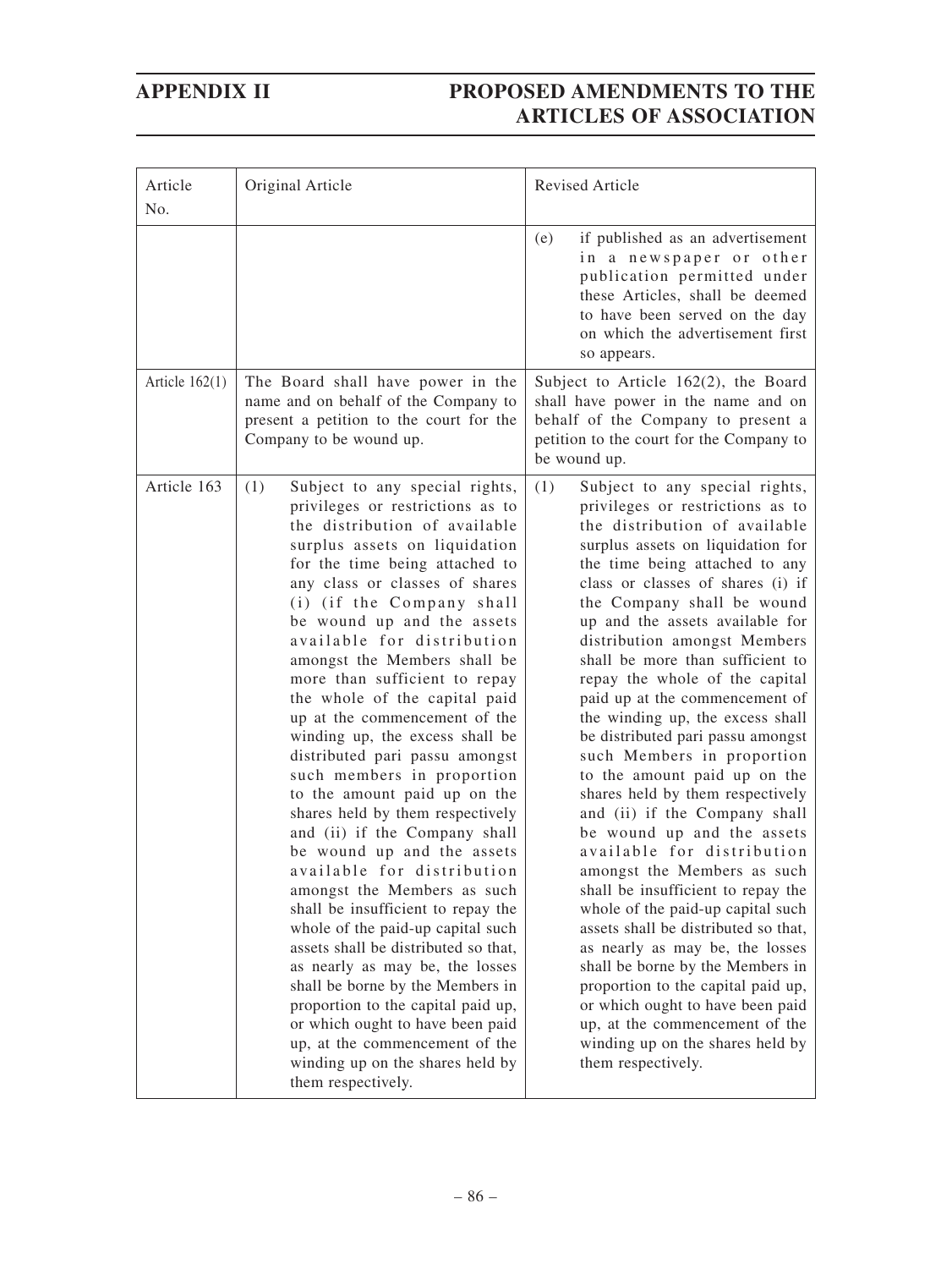| Article No. | Original Article | Revised Article |
| --- | --- | --- |
| | | (e) if published as an advertisement in a newspaper or other publication permitted under these Articles, shall be deemed to have been served on the day on which the advertisement first so appears. |
| Article 162(1) | The Board shall have power in the name and on behalf of the Company to present a petition to the court for the Company to be wound up. | Subject to Article 162(2), the Board shall have power in the name and on behalf of the Company to present a petition to the court for the Company to be wound up. |
| Article 163 | (1) Subject to any special rights, privileges or restrictions as to the distribution of available surplus assets on liquidation for the time being attached to any class or classes of shares (i) (if the Company shall be wound up and the assets available for distribution amongst the Members shall be more than sufficient to repay the whole of the capital paid up at the commencement of the winding up, the excess shall be distributed pari passu amongst such members in proportion to the amount paid up on the shares held by them respectively and (ii) if the Company shall be wound up and the assets available for distribution amongst the Members as such shall be insufficient to repay the whole of the paid-up capital such assets shall be distributed so that, as nearly as may be, the losses shall be borne by the Members in proportion to the capital paid up, or which ought to have been paid up, at the commencement of the winding up on the shares held by them respectively. | (1) Subject to any special rights, privileges or restrictions as to the distribution of available surplus assets on liquidation for the time being attached to any class or classes of shares (i) if the Company shall be wound up and the assets available for distribution amongst Members shall be more than sufficient to repay the whole of the capital paid up at the commencement of the winding up, the excess shall be distributed pari passu amongst such Members in proportion to the amount paid up on the shares held by them respectively and (ii) if the Company shall be wound up and the assets available for distribution amongst the Members as such shall be insufficient to repay the whole of the paid-up capital such assets shall be distributed so that, as nearly as may be, the losses shall be borne by the Members in proportion to the capital paid up, or which ought to have been paid up, at the commencement of the winding up on the shares held by them respectively. |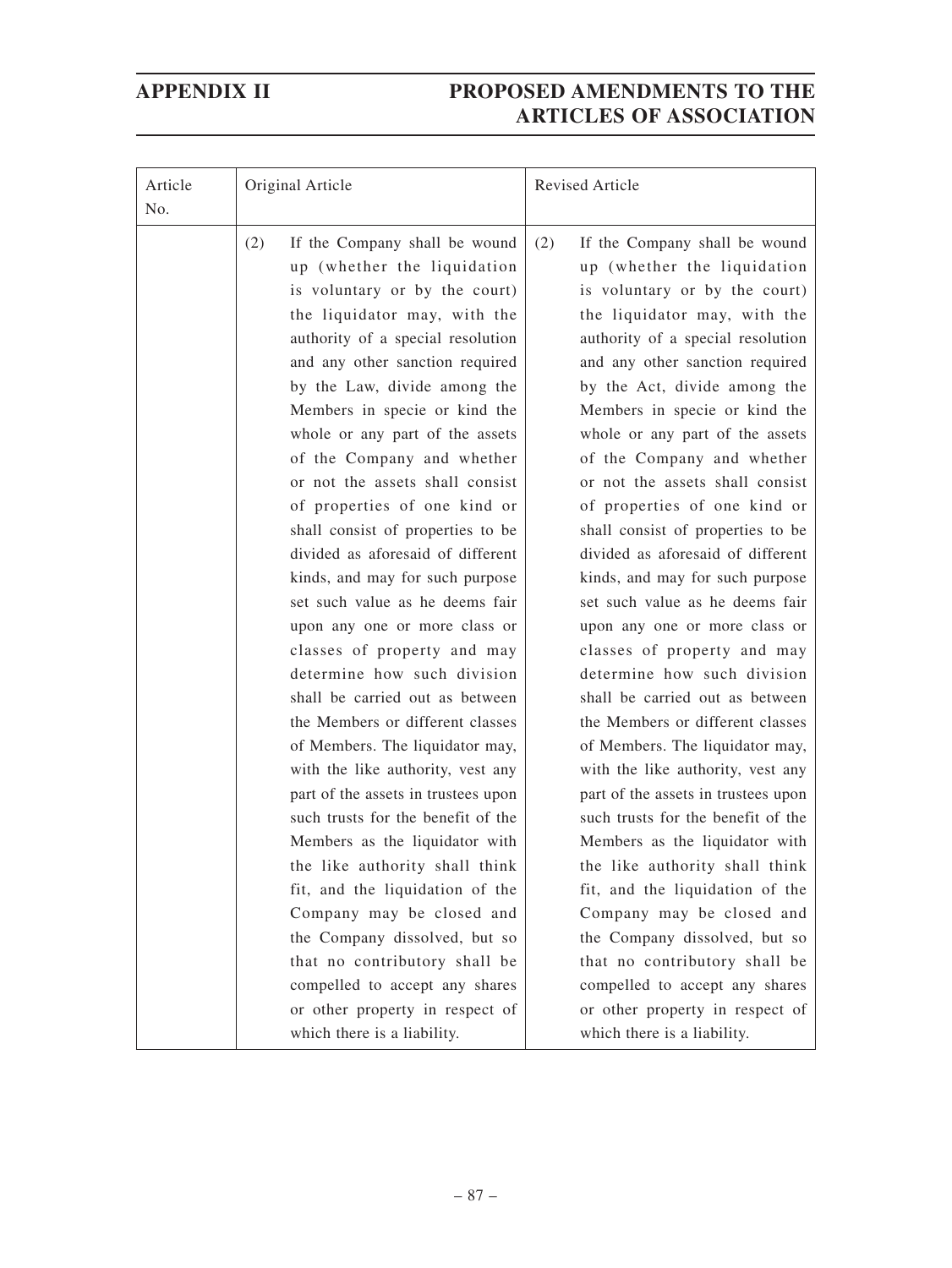| Article No. | Original Article | Revised Article |
|---|---|---|
| | (2) If the Company shall be wound up (whether the liquidation is voluntary or by the court) the liquidator may, with the authority of a special resolution and any other sanction required by the Law, divide among the Members in specie or kind the whole or any part of the assets of the Company and whether or not the assets shall consist of properties of one kind or shall consist of properties to be divided as aforesaid of different kinds, and may for such purpose set such value as he deems fair upon any one or more class or classes of property and may determine how such division shall be carried out as between the Members or different classes of Members. The liquidator may, with the like authority, vest any part of the assets in trustees upon such trusts for the benefit of the Members as the liquidator with the like authority shall think fit, and the liquidation of the Company may be closed and the Company dissolved, but so that no contributory shall be compelled to accept any shares or other property in respect of which there is a liability. | (2) If the Company shall be wound up (whether the liquidation is voluntary or by the court) the liquidator may, with the authority of a special resolution and any other sanction required by the Act, divide among the Members in specie or kind the whole or any part of the assets of the Company and whether or not the assets shall consist of properties of one kind or shall consist of properties to be divided as aforesaid of different kinds, and may for such purpose set such value as he deems fair upon any one or more class or classes of property and may determine how such division shall be carried out as between the Members or different classes of Members. The liquidator may, with the like authority, vest any part of the assets in trustees upon such trusts for the benefit of the Members as the liquidator with the like authority shall think fit, and the liquidation of the Company may be closed and the Company dissolved, but so that no contributory shall be compelled to accept any shares or other property in respect of which there is a liability. |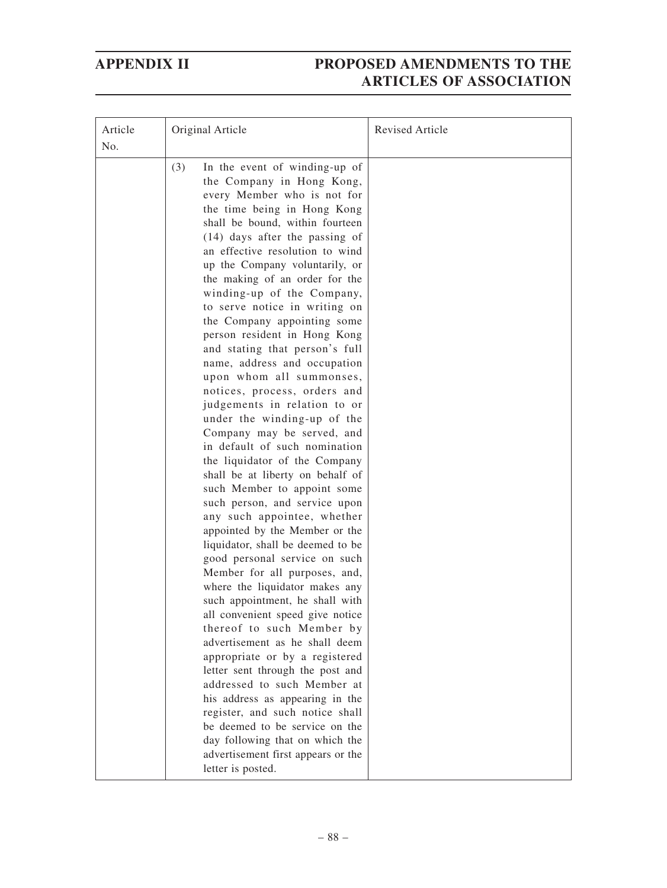| Article No. | Original Article | Revised Article |
|---|---|---|
| | (3) In the event of winding-up of the Company in Hong Kong, every Member who is not for the time being in Hong Kong shall be bound, within fourteen (14) days after the passing of an effective resolution to wind up the Company voluntarily, or the making of an order for the winding-up of the Company, to serve notice in writing on the Company appointing some person resident in Hong Kong and stating that person's full name, address and occupation upon whom all summonses, notices, process, orders and judgements in relation to or under the winding-up of the Company may be served, and in default of such nomination the liquidator of the Company shall be at liberty on behalf of such Member to appoint some such person, and service upon any such appointee, whether appointed by the Member or the liquidator, shall be deemed to be good personal service on such Member for all purposes, and, where the liquidator makes any such appointment, he shall with all convenient speed give notice thereof to such Member by advertisement as he shall deem appropriate or by a registered letter sent through the post and addressed to such Member at his address as appearing in the register, and such notice shall be deemed to be service on the day following that on which the advertisement first appears or the letter is posted. | |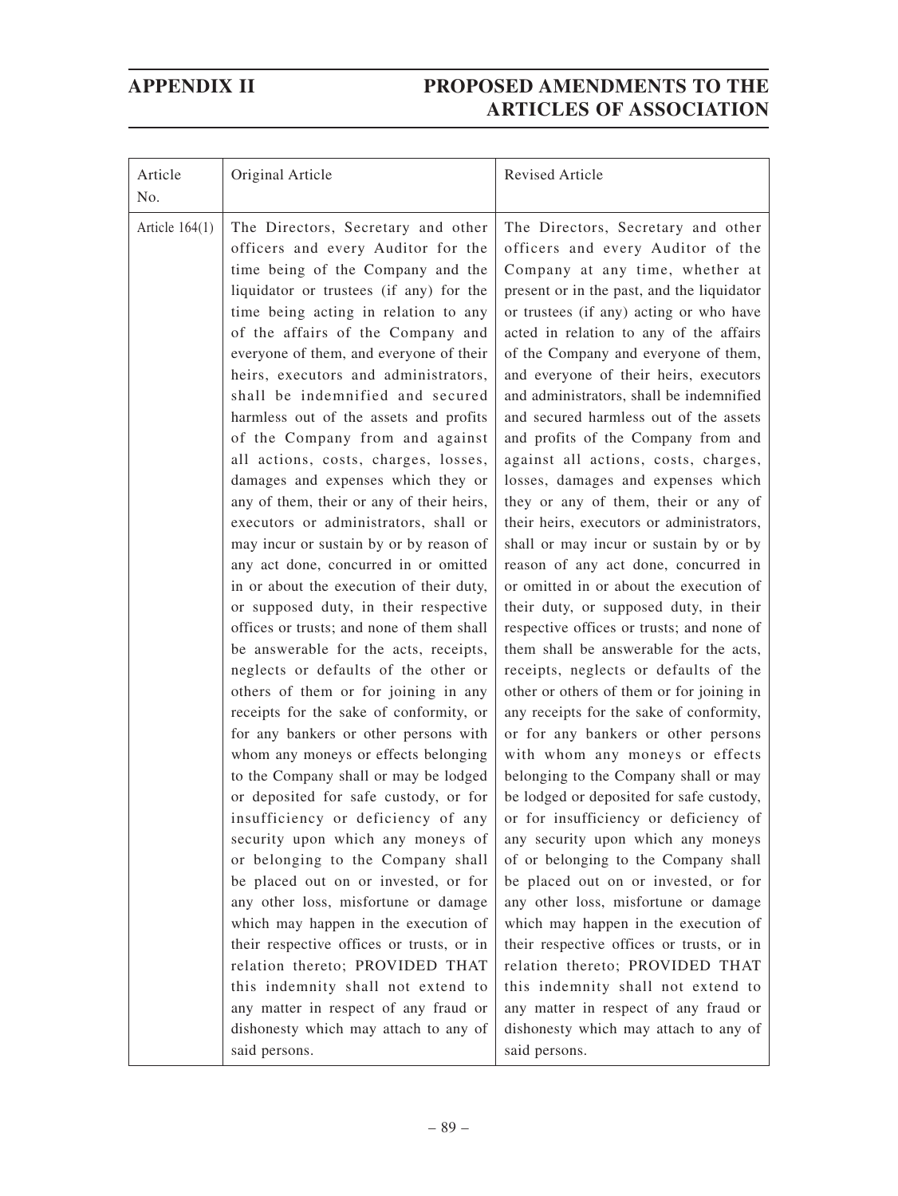| Article No. | Original Article | Revised Article |
|---|---|---|
| Article 164(1) | The Directors, Secretary and other officers and every Auditor for the time being of the Company and the liquidator or trustees (if any) for the time being acting in relation to any of the affairs of the Company and everyone of them, and everyone of their heirs, executors and administrators, shall be indemnified and secured harmless out of the assets and profits of the Company from and against all actions, costs, charges, losses, damages and expenses which they or any of them, their or any of their heirs, executors or administrators, shall or may incur or sustain by or by reason of any act done, concurred in or omitted in or about the execution of their duty, or supposed duty, in their respective offices or trusts; and none of them shall be answerable for the acts, receipts, neglects or defaults of the other or others of them or for joining in any receipts for the sake of conformity, or for any bankers or other persons with whom any moneys or effects belonging to the Company shall or may be lodged or deposited for safe custody, or for insufficiency or deficiency of any security upon which any moneys of or belonging to the Company shall be placed out on or invested, or for any other loss, misfortune or damage which may happen in the execution of their respective offices or trusts, or in relation thereto; PROVIDED THAT this indemnity shall not extend to any matter in respect of any fraud or dishonesty which may attach to any of said persons. | The Directors, Secretary and other officers and every Auditor of the Company at any time, whether at present or in the past, and the liquidator or trustees (if any) acting or who have acted in relation to any of the affairs of the Company and everyone of them, and everyone of their heirs, executors and administrators, shall be indemnified and secured harmless out of the assets and profits of the Company from and against all actions, costs, charges, losses, damages and expenses which they or any of them, their or any of their heirs, executors or administrators, shall or may incur or sustain by or by reason of any act done, concurred in or omitted in or about the execution of their duty, or supposed duty, in their respective offices or trusts; and none of them shall be answerable for the acts, receipts, neglects or defaults of the other or others of them or for joining in any receipts for the sake of conformity, or for any bankers or other persons with whom any moneys or effects belonging to the Company shall or may be lodged or deposited for safe custody, or for insufficiency or deficiency of any security upon which any moneys of or belonging to the Company shall be placed out on or invested, or for any other loss, misfortune or damage which may happen in the execution of their respective offices or trusts, or in relation thereto; PROVIDED THAT this indemnity shall not extend to any matter in respect of any fraud or dishonesty which may attach to any of said persons. |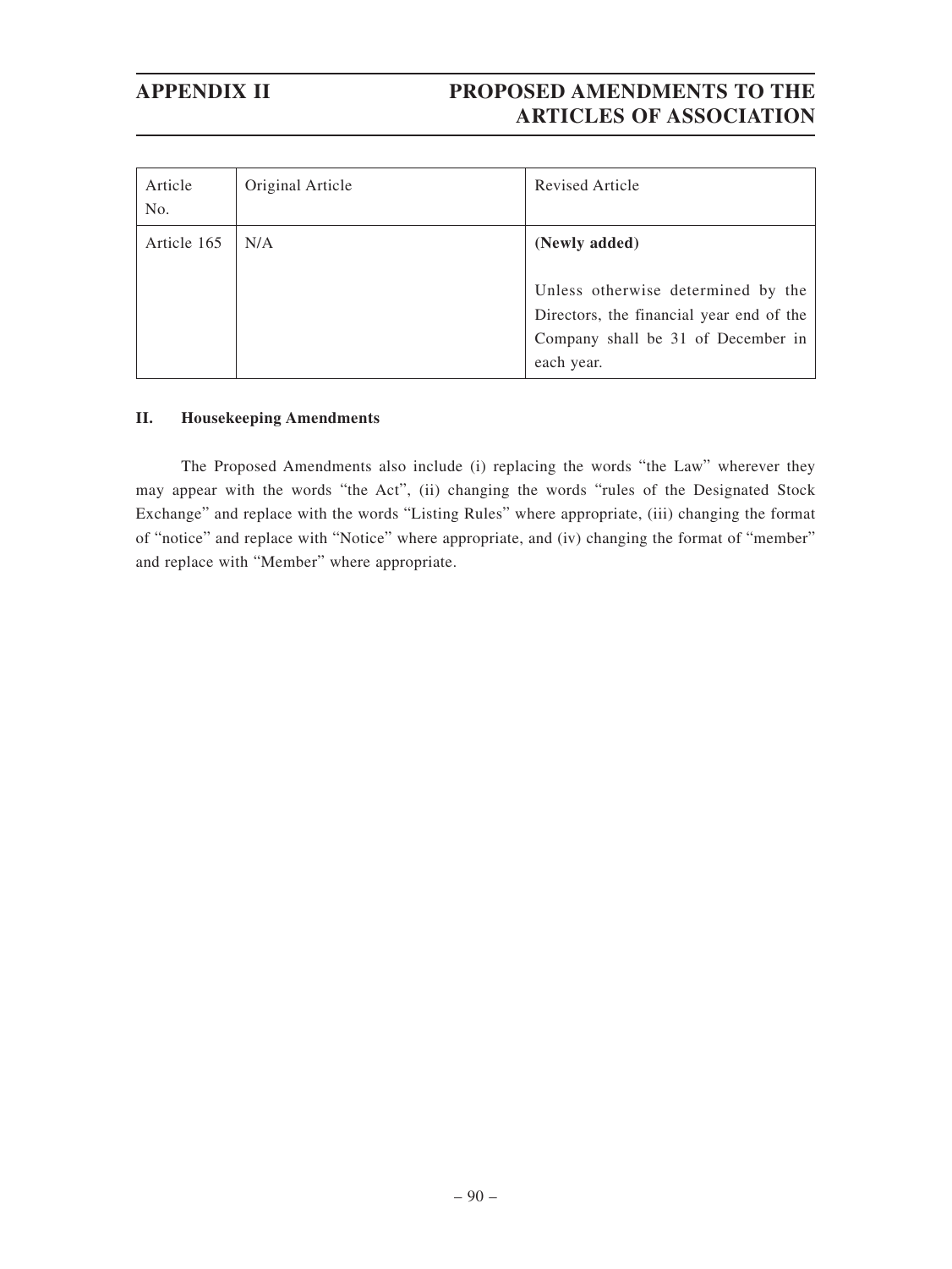| Article No. | Original Article | Revised Article |
|---|---|---|
| Article 165 | N/A | **(Newly added)**<br><br>Unless otherwise determined by the Directors, the financial year end of the Company shall be 31 of December in each year. |

**II. Housekeeping Amendments**

The Proposed Amendments also include (i) replacing the words "the Law" wherever they may appear with the words "the Act", (ii) changing the words "rules of the Designated Stock Exchange" and replace with the words "Listing Rules" where appropriate, (iii) changing the format of "notice" and replace with "Notice" where appropriate, and (iv) changing the format of "member" and replace with "Member" where appropriate.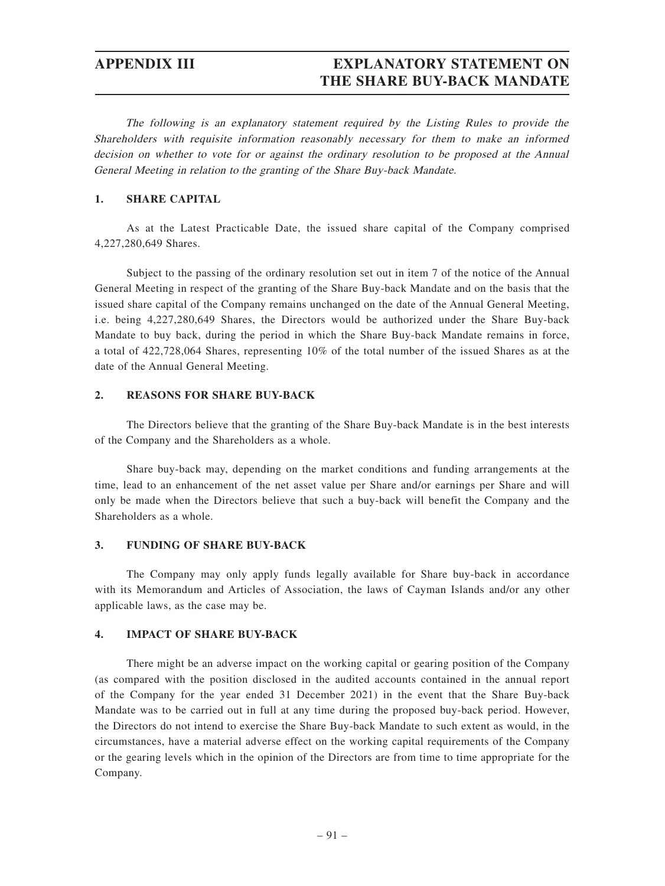# APPENDIX III EXPLANATORY STATEMENT ON THE SHARE BUY-BACK MANDATE

*The following is an explanatory statement required by the Listing Rules to provide the Shareholders with requisite information reasonably necessary for them to make an informed decision on whether to vote for or against the ordinary resolution to be proposed at the Annual General Meeting in relation to the granting of the Share Buy-back Mandate.*

## 1. SHARE CAPITAL

As at the Latest Practicable Date, the issued share capital of the Company comprised 4,227,280,649 Shares.

Subject to the passing of the ordinary resolution set out in item 7 of the notice of the Annual General Meeting in respect of the granting of the Share Buy-back Mandate and on the basis that the issued share capital of the Company remains unchanged on the date of the Annual General Meeting, i.e. being 4,227,280,649 Shares, the Directors would be authorized under the Share Buy-back Mandate to buy back, during the period in which the Share Buy-back Mandate remains in force, a total of 422,728,064 Shares, representing 10% of the total number of the issued Shares as at the date of the Annual General Meeting.

## 2. REASONS FOR SHARE BUY-BACK

The Directors believe that the granting of the Share Buy-back Mandate is in the best interests of the Company and the Shareholders as a whole.

Share buy-back may, depending on the market conditions and funding arrangements at the time, lead to an enhancement of the net asset value per Share and/or earnings per Share and will only be made when the Directors believe that such a buy-back will benefit the Company and the Shareholders as a whole.

## 3. FUNDING OF SHARE BUY-BACK

The Company may only apply funds legally available for Share buy-back in accordance with its Memorandum and Articles of Association, the laws of Cayman Islands and/or any other applicable laws, as the case may be.

## 4. IMPACT OF SHARE BUY-BACK

There might be an adverse impact on the working capital or gearing position of the Company (as compared with the position disclosed in the audited accounts contained in the annual report of the Company for the year ended 31 December 2021) in the event that the Share Buy-back Mandate was to be carried out in full at any time during the proposed buy-back period. However, the Directors do not intend to exercise the Share Buy-back Mandate to such extent as would, in the circumstances, have a material adverse effect on the working capital requirements of the Company or the gearing levels which in the opinion of the Directors are from time to time appropriate for the Company.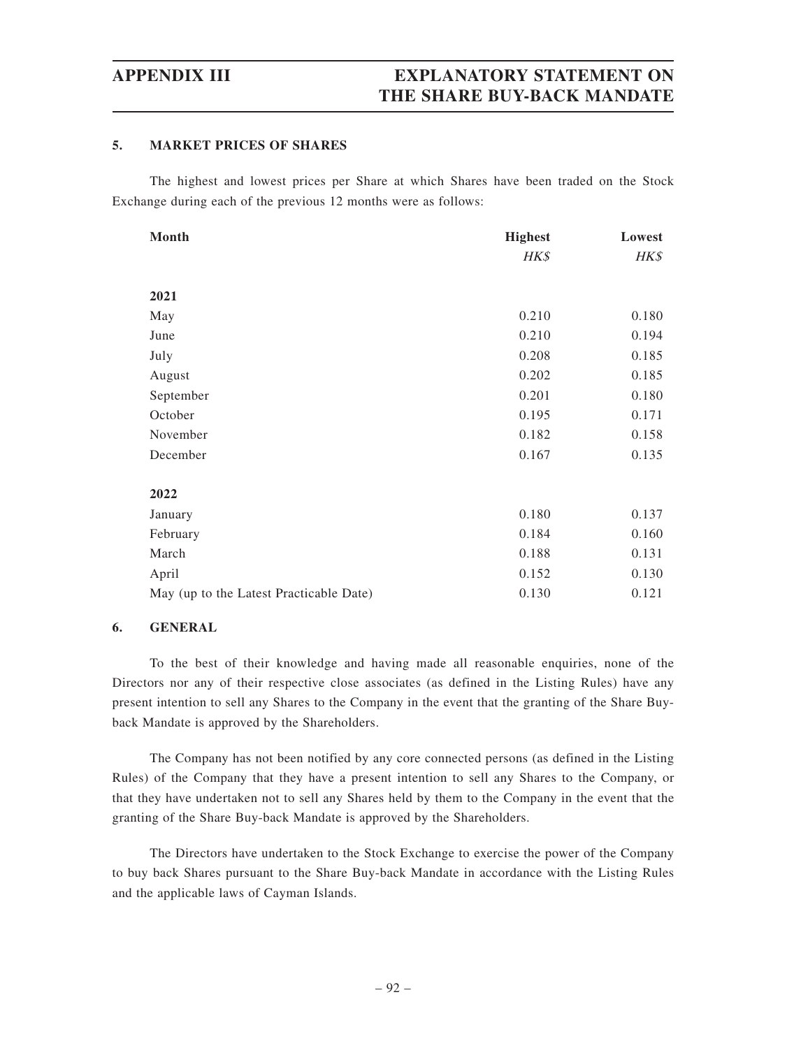## 5. MARKET PRICES OF SHARES

The highest and lowest prices per Share at which Shares have been traded on the Stock Exchange during each of the previous 12 months were as follows:

| Month | Highest | Lowest |
|---|---|---|
| | *HK$* | *HK$* |
| **2021** | | |
| May | 0.210 | 0.180 |
| June | 0.210 | 0.194 |
| July | 0.208 | 0.185 |
| August | 0.202 | 0.185 |
| September | 0.201 | 0.180 |
| October | 0.195 | 0.171 |
| November | 0.182 | 0.158 |
| December | 0.167 | 0.135 |
| **2022** | | |
| January | 0.180 | 0.137 |
| February | 0.184 | 0.160 |
| March | 0.188 | 0.131 |
| April | 0.152 | 0.130 |
| May (up to the Latest Practicable Date) | 0.130 | 0.121 |

## 6. GENERAL

To the best of their knowledge and having made all reasonable enquiries, none of the Directors nor any of their respective close associates (as defined in the Listing Rules) have any present intention to sell any Shares to the Company in the event that the granting of the Share Buy-back Mandate is approved by the Shareholders.

The Company has not been notified by any core connected persons (as defined in the Listing Rules) of the Company that they have a present intention to sell any Shares to the Company, or that they have undertaken not to sell any Shares held by them to the Company in the event that the granting of the Share Buy-back Mandate is approved by the Shareholders.

The Directors have undertaken to the Stock Exchange to exercise the power of the Company to buy back Shares pursuant to the Share Buy-back Mandate in accordance with the Listing Rules and the applicable laws of Cayman Islands.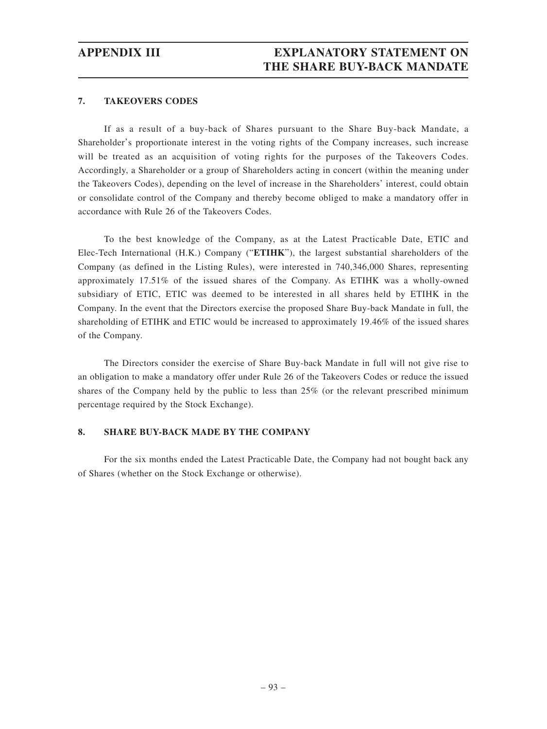## 7. TAKEOVERS CODES

If as a result of a buy-back of Shares pursuant to the Share Buy-back Mandate, a Shareholder's proportionate interest in the voting rights of the Company increases, such increase will be treated as an acquisition of voting rights for the purposes of the Takeovers Codes. Accordingly, a Shareholder or a group of Shareholders acting in concert (within the meaning under the Takeovers Codes), depending on the level of increase in the Shareholders' interest, could obtain or consolidate control of the Company and thereby become obliged to make a mandatory offer in accordance with Rule 26 of the Takeovers Codes.

To the best knowledge of the Company, as at the Latest Practicable Date, ETIC and Elec-Tech International (H.K.) Company ("**ETIHK**"), the largest substantial shareholders of the Company (as defined in the Listing Rules), were interested in 740,346,000 Shares, representing approximately 17.51% of the issued shares of the Company. As ETIHK was a wholly-owned subsidiary of ETIC, ETIC was deemed to be interested in all shares held by ETIHK in the Company. In the event that the Directors exercise the proposed Share Buy-back Mandate in full, the shareholding of ETIHK and ETIC would be increased to approximately 19.46% of the issued shares of the Company.

The Directors consider the exercise of Share Buy-back Mandate in full will not give rise to an obligation to make a mandatory offer under Rule 26 of the Takeovers Codes or reduce the issued shares of the Company held by the public to less than 25% (or the relevant prescribed minimum percentage required by the Stock Exchange).

## 8. SHARE BUY-BACK MADE BY THE COMPANY

For the six months ended the Latest Practicable Date, the Company had not bought back any of Shares (whether on the Stock Exchange or otherwise).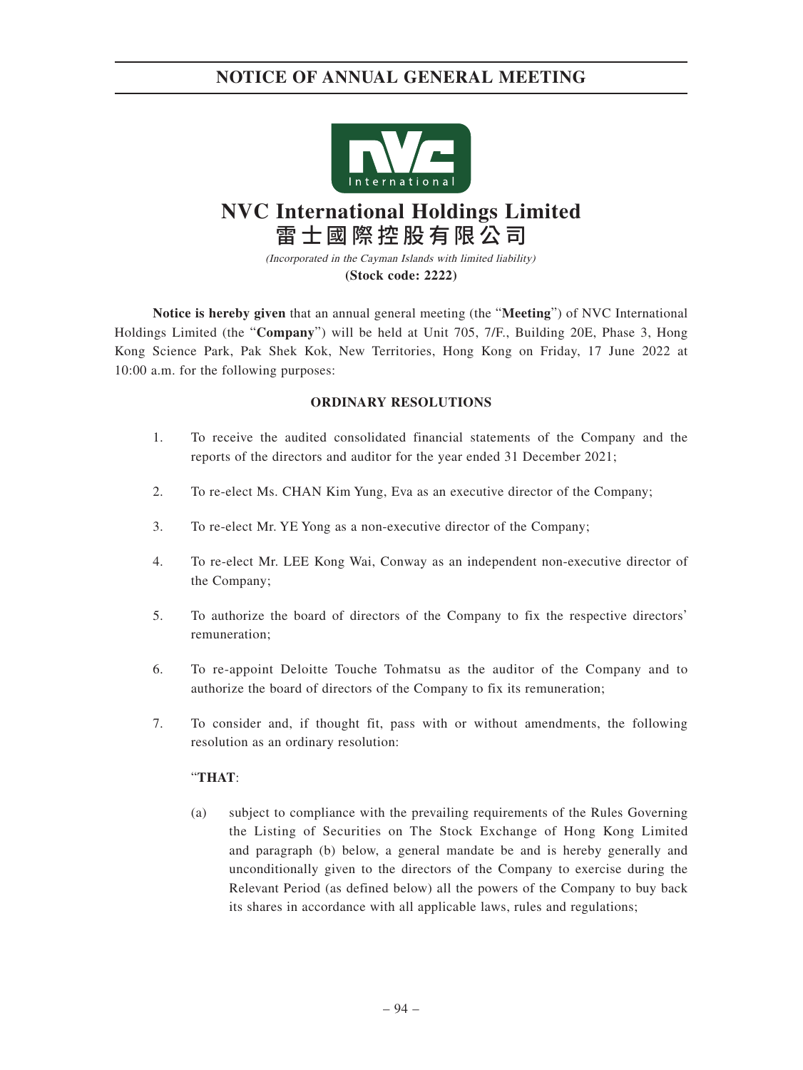# NOTICE OF ANNUAL GENERAL MEETING

## NVC International Holdings Limited
## 雷士國際控股有限公司

*(Incorporated in the Cayman Islands with limited liability)*

**(Stock code: 2222)**

**Notice is hereby given** that an annual general meeting (the "**Meeting**") of NVC International Holdings Limited (the "**Company**") will be held at Unit 705, 7/F., Building 20E, Phase 3, Hong Kong Science Park, Pak Shek Kok, New Territories, Hong Kong on Friday, 17 June 2022 at 10:00 a.m. for the following purposes:

### ORDINARY RESOLUTIONS

1. To receive the audited consolidated financial statements of the Company and the reports of the directors and auditor for the year ended 31 December 2021;

2. To re-elect Ms. CHAN Kim Yung, Eva as an executive director of the Company;

3. To re-elect Mr. YE Yong as a non-executive director of the Company;

4. To re-elect Mr. LEE Kong Wai, Conway as an independent non-executive director of the Company;

5. To authorize the board of directors of the Company to fix the respective directors' remuneration;

6. To re-appoint Deloitte Touche Tohmatsu as the auditor of the Company and to authorize the board of directors of the Company to fix its remuneration;

7. To consider and, if thought fit, pass with or without amendments, the following resolution as an ordinary resolution:

   "**THAT**:

   (a) subject to compliance with the prevailing requirements of the Rules Governing the Listing of Securities on The Stock Exchange of Hong Kong Limited and paragraph (b) below, a general mandate be and is hereby generally and unconditionally given to the directors of the Company to exercise during the Relevant Period (as defined below) all the powers of the Company to buy back its shares in accordance with all applicable laws, rules and regulations;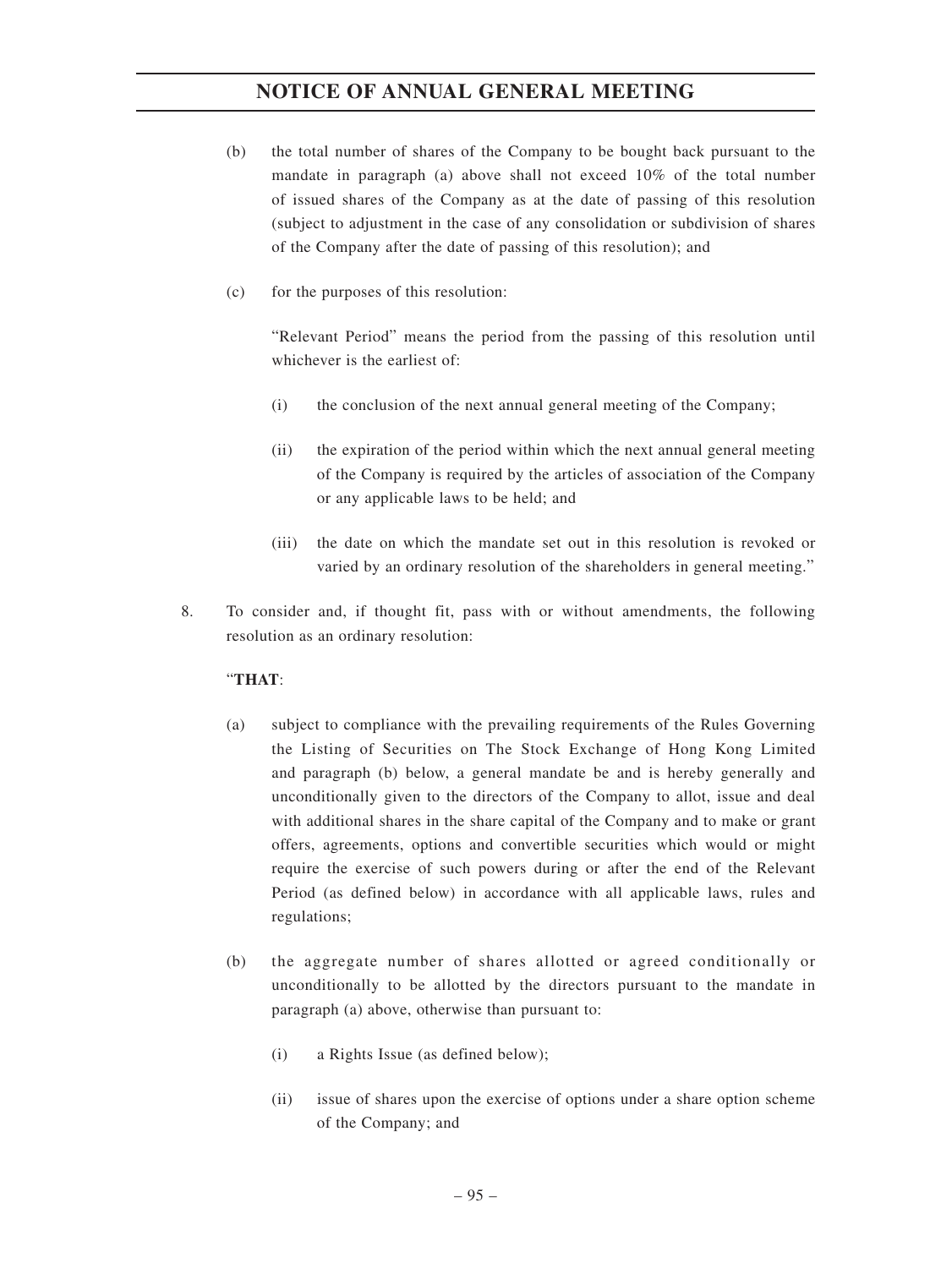(b) the total number of shares of the Company to be bought back pursuant to the mandate in paragraph (a) above shall not exceed 10% of the total number of issued shares of the Company as at the date of passing of this resolution (subject to adjustment in the case of any consolidation or subdivision of shares of the Company after the date of passing of this resolution); and

(c) for the purposes of this resolution:

"Relevant Period" means the period from the passing of this resolution until whichever is the earliest of:

(i) the conclusion of the next annual general meeting of the Company;

(ii) the expiration of the period within which the next annual general meeting of the Company is required by the articles of association of the Company or any applicable laws to be held; and

(iii) the date on which the mandate set out in this resolution is revoked or varied by an ordinary resolution of the shareholders in general meeting."

8. To consider and, if thought fit, pass with or without amendments, the following resolution as an ordinary resolution:

"**THAT**:

(a) subject to compliance with the prevailing requirements of the Rules Governing the Listing of Securities on The Stock Exchange of Hong Kong Limited and paragraph (b) below, a general mandate be and is hereby generally and unconditionally given to the directors of the Company to allot, issue and deal with additional shares in the share capital of the Company and to make or grant offers, agreements, options and convertible securities which would or might require the exercise of such powers during or after the end of the Relevant Period (as defined below) in accordance with all applicable laws, rules and regulations;

(b) the aggregate number of shares allotted or agreed conditionally or unconditionally to be allotted by the directors pursuant to the mandate in paragraph (a) above, otherwise than pursuant to:

(i) a Rights Issue (as defined below);

(ii) issue of shares upon the exercise of options under a share option scheme of the Company; and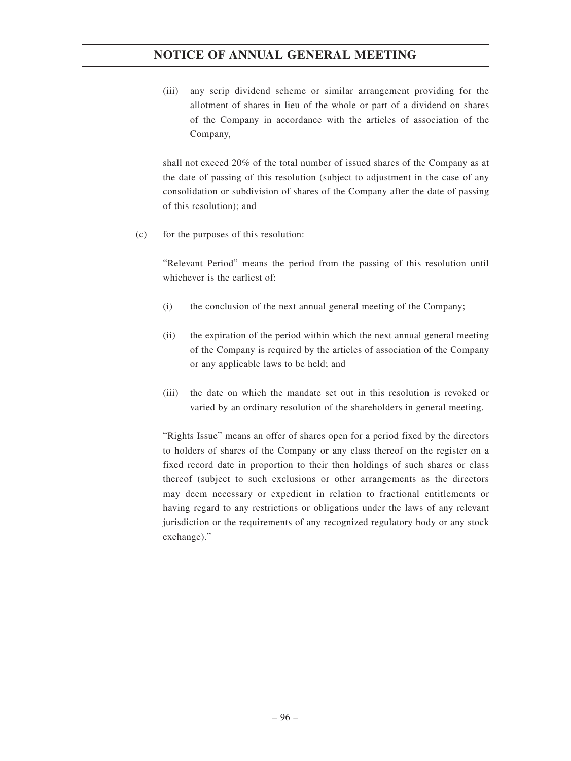(iii) any scrip dividend scheme or similar arrangement providing for the allotment of shares in lieu of the whole or part of a dividend on shares of the Company in accordance with the articles of association of the Company,

shall not exceed 20% of the total number of issued shares of the Company as at the date of passing of this resolution (subject to adjustment in the case of any consolidation or subdivision of shares of the Company after the date of passing of this resolution); and

(c) for the purposes of this resolution:

"Relevant Period" means the period from the passing of this resolution until whichever is the earliest of:

(i) the conclusion of the next annual general meeting of the Company;

(ii) the expiration of the period within which the next annual general meeting of the Company is required by the articles of association of the Company or any applicable laws to be held; and

(iii) the date on which the mandate set out in this resolution is revoked or varied by an ordinary resolution of the shareholders in general meeting.

"Rights Issue" means an offer of shares open for a period fixed by the directors to holders of shares of the Company or any class thereof on the register on a fixed record date in proportion to their then holdings of such shares or class thereof (subject to such exclusions or other arrangements as the directors may deem necessary or expedient in relation to fractional entitlements or having regard to any restrictions or obligations under the laws of any relevant jurisdiction or the requirements of any recognized regulatory body or any stock exchange)."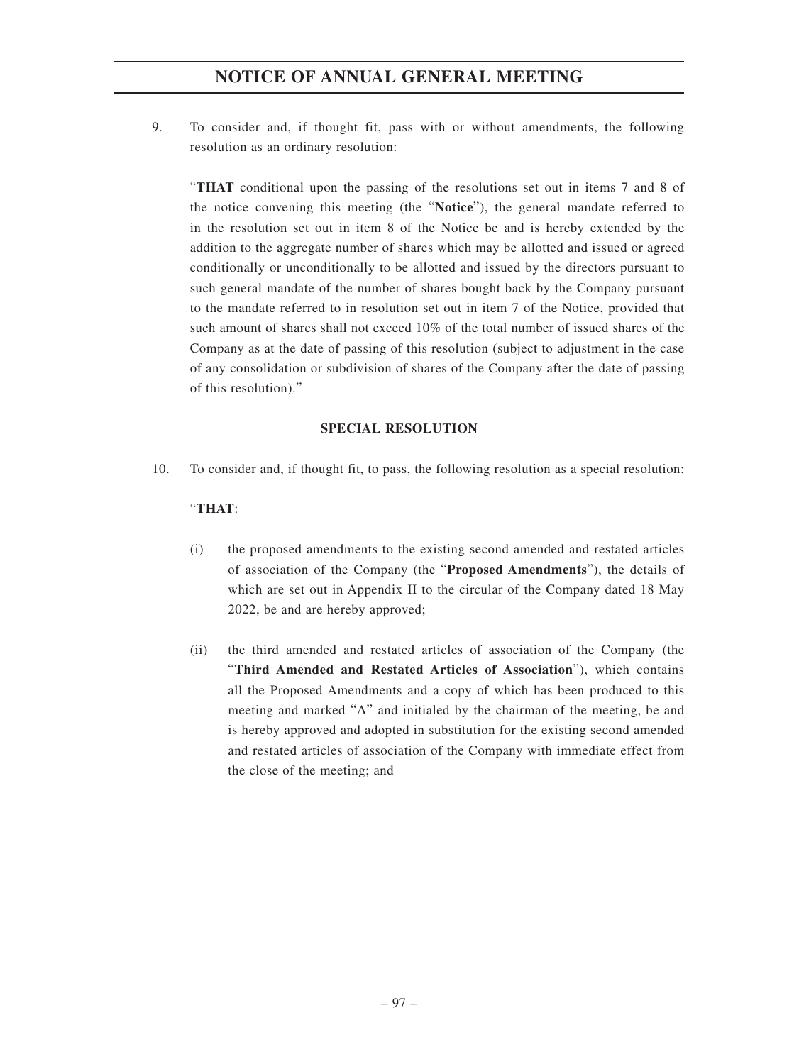9. To consider and, if thought fit, pass with or without amendments, the following resolution as an ordinary resolution:

"**THAT** conditional upon the passing of the resolutions set out in items 7 and 8 of the notice convening this meeting (the "**Notice**"), the general mandate referred to in the resolution set out in item 8 of the Notice be and is hereby extended by the addition to the aggregate number of shares which may be allotted and issued or agreed conditionally or unconditionally to be allotted and issued by the directors pursuant to such general mandate of the number of shares bought back by the Company pursuant to the mandate referred to in resolution set out in item 7 of the Notice, provided that such amount of shares shall not exceed 10% of the total number of issued shares of the Company as at the date of passing of this resolution (subject to adjustment in the case of any consolidation or subdivision of shares of the Company after the date of passing of this resolution)."

**SPECIAL RESOLUTION**

10. To consider and, if thought fit, to pass, the following resolution as a special resolution:

"**THAT**:

(i) the proposed amendments to the existing second amended and restated articles of association of the Company (the "**Proposed Amendments**"), the details of which are set out in Appendix II to the circular of the Company dated 18 May 2022, be and are hereby approved;

(ii) the third amended and restated articles of association of the Company (the "**Third Amended and Restated Articles of Association**"), which contains all the Proposed Amendments and a copy of which has been produced to this meeting and marked "A" and initialed by the chairman of the meeting, be and is hereby approved and adopted in substitution for the existing second amended and restated articles of association of the Company with immediate effect from the close of the meeting; and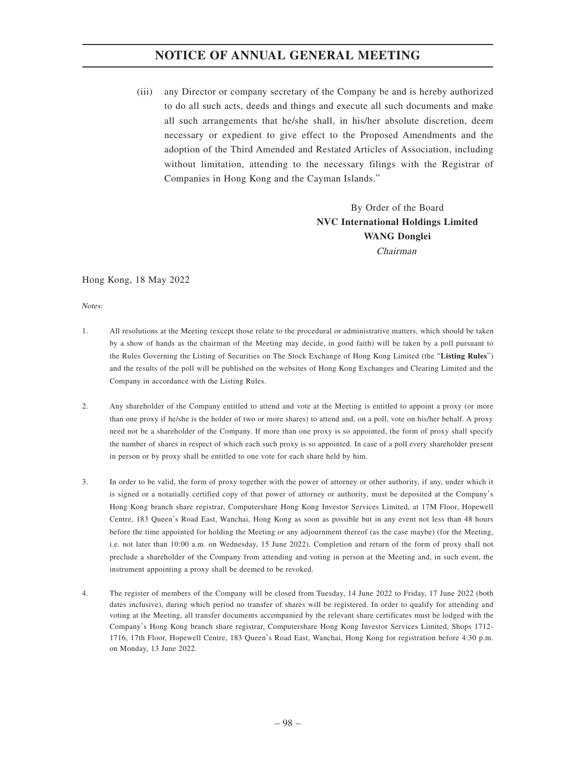# NOTICE OF ANNUAL GENERAL MEETING

(iii) any Director or company secretary of the Company be and is hereby authorized to do all such acts, deeds and things and execute all such documents and make all such arrangements that he/she shall, in his/her absolute discretion, deem necessary or expedient to give effect to the Proposed Amendments and the adoption of the Third Amended and Restated Articles of Association, including without limitation, attending to the necessary filings with the Registrar of Companies in Hong Kong and the Cayman Islands."

By Order of the Board
**NVC International Holdings Limited**
**WANG Donglei**
*Chairman*

Hong Kong, 18 May 2022

*Notes:*

1. All resolutions at the Meeting (except those relate to the procedural or administrative matters, which should be taken by a show of hands as the chairman of the Meeting may decide, in good faith) will be taken by a poll pursuant to the Rules Governing the Listing of Securities on The Stock Exchange of Hong Kong Limited (the "**Listing Rules**") and the results of the poll will be published on the websites of Hong Kong Exchanges and Clearing Limited and the Company in accordance with the Listing Rules.

2. Any shareholder of the Company entitled to attend and vote at the Meeting is entitled to appoint a proxy (or more than one proxy if he/she is the holder of two or more shares) to attend and, on a poll, vote on his/her behalf. A proxy need not be a shareholder of the Company. If more than one proxy is so appointed, the form of proxy shall specify the number of shares in respect of which each such proxy is so appointed. In case of a poll every shareholder present in person or by proxy shall be entitled to one vote for each share held by him.

3. In order to be valid, the form of proxy together with the power of attorney or other authority, if any, under which it is signed or a notarially certified copy of that power of attorney or authority, must be deposited at the Company's Hong Kong branch share registrar, Computershare Hong Kong Investor Services Limited, at 17M Floor, Hopewell Centre, 183 Queen's Road East, Wanchai, Hong Kong as soon as possible but in any event not less than 48 hours before the time appointed for holding the Meeting or any adjournment thereof (as the case maybe) (for the Meeting, i.e. not later than 10:00 a.m. on Wednesday, 15 June 2022). Completion and return of the form of proxy shall not preclude a shareholder of the Company from attending and voting in person at the Meeting and, in such event, the instrument appointing a proxy shall be deemed to be revoked.

4. The register of members of the Company will be closed from Tuesday, 14 June 2022 to Friday, 17 June 2022 (both dates inclusive), during which period no transfer of shares will be registered. In order to qualify for attending and voting at the Meeting, all transfer documents accompanied by the relevant share certificates must be lodged with the Company's Hong Kong branch share registrar, Computershare Hong Kong Investor Services Limited, Shops 1712-1716, 17th Floor, Hopewell Centre, 183 Queen's Road East, Wanchai, Hong Kong for registration before 4:30 p.m. on Monday, 13 June 2022.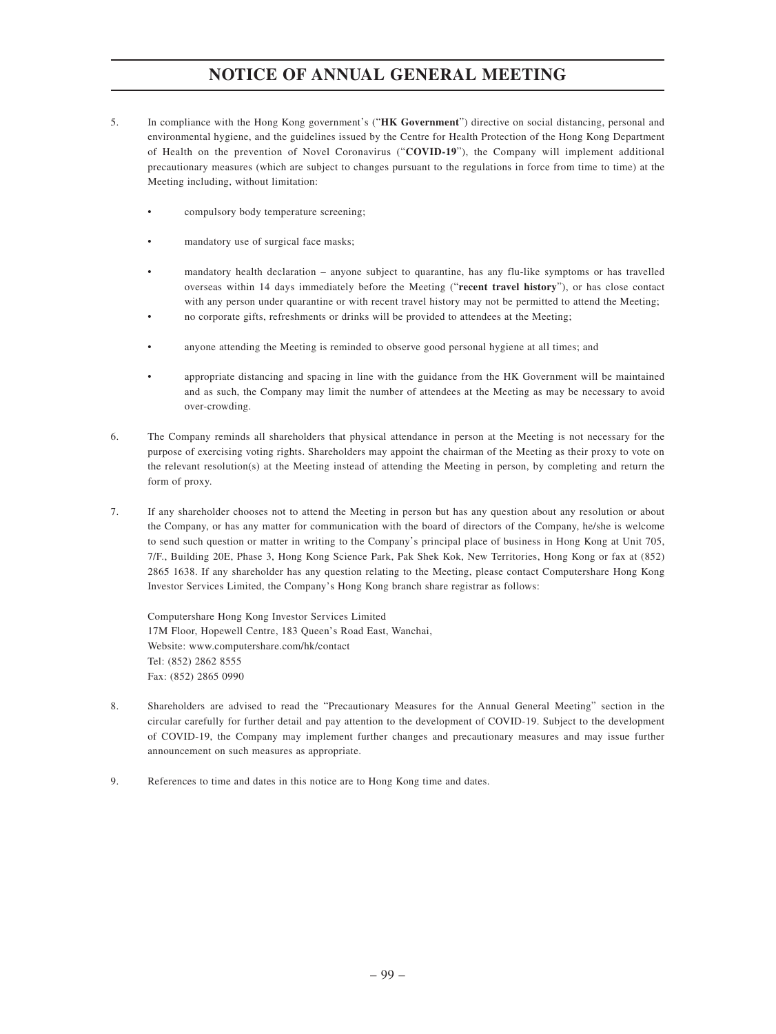# NOTICE OF ANNUAL GENERAL MEETING

5. In compliance with the Hong Kong government's ("**HK Government**") directive on social distancing, personal and environmental hygiene, and the guidelines issued by the Centre for Health Protection of the Hong Kong Department of Health on the prevention of Novel Coronavirus ("**COVID-19**"), the Company will implement additional precautionary measures (which are subject to changes pursuant to the regulations in force from time to time) at the Meeting including, without limitation:

   - compulsory body temperature screening;
   - mandatory use of surgical face masks;
   - mandatory health declaration – anyone subject to quarantine, has any flu-like symptoms or has travelled overseas within 14 days immediately before the Meeting ("**recent travel history**"), or has close contact with any person under quarantine or with recent travel history may not be permitted to attend the Meeting;
   - no corporate gifts, refreshments or drinks will be provided to attendees at the Meeting;
   - anyone attending the Meeting is reminded to observe good personal hygiene at all times; and
   - appropriate distancing and spacing in line with the guidance from the HK Government will be maintained and as such, the Company may limit the number of attendees at the Meeting as may be necessary to avoid over-crowding.

6. The Company reminds all shareholders that physical attendance in person at the Meeting is not necessary for the purpose of exercising voting rights. Shareholders may appoint the chairman of the Meeting as their proxy to vote on the relevant resolution(s) at the Meeting instead of attending the Meeting in person, by completing and return the form of proxy.

7. If any shareholder chooses not to attend the Meeting in person but has any question about any resolution or about the Company, or has any matter for communication with the board of directors of the Company, he/she is welcome to send such question or matter in writing to the Company's principal place of business in Hong Kong at Unit 705, 7/F., Building 20E, Phase 3, Hong Kong Science Park, Pak Shek Kok, New Territories, Hong Kong or fax at (852) 2865 1638. If any shareholder has any question relating to the Meeting, please contact Computershare Hong Kong Investor Services Limited, the Company's Hong Kong branch share registrar as follows:

   Computershare Hong Kong Investor Services Limited
   17M Floor, Hopewell Centre, 183 Queen's Road East, Wanchai,
   Website: www.computershare.com/hk/contact
   Tel: (852) 2862 8555
   Fax: (852) 2865 0990

8. Shareholders are advised to read the "Precautionary Measures for the Annual General Meeting" section in the circular carefully for further detail and pay attention to the development of COVID-19. Subject to the development of COVID-19, the Company may implement further changes and precautionary measures and may issue further announcement on such measures as appropriate.

9. References to time and dates in this notice are to Hong Kong time and dates.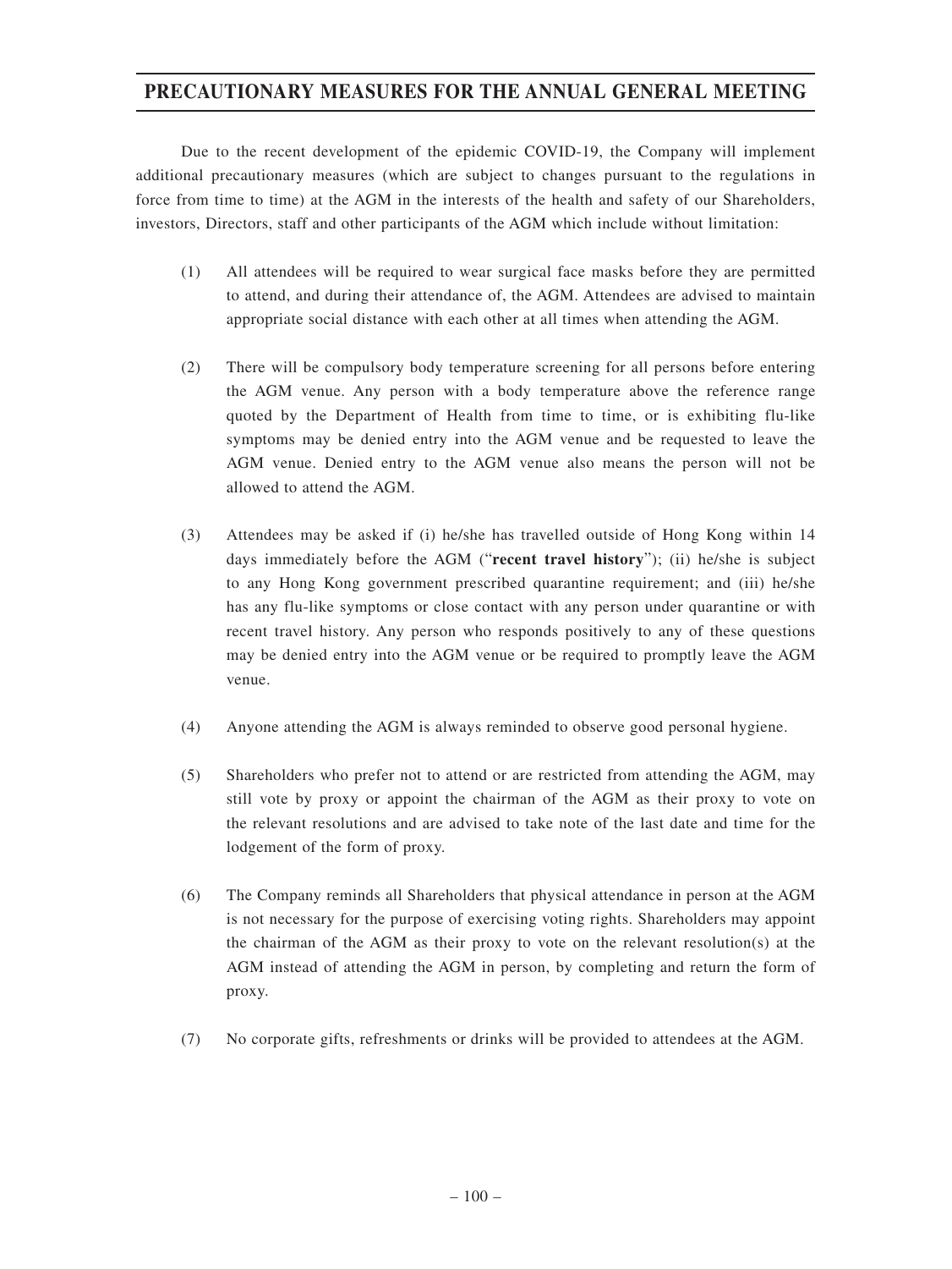# PRECAUTIONARY MEASURES FOR THE ANNUAL GENERAL MEETING

Due to the recent development of the epidemic COVID-19, the Company will implement additional precautionary measures (which are subject to changes pursuant to the regulations in force from time to time) at the AGM in the interests of the health and safety of our Shareholders, investors, Directors, staff and other participants of the AGM which include without limitation:

(1) All attendees will be required to wear surgical face masks before they are permitted to attend, and during their attendance of, the AGM. Attendees are advised to maintain appropriate social distance with each other at all times when attending the AGM.

(2) There will be compulsory body temperature screening for all persons before entering the AGM venue. Any person with a body temperature above the reference range quoted by the Department of Health from time to time, or is exhibiting flu-like symptoms may be denied entry into the AGM venue and be requested to leave the AGM venue. Denied entry to the AGM venue also means the person will not be allowed to attend the AGM.

(3) Attendees may be asked if (i) he/she has travelled outside of Hong Kong within 14 days immediately before the AGM ("**recent travel history**"); (ii) he/she is subject to any Hong Kong government prescribed quarantine requirement; and (iii) he/she has any flu-like symptoms or close contact with any person under quarantine or with recent travel history. Any person who responds positively to any of these questions may be denied entry into the AGM venue or be required to promptly leave the AGM venue.

(4) Anyone attending the AGM is always reminded to observe good personal hygiene.

(5) Shareholders who prefer not to attend or are restricted from attending the AGM, may still vote by proxy or appoint the chairman of the AGM as their proxy to vote on the relevant resolutions and are advised to take note of the last date and time for the lodgement of the form of proxy.

(6) The Company reminds all Shareholders that physical attendance in person at the AGM is not necessary for the purpose of exercising voting rights. Shareholders may appoint the chairman of the AGM as their proxy to vote on the relevant resolution(s) at the AGM instead of attending the AGM in person, by completing and return the form of proxy.

(7) No corporate gifts, refreshments or drinks will be provided to attendees at the AGM.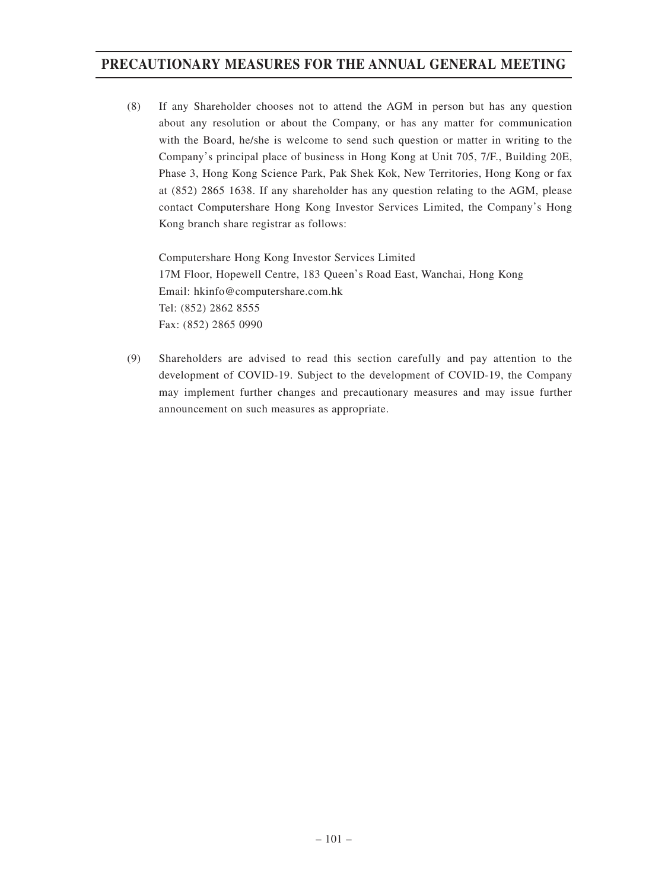# PRECAUTIONARY MEASURES FOR THE ANNUAL GENERAL MEETING

(8) If any Shareholder chooses not to attend the AGM in person but has any question about any resolution or about the Company, or has any matter for communication with the Board, he/she is welcome to send such question or matter in writing to the Company's principal place of business in Hong Kong at Unit 705, 7/F., Building 20E, Phase 3, Hong Kong Science Park, Pak Shek Kok, New Territories, Hong Kong or fax at (852) 2865 1638. If any shareholder has any question relating to the AGM, please contact Computershare Hong Kong Investor Services Limited, the Company's Hong Kong branch share registrar as follows:

Computershare Hong Kong Investor Services Limited
17M Floor, Hopewell Centre, 183 Queen's Road East, Wanchai, Hong Kong
Email: hkinfo@computershare.com.hk
Tel: (852) 2862 8555
Fax: (852) 2865 0990

(9) Shareholders are advised to read this section carefully and pay attention to the development of COVID-19. Subject to the development of COVID-19, the Company may implement further changes and precautionary measures and may issue further announcement on such measures as appropriate.